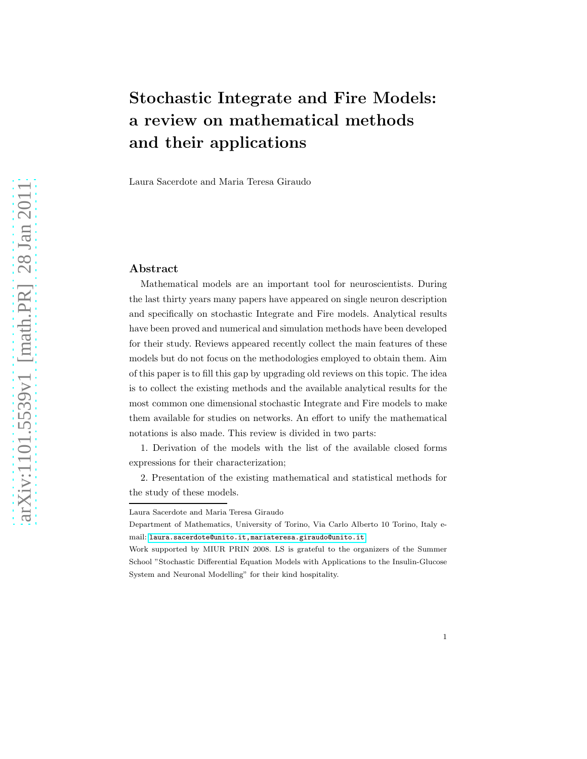# Stochastic Integrate and Fire Models: a review on mathematical methods and their applications

Laura Sacerdote and Maria Teresa Giraudo

## Abstract

Mathematical models are an important tool for neuroscientists. During the last thirty years many papers have appeared on single neuron description and specifically on stochastic Integrate and Fire models. Analytical results have been proved and numerical and simulation methods have been developed for their study. Reviews appeared recently collect the main features of these models but do not focus on the methodologies employed to obtain them. Aim of this paper is to fill this gap by upgrading old reviews on this topic. The idea is to collect the existing methods and the available analytical results for the most common one dimensional stochastic Integrate and Fire models to make them available for studies on networks. An effort to unify the mathematical notations is also made. This review is divided in two parts:

1. Derivation of the models with the list of the available closed forms expressions for their characterization;

2. Presentation of the existing mathematical and statistical methods for the study of these models.

---

Laura Sacerdote and Maria Teresa Giraudo

Department of Mathematics, University of Torino, Via Carlo Alberto 10 Torino, Italy e-mail: laura.sacerdote@unito.it,mariateresa.giraudo@unito.it

Work supported by MIUR PRIN 2008. LS is grateful to the organizers of the Summer School "Stochastic Differential Equation Models with Applications to the Insulin-Glucose System and Neuronal Modelling" for their kind hospitality.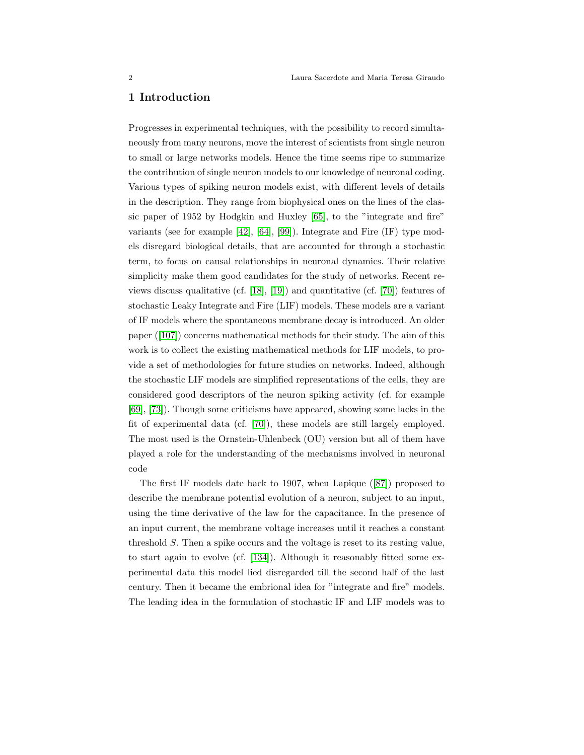# 1 Introduction

Progresses in experimental techniques, with the possibility to record simultaneously from many neurons, move the interest of scientists from single neuron to small or large networks models. Hence the time seems ripe to summarize the contribution of single neuron models to our knowledge of neuronal coding. Various types of spiking neuron models exist, with different levels of details in the description. They range from biophysical ones on the lines of the classic paper of 1952 by Hodgkin and Huxley [65], to the "integrate and fire" variants (see for example [42], [64], [99]). Integrate and Fire (IF) type models disregard biological details, that are accounted for through a stochastic term, to focus on causal relationships in neuronal dynamics. Their relative simplicity make them good candidates for the study of networks. Recent reviews discuss qualitative (cf. [18], [19]) and quantitative (cf. [70]) features of stochastic Leaky Integrate and Fire (LIF) models. These models are a variant of IF models where the spontaneous membrane decay is introduced. An older paper ([107]) concerns mathematical methods for their study. The aim of this work is to collect the existing mathematical methods for LIF models, to provide a set of methodologies for future studies on networks. Indeed, although the stochastic LIF models are simplified representations of the cells, they are considered good descriptors of the neuron spiking activity (cf. for example [69], [73]). Though some criticisms have appeared, showing some lacks in the fit of experimental data (cf. [70]), these models are still largely employed. The most used is the Ornstein-Uhlenbeck (OU) version but all of them have played a role for the understanding of the mechanisms involved in neuronal code

The first IF models date back to 1907, when Lapique ([87]) proposed to describe the membrane potential evolution of a neuron, subject to an input, using the time derivative of the law for the capacitance. In the presence of an input current, the membrane voltage increases until it reaches a constant threshold $S$. Then a spike occurs and the voltage is reset to its resting value, to start again to evolve (cf. [134]). Although it reasonably fitted some experimental data this model lied disregarded till the second half of the last century. Then it became the embrional idea for "integrate and fire" models. The leading idea in the formulation of stochastic IF and LIF models was to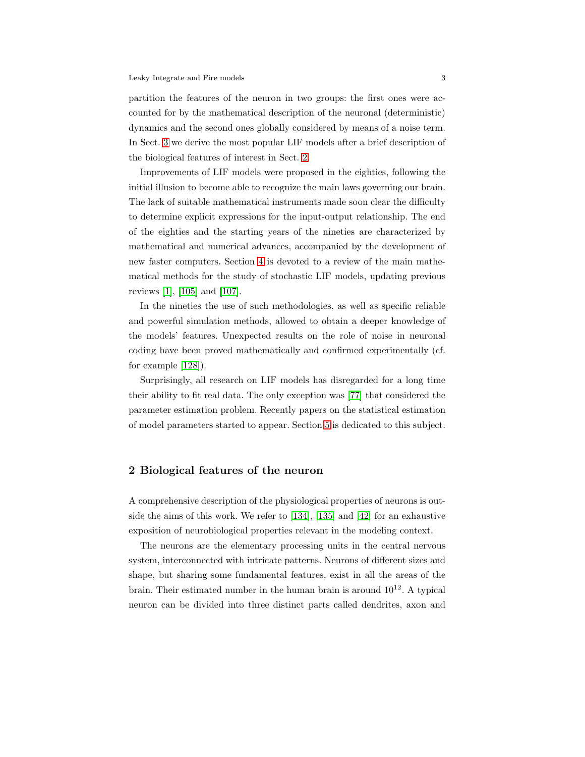partition the features of the neuron in two groups: the first ones were accounted for by the mathematical description of the neuronal (deterministic) dynamics and the second ones globally considered by means of a noise term. In Sect. 3 we derive the most popular LIF models after a brief description of the biological features of interest in Sect. 2.

Improvements of LIF models were proposed in the eighties, following the initial illusion to become able to recognize the main laws governing our brain. The lack of suitable mathematical instruments made soon clear the difficulty to determine explicit expressions for the input-output relationship. The end of the eighties and the starting years of the nineties are characterized by mathematical and numerical advances, accompanied by the development of new faster computers. Section 4 is devoted to a review of the main mathematical methods for the study of stochastic LIF models, updating previous reviews [1], [105] and [107].

In the nineties the use of such methodologies, as well as specific reliable and powerful simulation methods, allowed to obtain a deeper knowledge of the models' features. Unexpected results on the role of noise in neuronal coding have been proved mathematically and confirmed experimentally (cf. for example [128]).

Surprisingly, all research on LIF models has disregarded for a long time their ability to fit real data. The only exception was [77] that considered the parameter estimation problem. Recently papers on the statistical estimation of model parameters started to appear. Section 5 is dedicated to this subject.

## 2 Biological features of the neuron

A comprehensive description of the physiological properties of neurons is outside the aims of this work. We refer to [134], [135] and [42] for an exhaustive exposition of neurobiological properties relevant in the modeling context.

The neurons are the elementary processing units in the central nervous system, interconnected with intricate patterns. Neurons of different sizes and shape, but sharing some fundamental features, exist in all the areas of the brain. Their estimated number in the human brain is around $10^{12}$. A typical neuron can be divided into three distinct parts called dendrites, axon and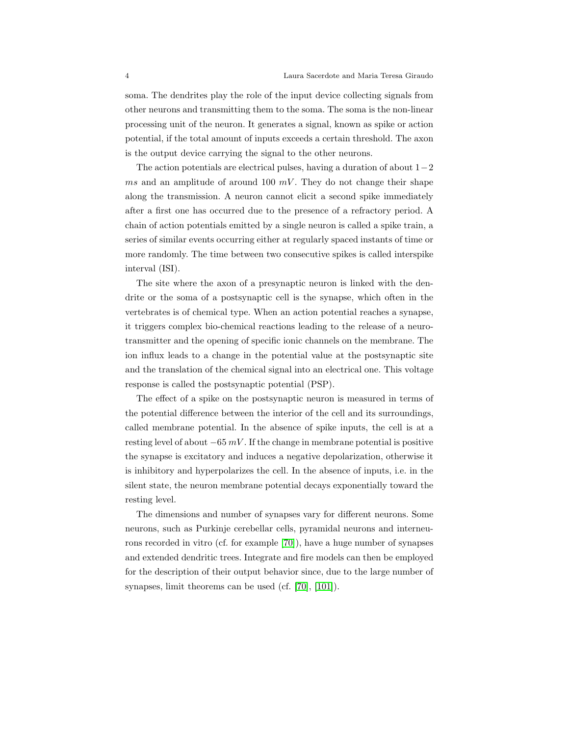soma. The dendrites play the role of the input device collecting signals from other neurons and transmitting them to the soma. The soma is the non-linear processing unit of the neuron. It generates a signal, known as spike or action potential, if the total amount of inputs exceeds a certain threshold. The axon is the output device carrying the signal to the other neurons.

The action potentials are electrical pulses, having a duration of about $1-2$ $ms$ and an amplitude of around 100 $mV$. They do not change their shape along the transmission. A neuron cannot elicit a second spike immediately after a first one has occurred due to the presence of a refractory period. A chain of action potentials emitted by a single neuron is called a spike train, a series of similar events occurring either at regularly spaced instants of time or more randomly. The time between two consecutive spikes is called interspike interval (ISI).

The site where the axon of a presynaptic neuron is linked with the dendrite or the soma of a postsynaptic cell is the synapse, which often in the vertebrates is of chemical type. When an action potential reaches a synapse, it triggers complex bio-chemical reactions leading to the release of a neurotransmitter and the opening of specific ionic channels on the membrane. The ion influx leads to a change in the potential value at the postsynaptic site and the translation of the chemical signal into an electrical one. This voltage response is called the postsynaptic potential (PSP).

The effect of a spike on the postsynaptic neuron is measured in terms of the potential difference between the interior of the cell and its surroundings, called membrane potential. In the absence of spike inputs, the cell is at a resting level of about $-65\,mV$. If the change in membrane potential is positive the synapse is excitatory and induces a negative depolarization, otherwise it is inhibitory and hyperpolarizes the cell. In the absence of inputs, i.e. in the silent state, the neuron membrane potential decays exponentially toward the resting level.

The dimensions and number of synapses vary for different neurons. Some neurons, such as Purkinje cerebellar cells, pyramidal neurons and interneurons recorded in vitro (cf. for example [70]), have a huge number of synapses and extended dendritic trees. Integrate and fire models can then be employed for the description of their output behavior since, due to the large number of synapses, limit theorems can be used (cf. [70], [101]).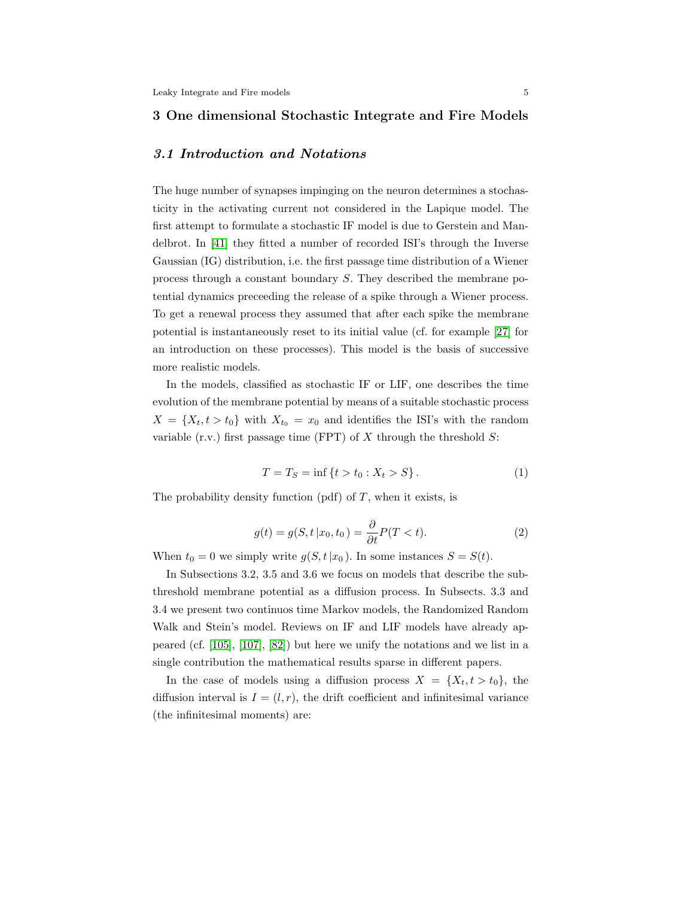## 3 One dimensional Stochastic Integrate and Fire Models

### 3.1 Introduction and Notations

The huge number of synapses impinging on the neuron determines a stochasticity in the activating current not considered in the Lapique model. The first attempt to formulate a stochastic IF model is due to Gerstein and Mandelbrot. In [41] they fitted a number of recorded ISI's through the Inverse Gaussian (IG) distribution, i.e. the first passage time distribution of a Wiener process through a constant boundary $S$. They described the membrane potential dynamics preceeding the release of a spike through a Wiener process. To get a renewal process they assumed that after each spike the membrane potential is instantaneously reset to its initial value (cf. for example [27] for an introduction on these processes). This model is the basis of successive more realistic models.

In the models, classified as stochastic IF or LIF, one describes the time evolution of the membrane potential by means of a suitable stochastic process $X = \{X_t, t > t_0\}$ with $X_{t_0} = x_0$ and identifies the ISI's with the random variable (r.v.) first passage time (FPT) of $X$ through the threshold $S$:

$$T = T_S = \inf \{t > t_0 : X_t > S\} . \tag{1}$$

The probability density function (pdf) of $T$, when it exists, is

$$g(t) = g(S, t \,|x_0, t_0\,) = \frac{\partial}{\partial t} P(T < t). \tag{2}$$

When $t_0 = 0$ we simply write $g(S, t \,|x_0\,)$. In some instances $S = S(t)$.

In Subsections 3.2, 3.5 and 3.6 we focus on models that describe the subthreshold membrane potential as a diffusion process. In Subsects. 3.3 and 3.4 we present two continuos time Markov models, the Randomized Random Walk and Stein's model. Reviews on IF and LIF models have already appeared (cf. [105], [107], [82]) but here we unify the notations and we list in a single contribution the mathematical results sparse in different papers.

In the case of models using a diffusion process $X = \{X_t, t > t_0\}$, the diffusion interval is $I = (l, r)$, the drift coefficient and infinitesimal variance (the infinitesimal moments) are: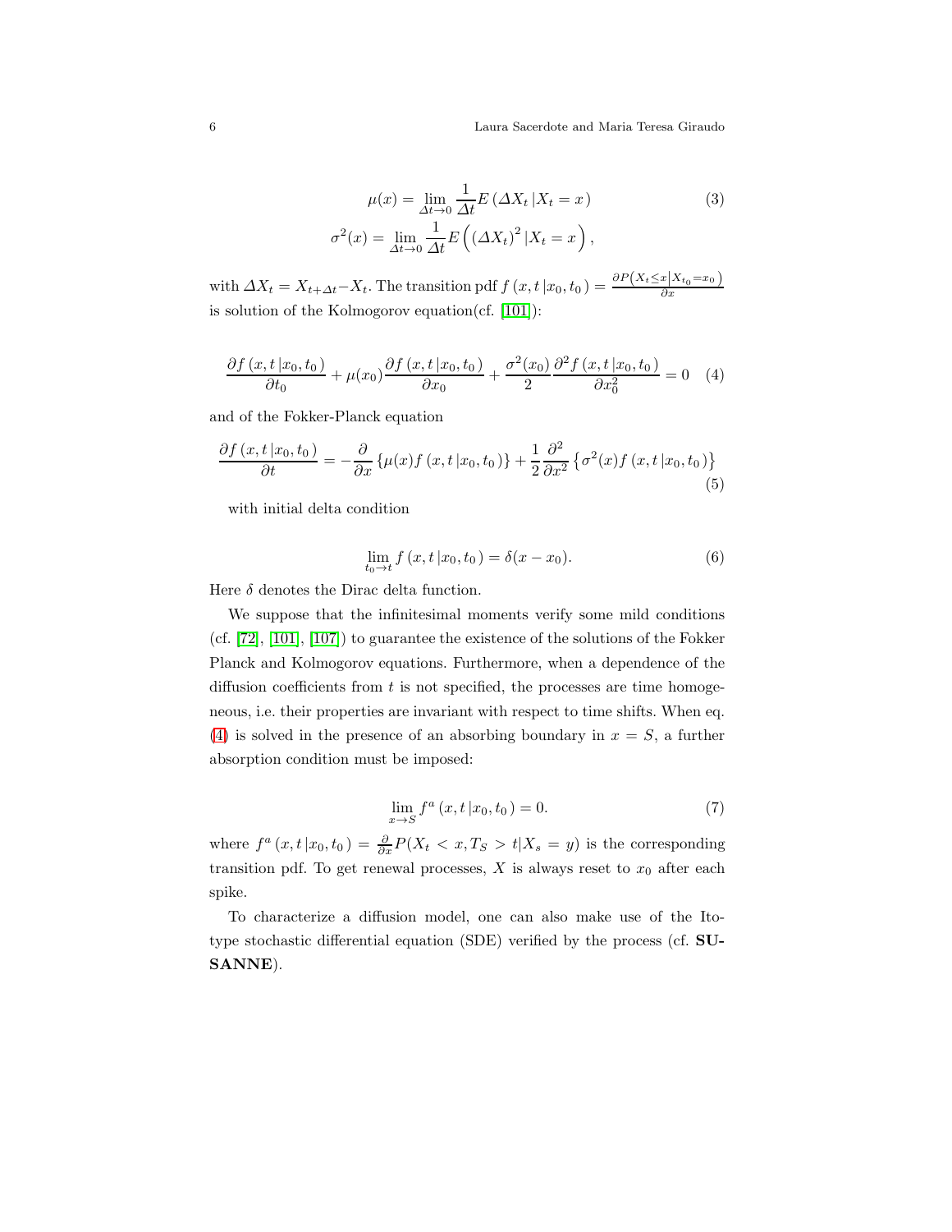$$
\begin{aligned}
\mu(x) &= \lim_{\Delta t \to 0} \frac{1}{\Delta t} E\left(\Delta X_t \,|X_t = x\right) \\
\sigma^2(x) &= \lim_{\Delta t \to 0} \frac{1}{\Delta t} E\left(\left(\Delta X_t\right)^2 |X_t = x\right),
\end{aligned}
\tag{3}
$$

with $\Delta X_t = X_{t+\Delta t} - X_t$. The transition pdf $f\left(x, t\,|x_0, t_0\right) = \frac{\partial P\left(X_t \leq x \middle| X_{t_0} = x_0\right)}{\partial x}$ is solution of the Kolmogorov equation(cf. [101]):

$$
\frac{\partial f\left(x, t\,|x_0, t_0\right)}{\partial t_0} + \mu(x_0) \frac{\partial f\left(x, t\,|x_0, t_0\right)}{\partial x_0} + \frac{\sigma^2(x_0)}{2} \frac{\partial^2 f\left(x, t\,|x_0, t_0\right)}{\partial x_0^2} = 0 \tag{4}
$$

and of the Fokker-Planck equation

$$
\frac{\partial f\left(x, t\,|x_0, t_0\right)}{\partial t} = -\frac{\partial}{\partial x}\left\{\mu(x) f\left(x, t\,|x_0, t_0\right)\right\} + \frac{1}{2} \frac{\partial^2}{\partial x^2}\left\{\sigma^2(x) f\left(x, t\,|x_0, t_0\right)\right\} \tag{5}
$$

with initial delta condition

$$
\lim_{t_0 \to t} f\left(x, t\,|x_0, t_0\right) = \delta(x - x_0). \tag{6}
$$

Here $\delta$ denotes the Dirac delta function.

We suppose that the infinitesimal moments verify some mild conditions (cf. [72], [101], [107]) to guarantee the existence of the solutions of the Fokker Planck and Kolmogorov equations. Furthermore, when a dependence of the diffusion coefficients from $t$ is not specified, the processes are time homogeneous, i.e. their properties are invariant with respect to time shifts. When eq. (4) is solved in the presence of an absorbing boundary in $x = S$, a further absorption condition must be imposed:

$$
\lim_{x \to S} f^a\left(x, t\,|x_0, t_0\right) = 0. \tag{7}
$$

where $f^a\left(x, t\,|x_0, t_0\right) = \frac{\partial}{\partial x} P(X_t < x, T_S > t | X_s = y)$ is the corresponding transition pdf. To get renewal processes, $X$ is always reset to $x_0$ after each spike.

To characterize a diffusion model, one can also make use of the Ito-type stochastic differential equation (SDE) verified by the process (cf. **SUSANNE**).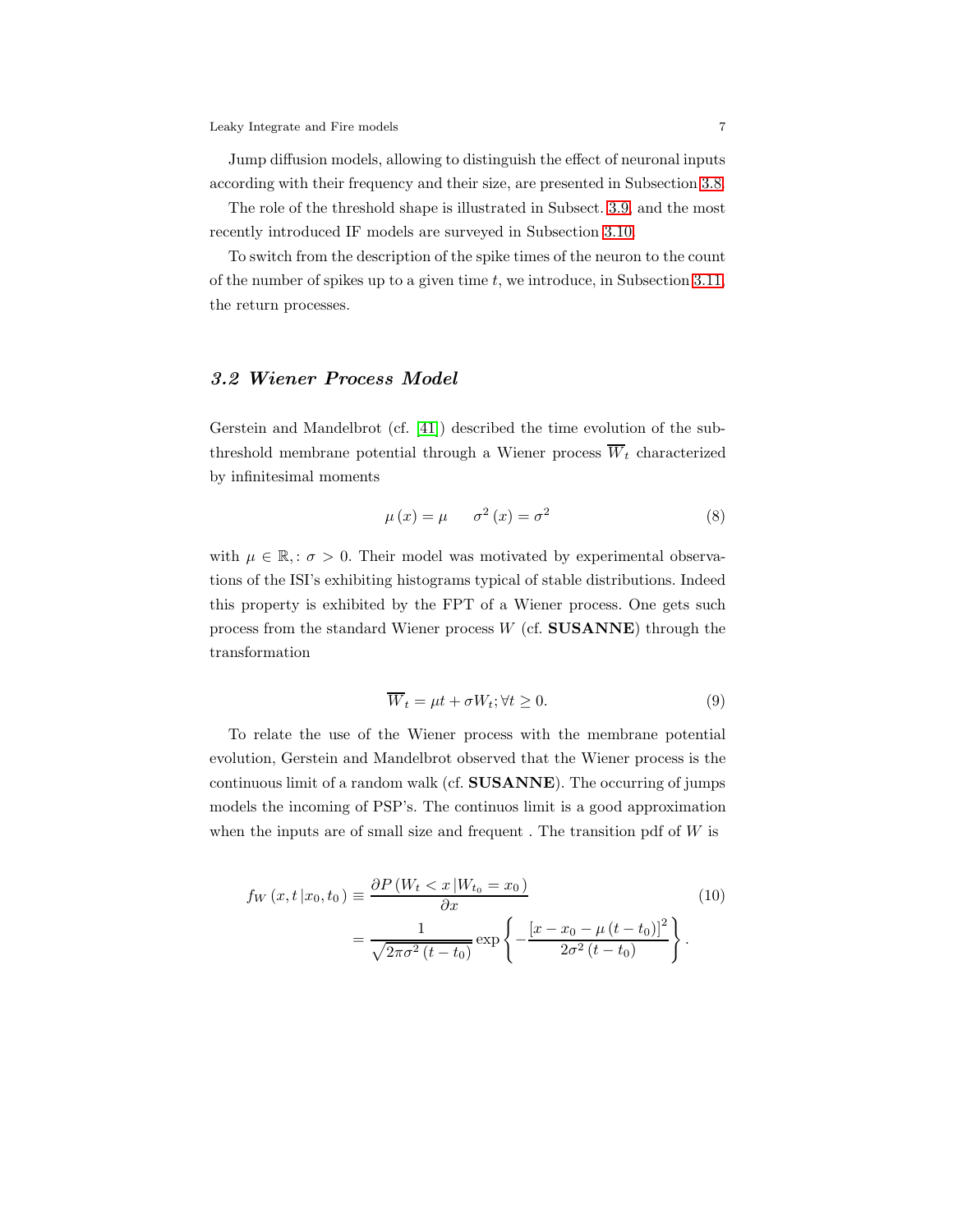Jump diffusion models, allowing to distinguish the effect of neuronal inputs according with their frequency and their size, are presented in Subsection 3.8.

The role of the threshold shape is illustrated in Subsect. 3.9, and the most recently introduced IF models are surveyed in Subsection 3.10.

To switch from the description of the spike times of the neuron to the count of the number of spikes up to a given time $t$, we introduce, in Subsection 3.11, the return processes.

### *3.2 Wiener Process Model*

Gerstein and Mandelbrot (cf. [41]) described the time evolution of the subthreshold membrane potential through a Wiener process $\overline{W}_t$ characterized by infinitesimal moments

$$\mu(x) = \mu \qquad \sigma^2(x) = \sigma^2 \tag{8}$$

with $\mu \in \mathbb{R}, : \sigma > 0$. Their model was motivated by experimental observations of the ISI's exhibiting histograms typical of stable distributions. Indeed this property is exhibited by the FPT of a Wiener process. One gets such process from the standard Wiener process $W$ (cf. **SUSANNE**) through the transformation

$$\overline{W}_t = \mu t + \sigma W_t; \forall t \geq 0. \tag{9}$$

To relate the use of the Wiener process with the membrane potential evolution, Gerstein and Mandelbrot observed that the Wiener process is the continuous limit of a random walk (cf. **SUSANNE**). The occurring of jumps models the incoming of PSP's. The continuos limit is a good approximation when the inputs are of small size and frequent . The transition pdf of $W$ is

$$\begin{aligned} f_W(x, t \,|x_0, t_0\,) &\equiv \frac{\partial P\left(W_t < x \,|W_{t_0} = x_0\,\right)}{\partial x} \\ &= \frac{1}{\sqrt{2\pi\sigma^2 (t - t_0)}} \exp\left\{-\frac{\left[x - x_0 - \mu (t - t_0)\right]^2}{2\sigma^2 (t - t_0)}\right\}. \end{aligned} \tag{10}$$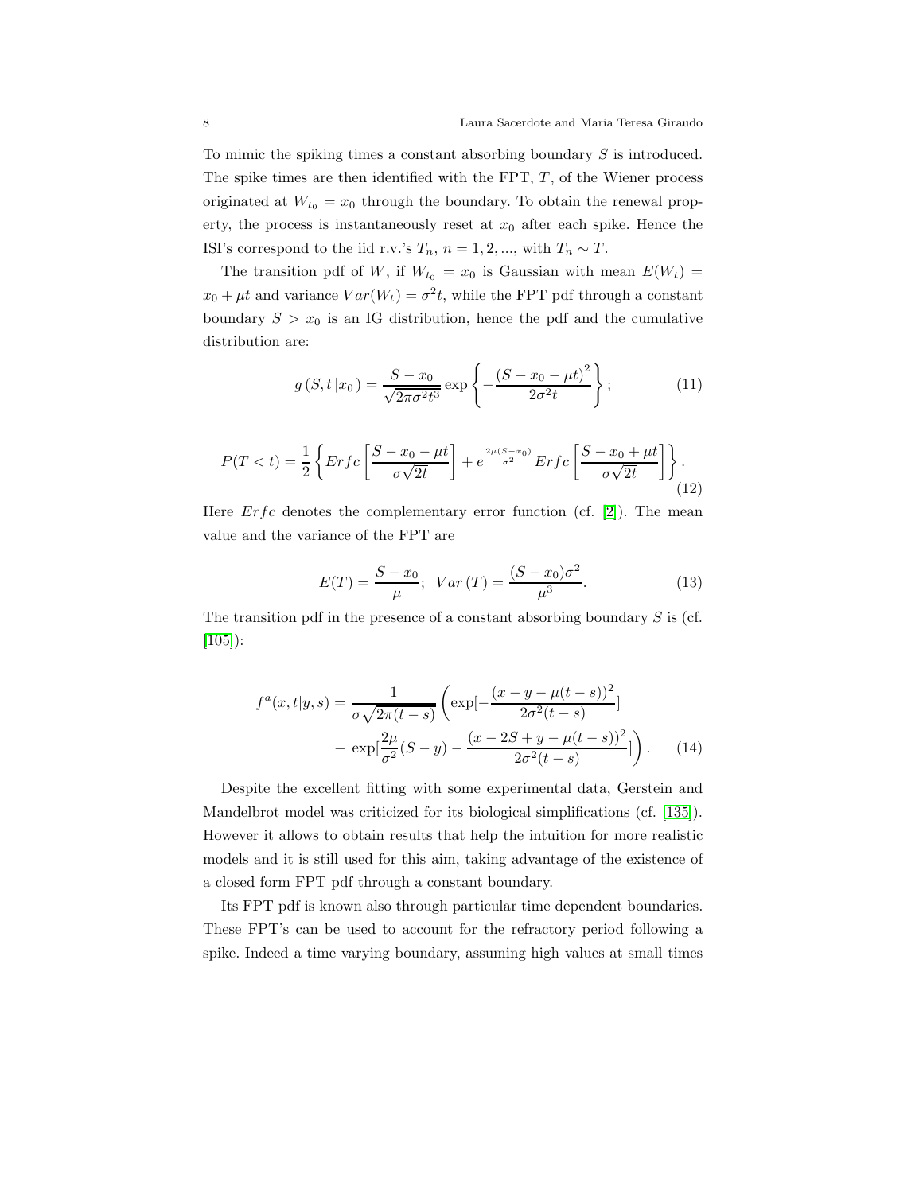To mimic the spiking times a constant absorbing boundary $S$ is introduced. The spike times are then identified with the FPT, $T$, of the Wiener process originated at $W_{t_0} = x_0$ through the boundary. To obtain the renewal property, the process is instantaneously reset at $x_0$ after each spike. Hence the ISI's correspond to the iid r.v.'s $T_n$, $n = 1, 2, ...$, with $T_n \sim T$.

The transition pdf of $W$, if $W_{t_0} = x_0$ is Gaussian with mean $E(W_t) = x_0 + \mu t$ and variance $Var(W_t) = \sigma^2 t$, while the FPT pdf through a constant boundary $S > x_0$ is an IG distribution, hence the pdf and the cumulative distribution are:

$$g\left(S, t\left| x_0 \right.\right) = \frac{S - x_0}{\sqrt{2\pi\sigma^2 t^3}} \exp\left\{ -\frac{\left(S - x_0 - \mu t\right)^2}{2\sigma^2 t} \right\}; \tag{11}$$

$$P(T < t) = \frac{1}{2}\left\{ Erfc\left[\frac{S - x_0 - \mu t}{\sigma\sqrt{2t}}\right] + e^{\frac{2\mu(S - x_0)}{\sigma^2}} Erfc\left[\frac{S - x_0 + \mu t}{\sigma\sqrt{2t}}\right] \right\}. \tag{12}$$

Here $Erfc$ denotes the complementary error function (cf. [2]). The mean value and the variance of the FPT are

$$E(T) = \frac{S - x_0}{\mu}; \;\; Var\left(T\right) = \frac{(S - x_0)\sigma^2}{\mu^3}. \tag{13}$$

The transition pdf in the presence of a constant absorbing boundary $S$ is (cf. [105]):

$$\begin{aligned} f^a(x, t|y, s) = \frac{1}{\sigma\sqrt{2\pi(t - s)}} \Bigg( & \exp[-\frac{(x - y - \mu(t - s))^2}{2\sigma^2(t - s)}] \\ & - \exp[\frac{2\mu}{\sigma^2}(S - y) - \frac{(x - 2S + y - \mu(t - s))^2}{2\sigma^2(t - s)}] \Bigg). \end{aligned} \tag{14}$$

Despite the excellent fitting with some experimental data, Gerstein and Mandelbrot model was criticized for its biological simplifications (cf. [135]). However it allows to obtain results that help the intuition for more realistic models and it is still used for this aim, taking advantage of the existence of a closed form FPT pdf through a constant boundary.

Its FPT pdf is known also through particular time dependent boundaries. These FPT's can be used to account for the refractory period following a spike. Indeed a time varying boundary, assuming high values at small times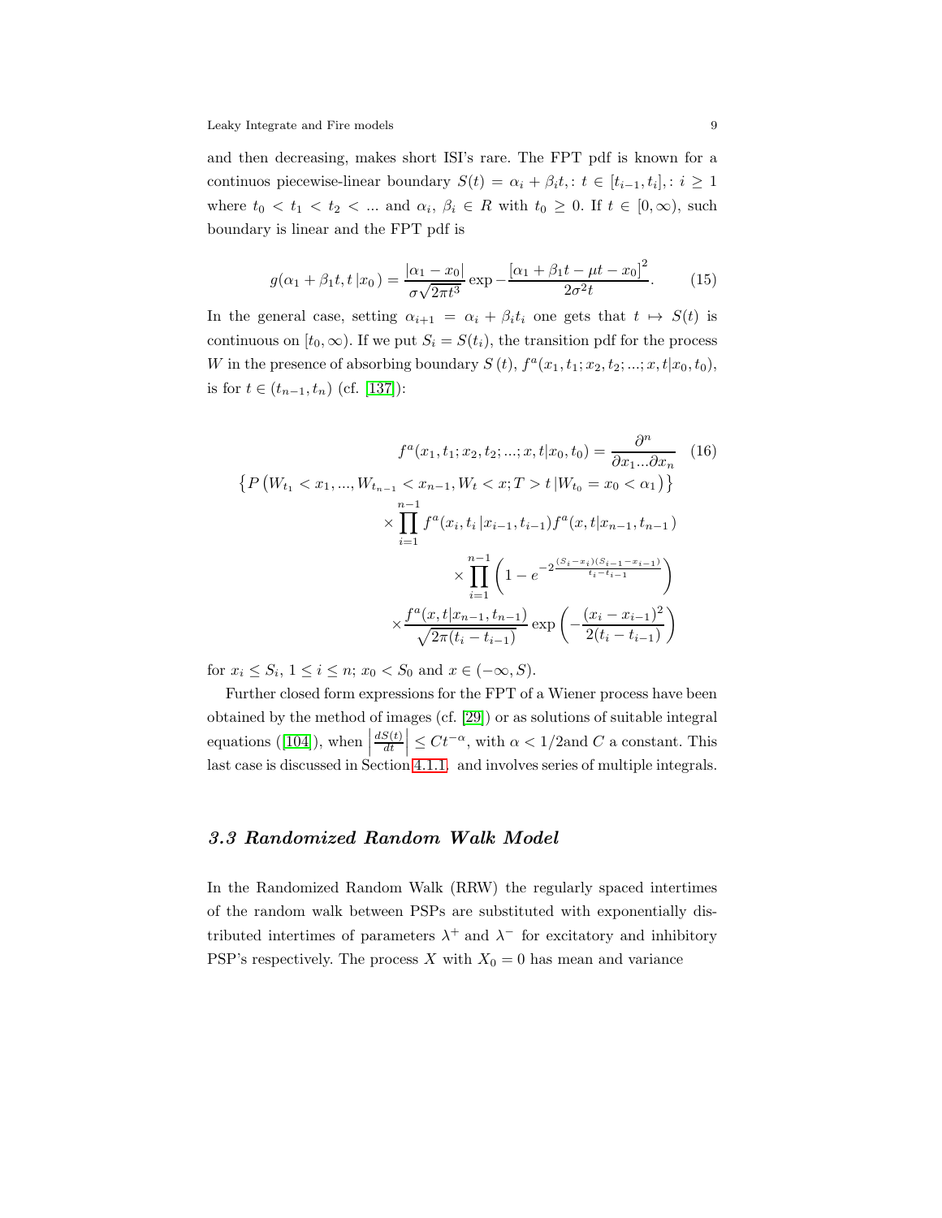and then decreasing, makes short ISI's rare. The FPT pdf is known for a continuos piecewise-linear boundary $S(t) = \alpha_i + \beta_i t, : t \in [t_{i-1}, t_i], : i \geq 1$ where $t_0 < t_1 < t_2 < ...$ and $\alpha_i$, $\beta_i \in R$ with $t_0 \geq 0$. If $t \in [0, \infty)$, such boundary is linear and the FPT pdf is

$$g(\alpha_1 + \beta_1 t, t\,|x_0) = \frac{|\alpha_1 - x_0|}{\sigma\sqrt{2\pi t^3}} \exp -\frac{\left[\alpha_1 + \beta_1 t - \mu t - x_0\right]^2}{2\sigma^2 t}. \tag{15}$$

In the general case, setting $\alpha_{i+1} = \alpha_i + \beta_i t_i$ one gets that $t \mapsto S(t)$ is continuous on $[t_0, \infty)$. If we put $S_i = S(t_i)$, the transition pdf for the process $W$ in the presence of absorbing boundary $S(t)$, $f^a(x_1, t_1; x_2, t_2; ...; x, t|x_0, t_0)$, is for $t \in (t_{n-1}, t_n)$ (cf. [137]):

$$\begin{aligned}
f^a(x_1, t_1; x_2, t_2; ...; x, t|x_0, t_0) &= \frac{\partial^n}{\partial x_1 ... \partial x_n} \\
\left\{P\left(W_{t_1} < x_1, ..., W_{t_{n-1}} < x_{n-1}, W_t < x; T > t\,|W_{t_0} = x_0 < \alpha_1\right)\right\} & \\
\times \prod_{i=1}^{n-1} f^a(x_i, t_i\,|x_{i-1}, t_{i-1}) f^a(x, t|x_{n-1}, t_{n-1}) & \\
\times \prod_{i=1}^{n-1} \left(1 - e^{-2\frac{(S_i - x_i)(S_{i-1} - x_{i-1})}{t_i - t_{i-1}}}\right) & \\
\times \frac{f^a(x, t|x_{n-1}, t_{n-1})}{\sqrt{2\pi(t_i - t_{i-1})}} \exp\left(-\frac{(x_i - x_{i-1})^2}{2(t_i - t_{i-1})}\right) &
\end{aligned} \tag{16}$$

for $x_i \leq S_i$, $1 \leq i \leq n$; $x_0 < S_0$ and $x \in (-\infty, S)$.

Further closed form expressions for the FPT of a Wiener process have been obtained by the method of images (cf. [29]) or as solutions of suitable integral equations ([104]), when $\left|\frac{dS(t)}{dt}\right| \leq C t^{-\alpha}$, with $\alpha < 1/2$and $C$ a constant. This last case is discussed in Section 4.1.1. and involves series of multiple integrals.

### *3.3 Randomized Random Walk Model*

In the Randomized Random Walk (RRW) the regularly spaced intertimes of the random walk between PSPs are substituted with exponentially distributed intertimes of parameters $\lambda^+$ and $\lambda^-$ for excitatory and inhibitory PSP's respectively. The process $X$ with $X_0 = 0$ has mean and variance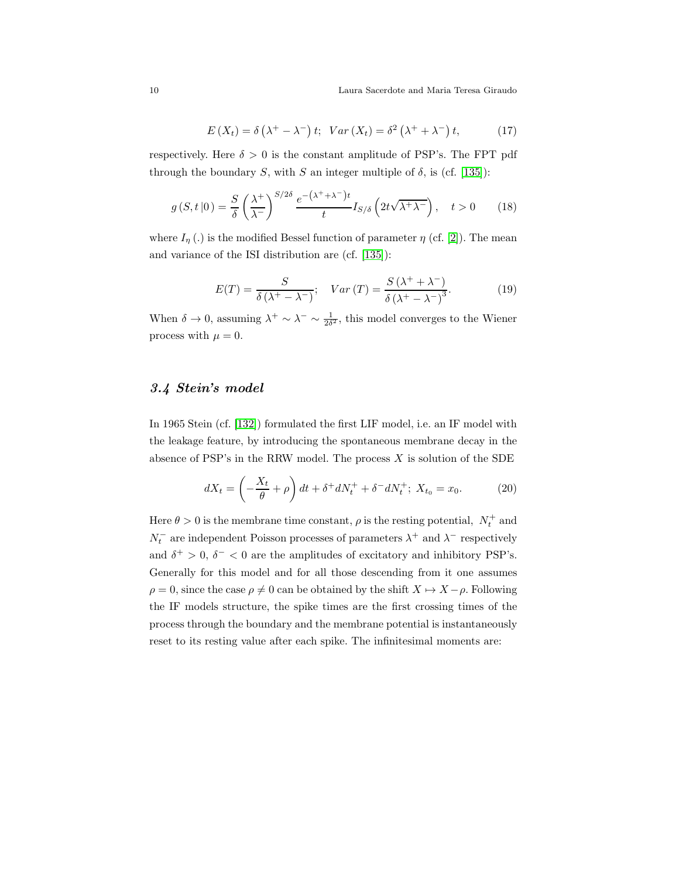$$E\left(X_t\right) = \delta\left(\lambda^+ - \lambda^-\right)t; \quad Var\left(X_t\right) = \delta^2\left(\lambda^+ + \lambda^-\right)t, \tag{17}$$

respectively. Here $\delta > 0$ is the constant amplitude of PSP's. The FPT pdf through the boundary $S$, with $S$ an integer multiple of $\delta$, is (cf. [135]):

$$g\left(S, t\,|0\right) = \frac{S}{\delta}\left(\frac{\lambda^+}{\lambda^-}\right)^{S/2\delta} \frac{e^{-\left(\lambda^+ + \lambda^-\right)t}}{t} I_{S/\delta}\left(2t\sqrt{\lambda^+\lambda^-}\right), \quad t > 0 \tag{18}$$

where $I_\eta\left(.\right)$ is the modified Bessel function of parameter $\eta$ (cf. [2]). The mean and variance of the ISI distribution are (cf. [135]):

$$E(T) = \frac{S}{\delta\left(\lambda^+ - \lambda^-\right)}; \quad Var\left(T\right) = \frac{S\left(\lambda^+ + \lambda^-\right)}{\delta\left(\lambda^+ - \lambda^-\right)^3}. \tag{19}$$

When $\delta \to 0$, assuming $\lambda^+ \sim \lambda^- \sim \frac{1}{2\delta^2}$, this model converges to the Wiener process with $\mu = 0$.

### 3.4 Stein's model

In 1965 Stein (cf. [132]) formulated the first LIF model, i.e. an IF model with the leakage feature, by introducing the spontaneous membrane decay in the absence of PSP's in the RRW model. The process $X$ is solution of the SDE

$$dX_t = \left(-\frac{X_t}{\theta} + \rho\right)dt + \delta^+ dN_t^+ + \delta^- dN_t^+; \; X_{t_0} = x_0. \tag{20}$$

Here $\theta > 0$ is the membrane time constant, $\rho$ is the resting potential, $N_t^+$ and $N_t^-$ are independent Poisson processes of parameters $\lambda^+$ and $\lambda^-$ respectively and $\delta^+ > 0$, $\delta^- < 0$ are the amplitudes of excitatory and inhibitory PSP's. Generally for this model and for all those descending from it one assumes $\rho = 0$, since the case $\rho \neq 0$ can be obtained by the shift $X \mapsto X - \rho$. Following the IF models structure, the spike times are the first crossing times of the process through the boundary and the membrane potential is instantaneously reset to its resting value after each spike. The infinitesimal moments are: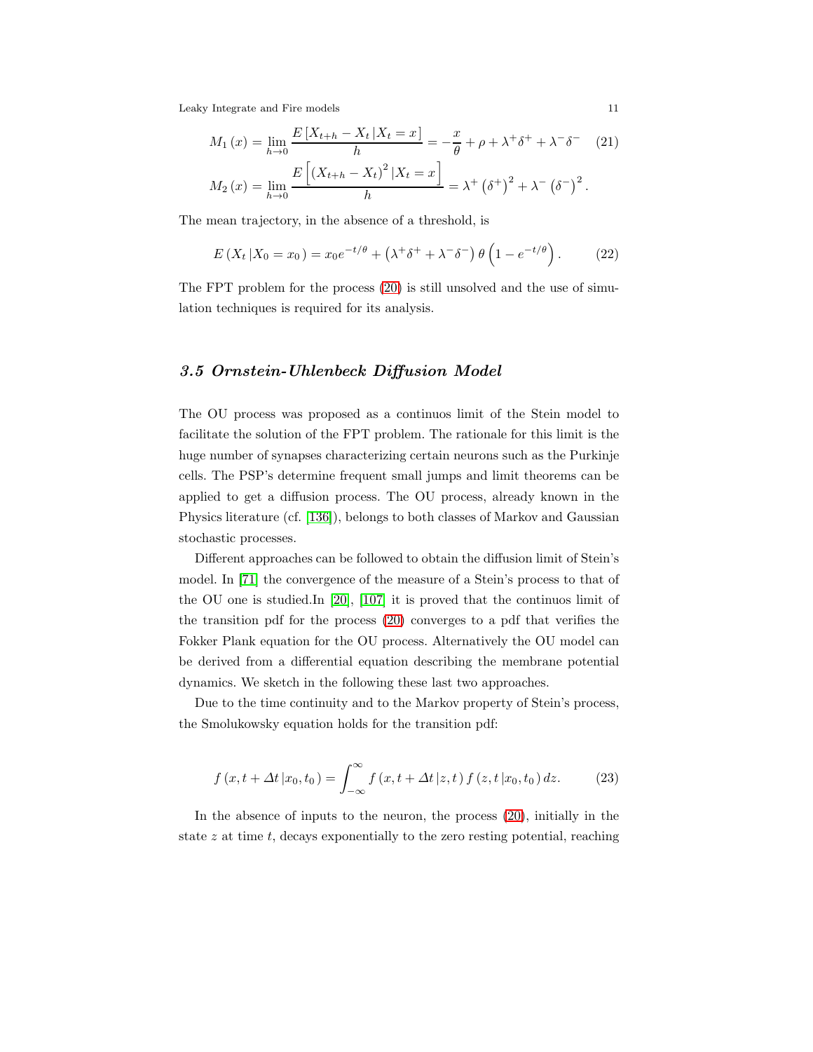$$
\begin{aligned}
M_1(x) &= \lim_{h\to 0} \frac{E\left[X_{t+h} - X_t \,|X_t = x\right]}{h} = -\frac{x}{\theta} + \rho + \lambda^+\delta^+ + \lambda^-\delta^- \qquad (21)\\
M_2(x) &= \lim_{h\to 0} \frac{E\left[\left(X_{t+h} - X_t\right)^2 |X_t = x\right]}{h} = \lambda^+\left(\delta^+\right)^2 + \lambda^-\left(\delta^-\right)^2.
\end{aligned}
$$

The mean trajectory, in the absence of a threshold, is

$$
E\left(X_t\,|X_0 = x_0\right) = x_0 e^{-t/\theta} + \left(\lambda^+\delta^+ + \lambda^-\delta^-\right)\theta\left(1 - e^{-t/\theta}\right). \qquad (22)
$$

The FPT problem for the process (20) is still unsolved and the use of simulation techniques is required for its analysis.

### 3.5 Ornstein-Uhlenbeck Diffusion Model

The OU process was proposed as a continuos limit of the Stein model to facilitate the solution of the FPT problem. The rationale for this limit is the huge number of synapses characterizing certain neurons such as the Purkinje cells. The PSP's determine frequent small jumps and limit theorems can be applied to get a diffusion process. The OU process, already known in the Physics literature (cf. [136]), belongs to both classes of Markov and Gaussian stochastic processes.

Different approaches can be followed to obtain the diffusion limit of Stein's model. In [71] the convergence of the measure of a Stein's process to that of the OU one is studied.In [20], [107] it is proved that the continuos limit of the transition pdf for the process (20) converges to a pdf that verifies the Fokker Plank equation for the OU process. Alternatively the OU model can be derived from a differential equation describing the membrane potential dynamics. We sketch in the following these last two approaches.

Due to the time continuity and to the Markov property of Stein's process, the Smolukowsky equation holds for the transition pdf:

$$
f\left(x, t + \Delta t\,|x_0, t_0\right) = \int_{-\infty}^{\infty} f\left(x, t + \Delta t\,|z, t\right) f\left(z, t\,|x_0, t_0\right) dz. \qquad (23)
$$

In the absence of inputs to the neuron, the process (20), initially in the state $z$ at time $t$, decays exponentially to the zero resting potential, reaching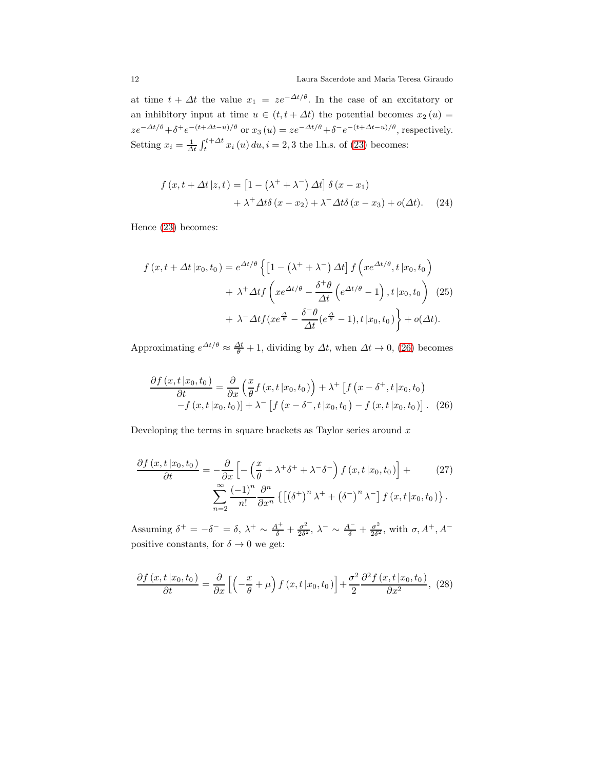at time $t + \Delta t$ the value $x_1 = ze^{-\Delta t/\theta}$. In the case of an excitatory or an inhibitory input at time $u \in (t, t + \Delta t)$ the potential becomes $x_2(u) = ze^{-\Delta t/\theta} + \delta^+ e^{-(t+\Delta t-u)/\theta}$ or $x_3(u) = ze^{-\Delta t/\theta} + \delta^- e^{-(t+\Delta t-u)/\theta}$, respectively. Setting $x_i = \frac{1}{\Delta t}\int_t^{t+\Delta t} x_i(u)\, du, i = 2, 3$ the l.h.s. of (23) becomes:

$$
\begin{aligned}
f(x, t + \Delta t \,|z, t) = &\left[1 - \left(\lambda^+ + \lambda^-\right)\Delta t\right]\delta(x - x_1) \\
&+ \lambda^+ \Delta t \delta(x - x_2) + \lambda^- \Delta t \delta(x - x_3) + o(\Delta t). \qquad (24)
\end{aligned}
$$

Hence (23) becomes:

$$
\begin{aligned}
f(x, t + \Delta t \,|x_0, t_0) = e^{\Delta t/\theta}\Big\{&\left[1 - \left(\lambda^+ + \lambda^-\right)\Delta t\right] f\left(xe^{\Delta t/\theta}, t \,|x_0, t_0\right) \\
&+ \lambda^+ \Delta t f\left(xe^{\Delta t/\theta} - \frac{\delta^+\theta}{\Delta t}\left(e^{\Delta t/\theta} - 1\right), t\,|x_0, t_0\right) \quad (25) \\
&+ \lambda^- \Delta t f(xe^{\frac{\Delta}{\theta}} - \frac{\delta^-\theta}{\Delta t}(e^{\frac{\Delta}{\theta}} - 1), t\,|x_0, t_0)\Big\} + o(\Delta t).
\end{aligned}
$$

Approximating $e^{\Delta t/\theta} \approx \frac{\Delta t}{\theta} + 1$, dividing by $\Delta t$, when $\Delta t \to 0$, (26) becomes

$$
\begin{aligned}
\frac{\partial f(x, t\,|x_0, t_0)}{\partial t} = &\frac{\partial}{\partial x}\left(\frac{x}{\theta} f(x, t\,|x_0, t_0)\right) + \lambda^+\left[f\left(x - \delta^+, t\,|x_0, t_0\right)\right. \\
&\left.- f(x, t\,|x_0, t_0)\right] + \lambda^-\left[f\left(x - \delta^-, t\,|x_0, t_0\right) - f(x, t\,|x_0, t_0)\right]. \quad (26)
\end{aligned}
$$

Developing the terms in square brackets as Taylor series around $x$

$$
\begin{aligned}
\frac{\partial f(x, t\,|x_0, t_0)}{\partial t} = &-\frac{\partial}{\partial x}\left[-\left(\frac{x}{\theta} + \lambda^+\delta^+ + \lambda^-\delta^-\right) f(x, t\,|x_0, t_0)\right] + \qquad (27) \\
&\sum_{n=2}^{\infty}\frac{(-1)^n}{n!}\frac{\partial^n}{\partial x^n}\left\{\left[\left(\delta^+\right)^n\lambda^+ + \left(\delta^-\right)^n\lambda^-\right] f(x, t\,|x_0, t_0)\right\}.
\end{aligned}
$$

Assuming $\delta^+ = -\delta^- = \delta$, $\lambda^+ \sim \frac{A^+}{\delta} + \frac{\sigma^2}{2\delta^2}$, $\lambda^- \sim \frac{A^-}{\delta} + \frac{\sigma^2}{2\delta^2}$, with $\sigma, A^+, A^-$ positive constants, for $\delta \to 0$ we get:

$$
\frac{\partial f(x, t\,|x_0, t_0)}{\partial t} = \frac{\partial}{\partial x}\left[\left(-\frac{x}{\theta} + \mu\right) f(x, t\,|x_0, t_0)\right] + \frac{\sigma^2}{2}\frac{\partial^2 f(x, t\,|x_0, t_0)}{\partial x^2}, \quad (28)
$$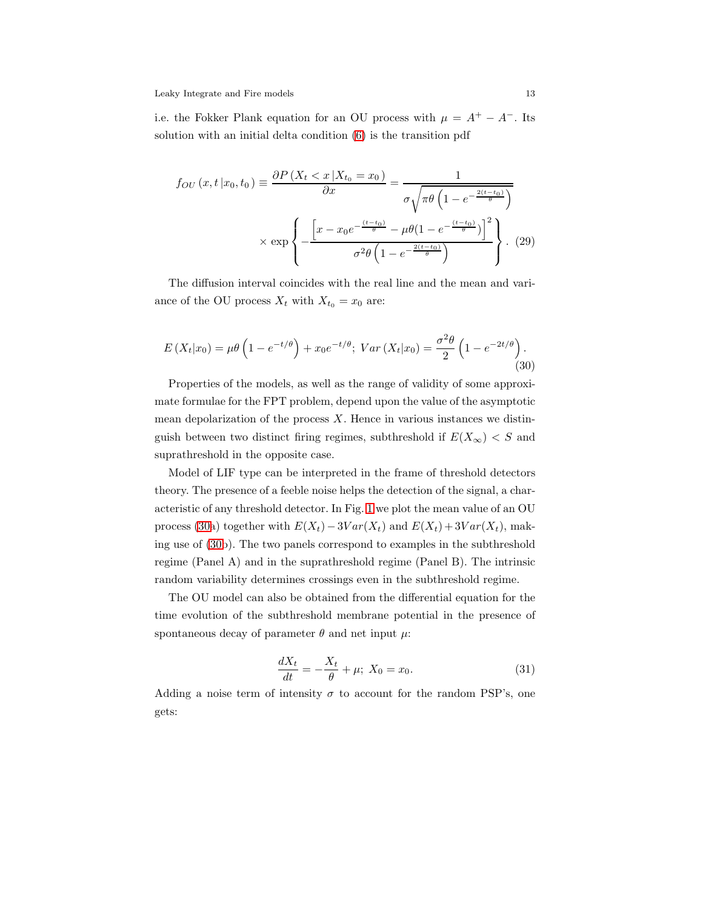i.e. the Fokker Plank equation for an OU process with $\mu = A^+ - A^-$. Its solution with an initial delta condition (6) is the transition pdf

$$f_{OU}(x, t \,|x_0, t_0) \equiv \frac{\partial P(X_t < x \,|X_{t_0} = x_0)}{\partial x} = \frac{1}{\sigma\sqrt{\pi\theta\left(1 - e^{-\frac{2(t-t_0)}{\theta}}\right)}}$$
$$\times \exp\left\{ -\frac{\left[x - x_0 e^{-\frac{(t-t_0)}{\theta}} - \mu\theta(1 - e^{-\frac{(t-t_0)}{\theta}})\right]^2}{\sigma^2\theta\left(1 - e^{-\frac{2(t-t_0)}{\theta}}\right)} \right\}. \quad (29)$$

The diffusion interval coincides with the real line and the mean and variance of the OU process $X_t$ with $X_{t_0} = x_0$ are:

$$E(X_t|x_0) = \mu\theta\left(1 - e^{-t/\theta}\right) + x_0 e^{-t/\theta};\; Var(X_t|x_0) = \frac{\sigma^2\theta}{2}\left(1 - e^{-2t/\theta}\right). \quad (30)$$

Properties of the models, as well as the range of validity of some approximate formulae for the FPT problem, depend upon the value of the asymptotic mean depolarization of the process $X$. Hence in various instances we distinguish between two distinct firing regimes, subthreshold if $E(X_\infty) < S$ and suprathreshold in the opposite case.

Model of LIF type can be interpreted in the frame of threshold detectors theory. The presence of a feeble noise helps the detection of the signal, a characteristic of any threshold detector. In Fig. 1 we plot the mean value of an OU process (30a) together with $E(X_t) - 3Var(X_t)$ and $E(X_t) + 3Var(X_t)$, making use of (30b). The two panels correspond to examples in the subthreshold regime (Panel A) and in the suprathreshold regime (Panel B). The intrinsic random variability determines crossings even in the subthreshold regime.

The OU model can also be obtained from the differential equation for the time evolution of the subthreshold membrane potential in the presence of spontaneous decay of parameter $\theta$ and net input $\mu$:

$$\frac{dX_t}{dt} = -\frac{X_t}{\theta} + \mu;\; X_0 = x_0. \quad (31)$$

Adding a noise term of intensity $\sigma$ to account for the random PSP's, one gets: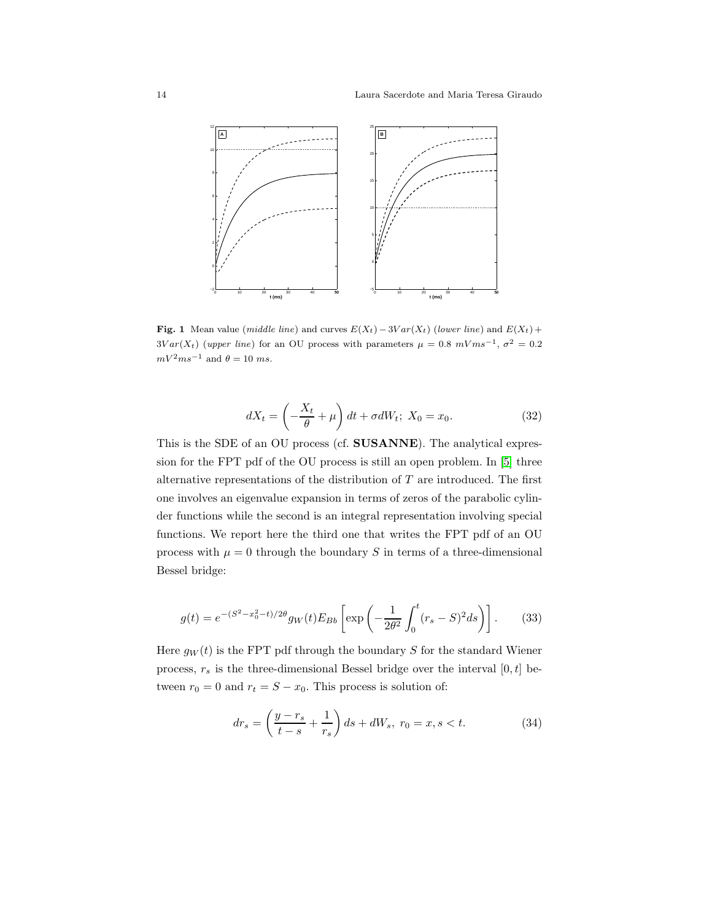**Fig. 1** Mean value (*middle line*) and curves $E(X_t) - 3Var(X_t)$ (*lower line*) and $E(X_t) + 3Var(X_t)$ (*upper line*) for an OU process with parameters $\mu = 0.8$ $mVms^{-1}$, $\sigma^2 = 0.2$ $mV^2ms^{-1}$ and $\theta = 10$ $ms$.

$$dX_t = \left( -\frac{X_t}{\theta} + \mu \right) dt + \sigma dW_t;\ X_0 = x_0. \tag{32}$$

This is the SDE of an OU process (cf. **SUSANNE**). The analytical expression for the FPT pdf of the OU process is still an open problem. In [5] three alternative representations of the distribution of $T$ are introduced. The first one involves an eigenvalue expansion in terms of zeros of the parabolic cylinder functions while the second is an integral representation involving special functions. We report here the third one that writes the FPT pdf of an OU process with $\mu = 0$ through the boundary $S$ in terms of a three-dimensional Bessel bridge:

$$g(t) = e^{-(S^2 - x_0^2 - t)/2\theta} g_W(t) E_{Bb} \left[ \exp\left( -\frac{1}{2\theta^2} \int_0^t (r_s - S)^2 ds \right) \right]. \tag{33}$$

Here $g_W(t)$ is the FPT pdf through the boundary $S$ for the standard Wiener process, $r_s$ is the three-dimensional Bessel bridge over the interval $[0, t]$ between $r_0 = 0$ and $r_t = S - x_0$. This process is solution of:

$$dr_s = \left( \frac{y - r_s}{t - s} + \frac{1}{r_s} \right) ds + dW_s,\ r_0 = x, s < t. \tag{34}$$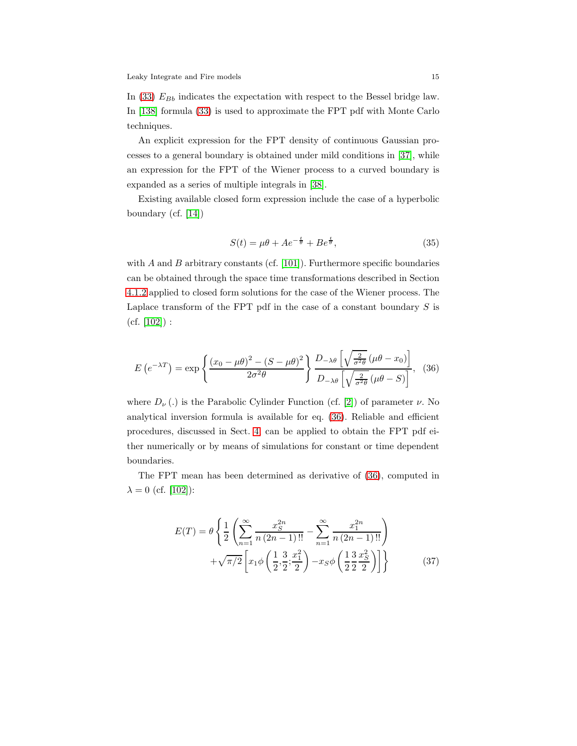In (33) $E_{Bb}$ indicates the expectation with respect to the Bessel bridge law. In [138] formula (33) is used to approximate the FPT pdf with Monte Carlo techniques.

An explicit expression for the FPT density of continuous Gaussian processes to a general boundary is obtained under mild conditions in [37], while an expression for the FPT of the Wiener process to a curved boundary is expanded as a series of multiple integrals in [38].

Existing available closed form expression include the case of a hyperbolic boundary (cf. [14])

$$S(t) = \mu\theta + Ae^{-\frac{t}{\theta}} + Be^{\frac{t}{\theta}}, \tag{35}$$

with $A$ and $B$ arbitrary constants (cf. [101]). Furthermore specific boundaries can be obtained through the space time transformations described in Section 4.1.2 applied to closed form solutions for the case of the Wiener process. The Laplace transform of the FPT pdf in the case of a constant boundary $S$ is (cf. [102]) :

$$E\left(e^{-\lambda T}\right) = \exp\left\{\frac{(x_0-\mu\theta)^2 - (S-\mu\theta)^2}{2\sigma^2\theta}\right\} \frac{D_{-\lambda\theta}\left[\sqrt{\frac{2}{\sigma^2\theta}}\,(\mu\theta - x_0)\right]}{D_{-\lambda\theta}\left[\sqrt{\frac{2}{\sigma^2\theta}}\,(\mu\theta - S)\right]}, \tag{36}$$

where $D_\nu(.)$ is the Parabolic Cylinder Function (cf. [2]) of parameter $\nu$. No analytical inversion formula is available for eq. (36). Reliable and efficient procedures, discussed in Sect. 4 can be applied to obtain the FPT pdf either numerically or by means of simulations for constant or time dependent boundaries.

The FPT mean has been determined as derivative of (36), computed in $\lambda = 0$ (cf. [102]):

$$\begin{aligned} E(T) = \theta \Bigg\{ & \frac{1}{2}\left(\sum_{n=1}^{\infty} \frac{x_S^{2n}}{n\,(2n-1)\,!!} - \sum_{n=1}^{\infty} \frac{x_1^{2n}}{n\,(2n-1)\,!!}\right) \\ & + \sqrt{\pi/2}\left[x_1 \phi\left(\frac{1}{2},\frac{3}{2};\frac{x_1^2}{2}\right) - x_S \phi\left(\frac{1}{2}\frac{3}{2}\frac{x_S^2}{2}\right)\right]\Bigg\} \end{aligned} \tag{37}$$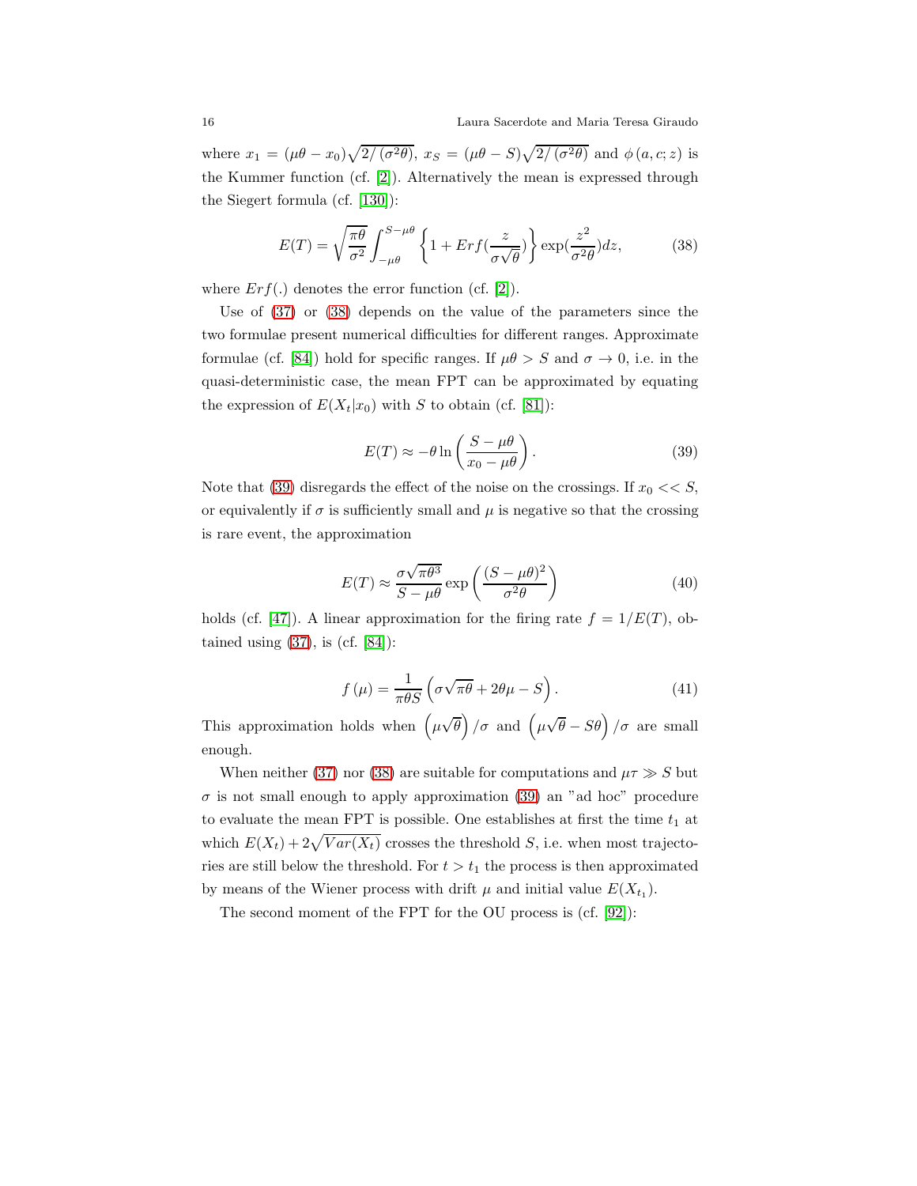where $x_1 = (\mu\theta - x_0)\sqrt{2/(\sigma^2\theta)}$, $x_S = (\mu\theta - S)\sqrt{2/(\sigma^2\theta)}$ and $\phi(a, c; z)$ is the Kummer function (cf. [2]). Alternatively the mean is expressed through the Siegert formula (cf. [130]):

$$E(T) = \sqrt{\frac{\pi\theta}{\sigma^2}} \int_{-\mu\theta}^{S-\mu\theta} \left\{ 1 + Erf(\frac{z}{\sigma\sqrt{\theta}}) \right\} \exp(\frac{z^2}{\sigma^2\theta}) dz, \tag{38}$$

where $Erf(.)$ denotes the error function (cf. [2]).

Use of (37) or (38) depends on the value of the parameters since the two formulae present numerical difficulties for different ranges. Approximate formulae (cf. [84]) hold for specific ranges. If $\mu\theta > S$ and $\sigma \to 0$, i.e. in the quasi-deterministic case, the mean FPT can be approximated by equating the expression of $E(X_t|x_0)$ with $S$ to obtain (cf. [81]):

$$E(T) \approx -\theta \ln\left(\frac{S - \mu\theta}{x_0 - \mu\theta}\right). \tag{39}$$

Note that (39) disregards the effect of the noise on the crossings. If $x_0 << S$, or equivalently if $\sigma$ is sufficiently small and $\mu$ is negative so that the crossing is rare event, the approximation

$$E(T) \approx \frac{\sigma\sqrt{\pi\theta^3}}{S - \mu\theta} \exp\left(\frac{(S - \mu\theta)^2}{\sigma^2\theta}\right) \tag{40}$$

holds (cf. [47]). A linear approximation for the firing rate $f = 1/E(T)$, obtained using (37), is (cf. [84]):

$$f(\mu) = \frac{1}{\pi\theta S}\left(\sigma\sqrt{\pi\theta} + 2\theta\mu - S\right). \tag{41}$$

This approximation holds when $\left(\mu\sqrt{\theta}\right)/\sigma$ and $\left(\mu\sqrt{\theta} - S\theta\right)/\sigma$ are small enough.

When neither (37) nor (38) are suitable for computations and $\mu\tau \gg S$ but $\sigma$ is not small enough to apply approximation (39) an "ad hoc" procedure to evaluate the mean FPT is possible. One establishes at first the time $t_1$ at which $E(X_t) + 2\sqrt{Var(X_t)}$ crosses the threshold $S$, i.e. when most trajectories are still below the threshold. For $t > t_1$ the process is then approximated by means of the Wiener process with drift $\mu$ and initial value $E(X_{t_1})$.

The second moment of the FPT for the OU process is (cf. [92]):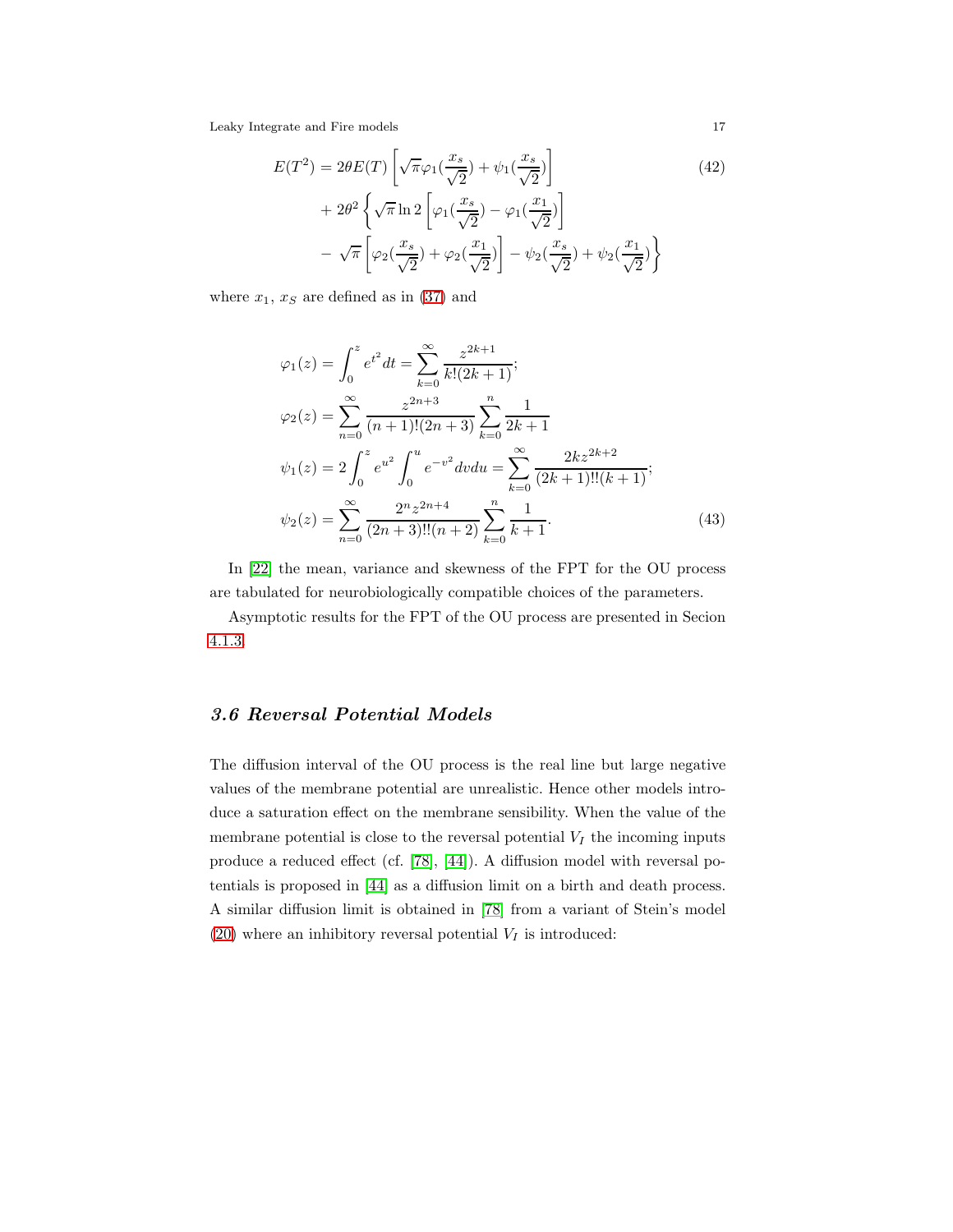$$
\begin{aligned}
E(T^2) &= 2\theta E(T)\left[\sqrt{\pi}\varphi_1(\frac{x_s}{\sqrt{2}}) + \psi_1(\frac{x_s}{\sqrt{2}})\right] \\
&+ 2\theta^2\left\{\sqrt{\pi}\ln 2\left[\varphi_1(\frac{x_s}{\sqrt{2}}) - \varphi_1(\frac{x_1}{\sqrt{2}})\right]\right. \\
&- \left.\sqrt{\pi}\left[\varphi_2(\frac{x_s}{\sqrt{2}}) + \varphi_2(\frac{x_1}{\sqrt{2}})\right] - \psi_2(\frac{x_s}{\sqrt{2}}) + \psi_2(\frac{x_1}{\sqrt{2}})\right\}
\end{aligned}
\tag{42}
$$

where $x_1$, $x_S$ are defined as in (37) and

$$
\begin{aligned}
\varphi_1(z) &= \int_0^z e^{t^2} dt = \sum_{k=0}^{\infty} \frac{z^{2k+1}}{k!(2k+1)}; \\
\varphi_2(z) &= \sum_{n=0}^{\infty} \frac{z^{2n+3}}{(n+1)!(2n+3)} \sum_{k=0}^{n} \frac{1}{2k+1} \\
\psi_1(z) &= 2\int_0^z e^{u^2} \int_0^u e^{-v^2} dv du = \sum_{k=0}^{\infty} \frac{2kz^{2k+2}}{(2k+1)!!(k+1)}; \\
\psi_2(z) &= \sum_{n=0}^{\infty} \frac{2^n z^{2n+4}}{(2n+3)!!(n+2)} \sum_{k=0}^{n} \frac{1}{k+1}.
\end{aligned}
\tag{43}
$$

In [22] the mean, variance and skewness of the FPT for the OU process are tabulated for neurobiologically compatible choices of the parameters.

Asymptotic results for the FPT of the OU process are presented in Secion 4.1.3.

### *3.6 Reversal Potential Models*

The diffusion interval of the OU process is the real line but large negative values of the membrane potential are unrealistic. Hence other models introduce a saturation effect on the membrane sensibility. When the value of the membrane potential is close to the reversal potential $V_I$ the incoming inputs produce a reduced effect (cf. [78], [44]). A diffusion model with reversal potentials is proposed in [44] as a diffusion limit on a birth and death process. A similar diffusion limit is obtained in [78] from a variant of Stein's model (20) where an inhibitory reversal potential $V_I$ is introduced: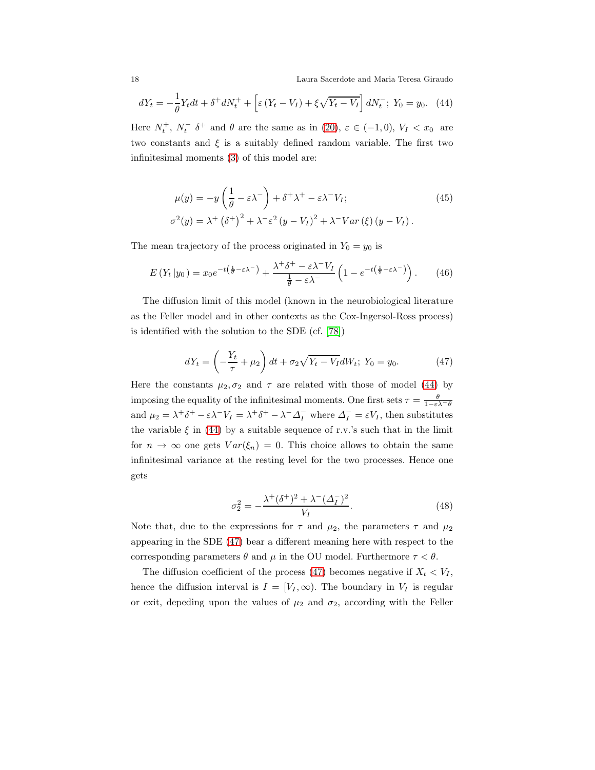$$dY_t = -\frac{1}{\theta} Y_t dt + \delta^+ dN_t^+ + \left[ \varepsilon \left( Y_t - V_I \right) + \xi \sqrt{Y_t - V_I} \right] dN_t^-; \; Y_0 = y_0. \quad (44)$$

Here $N_t^+$, $N_t^-$ $\delta^+$ and $\theta$ are the same as in (20), $\varepsilon \in (-1, 0)$, $V_I < x_0$ are two constants and $\xi$ is a suitably defined random variable. The first two infinitesimal moments (3) of this model are:

$$\begin{aligned} \mu(y) &= -y \left( \frac{1}{\theta} - \varepsilon \lambda^- \right) + \delta^+ \lambda^+ - \varepsilon \lambda^- V_I; \\ \sigma^2(y) &= \lambda^+ \left( \delta^+ \right)^2 + \lambda^- \varepsilon^2 \left( y - V_I \right)^2 + \lambda^- Var\left( \xi \right) \left( y - V_I \right). \end{aligned} \quad (45)$$

The mean trajectory of the process originated in $Y_0 = y_0$ is

$$E\left( Y_t \left| y_0 \right. \right) = x_0 e^{-t\left( \frac{1}{\theta} - \varepsilon \lambda^- \right)} + \frac{\lambda^+ \delta^+ - \varepsilon \lambda^- V_I}{\frac{1}{\theta} - \varepsilon \lambda^-} \left( 1 - e^{-t\left( \frac{1}{\theta} - \varepsilon \lambda^- \right)} \right). \quad (46)$$

The diffusion limit of this model (known in the neurobiological literature as the Feller model and in other contexts as the Cox-Ingersol-Ross process) is identified with the solution to the SDE (cf. [78])

$$dY_t = \left( -\frac{Y_t}{\tau} + \mu_2 \right) dt + \sigma_2 \sqrt{Y_t - V_I} dW_t; \; Y_0 = y_0. \quad (47)$$

Here the constants $\mu_2, \sigma_2$ and $\tau$ are related with those of model (44) by imposing the equality of the infinitesimal moments. One first sets $\tau = \frac{\theta}{1 - \varepsilon \lambda^- \theta}$ and $\mu_2 = \lambda^+ \delta^+ - \varepsilon \lambda^- V_I = \lambda^+ \delta^+ - \lambda^- \Delta_I^-$ where $\Delta_I^- = \varepsilon V_I$, then substitutes the variable $\xi$ in (44) by a suitable sequence of r.v.'s such that in the limit for $n \to \infty$ one gets $Var(\xi_n) = 0$. This choice allows to obtain the same infinitesimal variance at the resting level for the two processes. Hence one gets

$$\sigma_2^2 = -\frac{\lambda^+ (\delta^+)^2 + \lambda^- (\Delta_I^-)^2}{V_I}. \quad (48)$$

Note that, due to the expressions for $\tau$ and $\mu_2$, the parameters $\tau$ and $\mu_2$ appearing in the SDE (47) bear a different meaning here with respect to the corresponding parameters $\theta$ and $\mu$ in the OU model. Furthermore $\tau < \theta$.

The diffusion coefficient of the process (47) becomes negative if $X_t < V_I$, hence the diffusion interval is $I = [V_I, \infty)$. The boundary in $V_I$ is regular or exit, depeding upon the values of $\mu_2$ and $\sigma_2$, according with the Feller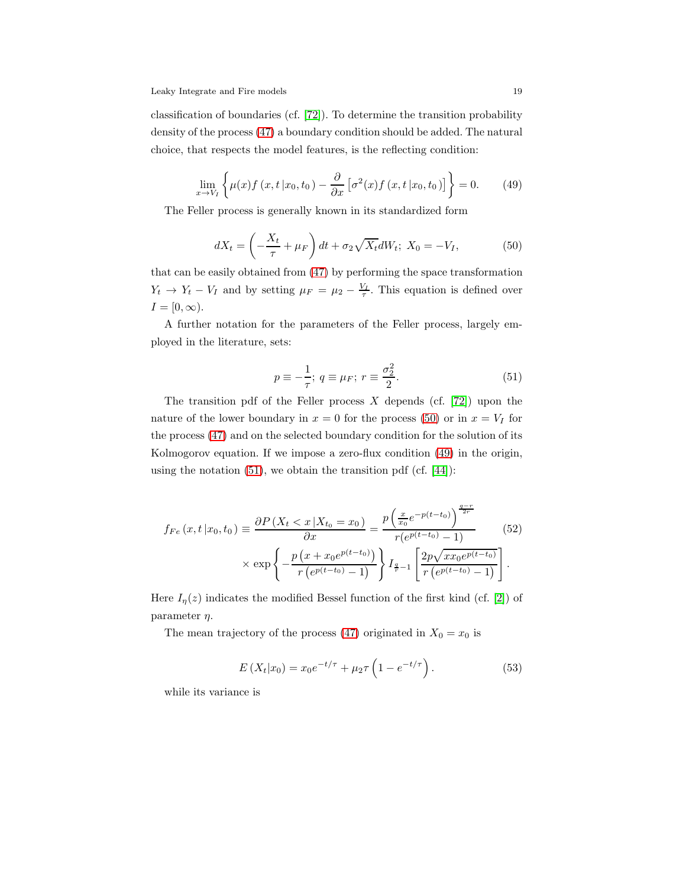classification of boundaries (cf. [72]). To determine the transition probability density of the process (47) a boundary condition should be added. The natural choice, that respects the model features, is the reflecting condition:

$$\lim_{x \to V_I} \left\{ \mu(x) f\left(x, t \,|x_0, t_0\right) - \frac{\partial}{\partial x}\left[\sigma^2(x) f\left(x, t \,|x_0, t_0\right)\right] \right\} = 0. \tag{49}$$

The Feller process is generally known in its standardized form

$$dX_t = \left(-\frac{X_t}{\tau} + \mu_F\right) dt + \sigma_2 \sqrt{X_t} dW_t;\; X_0 = -V_I, \tag{50}$$

that can be easily obtained from (47) by performing the space transformation $Y_t \to Y_t - V_I$ and by setting $\mu_F = \mu_2 - \frac{V_I}{\tau}$. This equation is defined over $I = [0, \infty)$.

A further notation for the parameters of the Feller process, largely employed in the literature, sets:

$$p \equiv -\frac{1}{\tau};\; q \equiv \mu_F;\; r \equiv \frac{\sigma_2^2}{2}. \tag{51}$$

The transition pdf of the Feller process $X$ depends (cf. [72]) upon the nature of the lower boundary in $x = 0$ for the process (50) or in $x = V_I$ for the process (47) and on the selected boundary condition for the solution of its Kolmogorov equation. If we impose a zero-flux condition (49) in the origin, using the notation (51), we obtain the transition pdf (cf. [44]):

$$\begin{aligned} f_{Fe}\left(x, t \,|x_0, t_0\right) \equiv \frac{\partial P\left(X_t < x \,|X_{t_0} = x_0\right)}{\partial x} &= \frac{p\left(\frac{x}{x_0} e^{-p(t-t_0)}\right)^{\frac{q-r}{2r}}}{r(e^{p(t-t_0)} - 1)} \\ &\times \exp\left\{-\frac{p\left(x + x_0 e^{p(t-t_0)}\right)}{r\left(e^{p(t-t_0)} - 1\right)}\right\} I_{\frac{q}{r}-1}\left[\frac{2p\sqrt{x x_0 e^{p(t-t_0)}}}{r\left(e^{p(t-t_0)} - 1\right)}\right]. \end{aligned} \tag{52}$$

Here $I_\eta(z)$ indicates the modified Bessel function of the first kind (cf. [2]) of parameter $\eta$.

The mean trajectory of the process (47) originated in $X_0 = x_0$ is

$$E\left(X_t | x_0\right) = x_0 e^{-t/\tau} + \mu_2 \tau \left(1 - e^{-t/\tau}\right). \tag{53}$$

while its variance is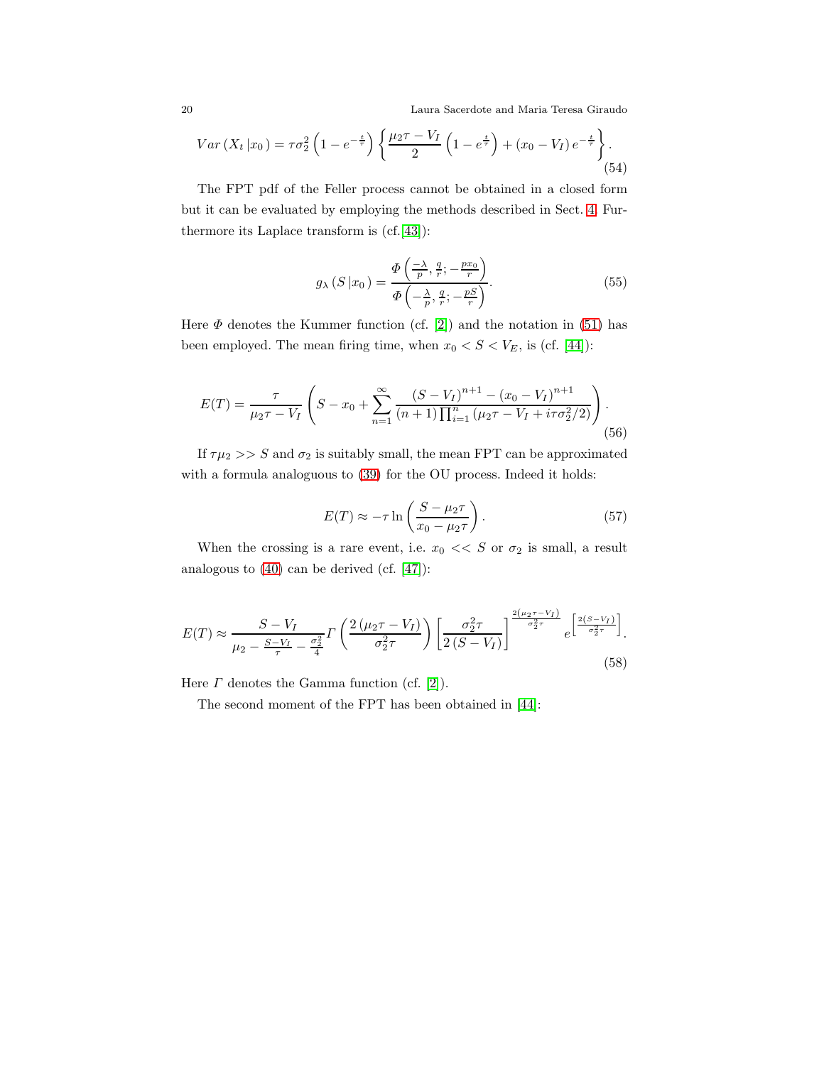$$Var\left(X_t\left|x_0\right.\right)=\tau\sigma_2^2\left(1-e^{-\frac{t}{\tau}}\right)\left\{\frac{\mu_2\tau-V_I}{2}\left(1-e^{\frac{t}{\tau}}\right)+\left(x_0-V_I\right)e^{-\frac{t}{\tau}}\right\}. \tag{54}$$

The FPT pdf of the Feller process cannot be obtained in a closed form but it can be evaluated by employing the methods described in Sect. 4. Furthermore its Laplace transform is (cf. [43]):

$$g_\lambda\left(S\left|x_0\right.\right)=\frac{\Phi\left(\frac{-\lambda}{p},\frac{q}{r};-\frac{px_0}{r}\right)}{\Phi\left(-\frac{\lambda}{p},\frac{q}{r};-\frac{pS}{r}\right)}. \tag{55}$$

Here $\Phi$ denotes the Kummer function (cf. [2]) and the notation in (51) has been employed. The mean firing time, when $x_0 < S < V_E$, is (cf. [44]):

$$E(T)=\frac{\tau}{\mu_2\tau-V_I}\left(S-x_0+\sum_{n=1}^{\infty}\frac{\left(S-V_I\right)^{n+1}-\left(x_0-V_I\right)^{n+1}}{(n+1)\prod_{i=1}^{n}\left(\mu_2\tau-V_I+i\tau\sigma_2^2/2\right)}\right). \tag{56}$$

If $\tau\mu_2 >> S$ and $\sigma_2$ is suitably small, the mean FPT can be approximated with a formula analoguous to (39) for the OU process. Indeed it holds:

$$E(T)\approx-\tau\ln\left(\frac{S-\mu_2\tau}{x_0-\mu_2\tau}\right). \tag{57}$$

When the crossing is a rare event, i.e. $x_0 << S$ or $\sigma_2$ is small, a result analogous to (40) can be derived (cf. [47]):

$$E(T)\approx\frac{S-V_I}{\mu_2-\frac{S-V_I}{\tau}-\frac{\sigma_2^2}{4}}\Gamma\left(\frac{2\left(\mu_2\tau-V_I\right)}{\sigma_2^2\tau}\right)\left[\frac{\sigma_2^2\tau}{2\left(S-V_I\right)}\right]^{\frac{2\left(\mu_2\tau-V_I\right)}{\sigma_2^2\tau}}e^{\left[\frac{2\left(S-V_I\right)}{\sigma_2^2\tau}\right]}. \tag{58}$$

Here $\Gamma$ denotes the Gamma function (cf. [2]).

The second moment of the FPT has been obtained in [44]: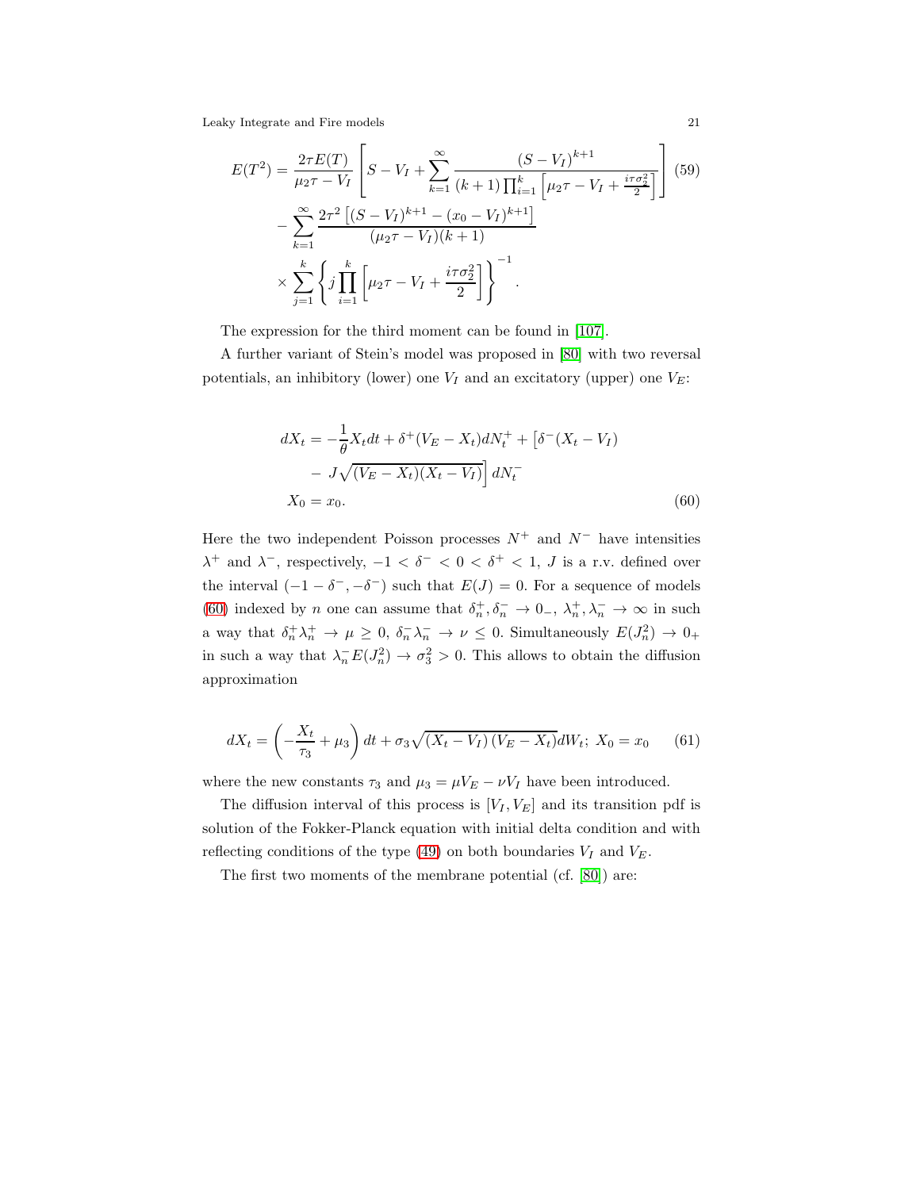$$
\begin{aligned}
E(T^2) = & \frac{2\tau E(T)}{\mu_2 \tau - V_I} \left[ S - V_I + \sum_{k=1}^{\infty} \frac{(S - V_I)^{k+1}}{(k+1) \prod_{i=1}^{k} \left[ \mu_2 \tau - V_I + \frac{i\tau\sigma_2^2}{2} \right]} \right] \\
& - \sum_{k=1}^{\infty} \frac{2\tau^2 \left[ (S - V_I)^{k+1} - (x_0 - V_I)^{k+1} \right]}{(\mu_2 \tau - V_I)(k+1)} \\
& \times \sum_{j=1}^{k} \left\{ j \prod_{i=1}^{k} \left[ \mu_2 \tau - V_I + \frac{i\tau\sigma_2^2}{2} \right] \right\}^{-1} .
\end{aligned} \tag{59}
$$

The expression for the third moment can be found in [107].

A further variant of Stein's model was proposed in [80] with two reversal potentials, an inhibitory (lower) one $V_I$ and an excitatory (upper) one $V_E$:

$$
\begin{aligned}
dX_t = & -\frac{1}{\theta} X_t dt + \delta^+ (V_E - X_t) dN_t^+ + \left[ \delta^- (X_t - V_I) \right. \\
& \left. - J \sqrt{(V_E - X_t)(X_t - V_I)} \right] dN_t^- \\
X_0 = & \; x_0 .
\end{aligned} \tag{60}
$$

Here the two independent Poisson processes $N^+$ and $N^-$ have intensities $\lambda^+$ and $\lambda^-$, respectively, $-1 < \delta^- < 0 < \delta^+ < 1$, $J$ is a r.v. defined over the interval $(-1 - \delta^-, -\delta^-)$ such that $E(J) = 0$. For a sequence of models (60) indexed by $n$ one can assume that $\delta_n^+, \delta_n^- \to 0_-$, $\lambda_n^+, \lambda_n^- \to \infty$ in such a way that $\delta_n^+ \lambda_n^+ \to \mu \geq 0$, $\delta_n^- \lambda_n^- \to \nu \leq 0$. Simultaneously $E(J_n^2) \to 0_+$ in such a way that $\lambda_n^- E(J_n^2) \to \sigma_3^2 > 0$. This allows to obtain the diffusion approximation

$$
dX_t = \left( -\frac{X_t}{\tau_3} + \mu_3 \right) dt + \sigma_3 \sqrt{(X_t - V_I)(V_E - X_t)} dW_t ; \; X_0 = x_0 \tag{61}
$$

where the new constants $\tau_3$ and $\mu_3 = \mu V_E - \nu V_I$ have been introduced.

The diffusion interval of this process is $[V_I, V_E]$ and its transition pdf is solution of the Fokker-Planck equation with initial delta condition and with reflecting conditions of the type (49) on both boundaries $V_I$ and $V_E$.

The first two moments of the membrane potential (cf. [80]) are: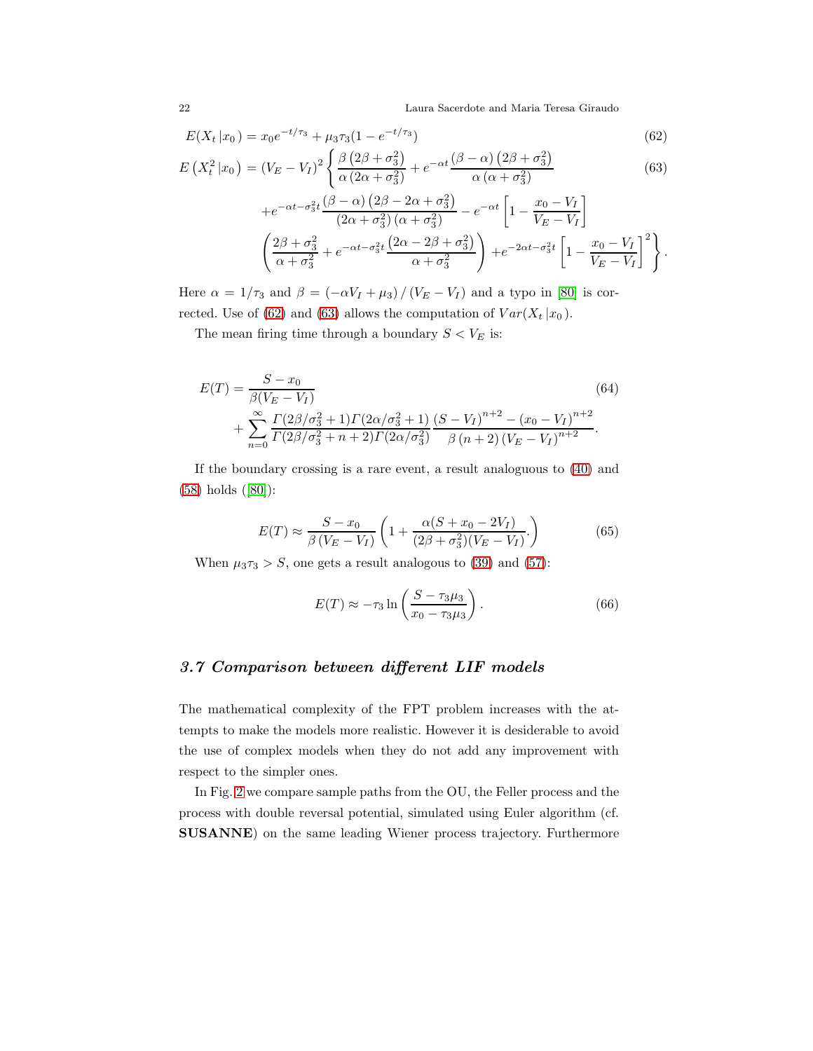$$E(X_t\,|x_0) = x_0 e^{-t/\tau_3} + \mu_3\tau_3(1 - e^{-t/\tau_3}) \tag{62}$$

$$\begin{aligned} E\left(X_t^2\,|x_0\right) = (V_E - V_I)^2 \Bigg\{ & \frac{\beta\left(2\beta + \sigma_3^2\right)}{\alpha\left(2\alpha + \sigma_3^2\right)} + e^{-\alpha t}\frac{\left(\beta - \alpha\right)\left(2\beta + \sigma_3^2\right)}{\alpha\left(\alpha + \sigma_3^2\right)} \\ & + e^{-\alpha t - \sigma_3^2 t}\frac{\left(\beta - \alpha\right)\left(2\beta - 2\alpha + \sigma_3^2\right)}{\left(2\alpha + \sigma_3^2\right)\left(\alpha + \sigma_3^2\right)} - e^{-\alpha t}\left[1 - \frac{x_0 - V_I}{V_E - V_I}\right] \\ & \left(\frac{2\beta + \sigma_3^2}{\alpha + \sigma_3^2} + e^{-\alpha t - \sigma_3^2 t}\frac{\left(2\alpha - 2\beta + \sigma_3^2\right)}{\alpha + \sigma_3^2}\right) + e^{-2\alpha t - \sigma_3^2 t}\left[1 - \frac{x_0 - V_I}{V_E - V_I}\right]^2 \Bigg\}. \end{aligned} \tag{63}$$

Here $\alpha = 1/\tau_3$ and $\beta = \left(-\alpha V_I + \mu_3\right)/\left(V_E - V_I\right)$ and a typo in [80] is corrected. Use of (62) and (63) allows the computation of $Var(X_t\,|x_0)$.

The mean firing time through a boundary $S < V_E$ is:

$$\begin{aligned} E(T) = & \frac{S - x_0}{\beta(V_E - V_I)} \\ & + \sum_{n=0}^{\infty} \frac{\Gamma(2\beta/\sigma_3^2 + 1)\Gamma(2\alpha/\sigma_3^2 + 1)}{\Gamma(2\beta/\sigma_3^2 + n + 2)\Gamma(2\alpha/\sigma_3^2)} \frac{\left(S - V_I\right)^{n+2} - \left(x_0 - V_I\right)^{n+2}}{\beta\left(n + 2\right)\left(V_E - V_I\right)^{n+2}}. \end{aligned} \tag{64}$$

If the boundary crossing is a rare event, a result analoguous to (40) and (58) holds ([80]):

$$E(T) \approx \frac{S - x_0}{\beta\left(V_E - V_I\right)}\left(1 + \frac{\alpha(S + x_0 - 2V_I)}{(2\beta + \sigma_3^2)(V_E - V_I)}.\right) \tag{65}$$

When $\mu_3\tau_3 > S$, one gets a result analogous to (39) and (57):

$$E(T) \approx -\tau_3 \ln\left(\frac{S - \tau_3\mu_3}{x_0 - \tau_3\mu_3}\right). \tag{66}$$

### *3.7 Comparison between different LIF models*

The mathematical complexity of the FPT problem increases with the attempts to make the models more realistic. However it is desiderable to avoid the use of complex models when they do not add any improvement with respect to the simpler ones.

In Fig. 2 we compare sample paths from the OU, the Feller process and the process with double reversal potential, simulated using Euler algorithm (cf. **SUSANNE**) on the same leading Wiener process trajectory. Furthermore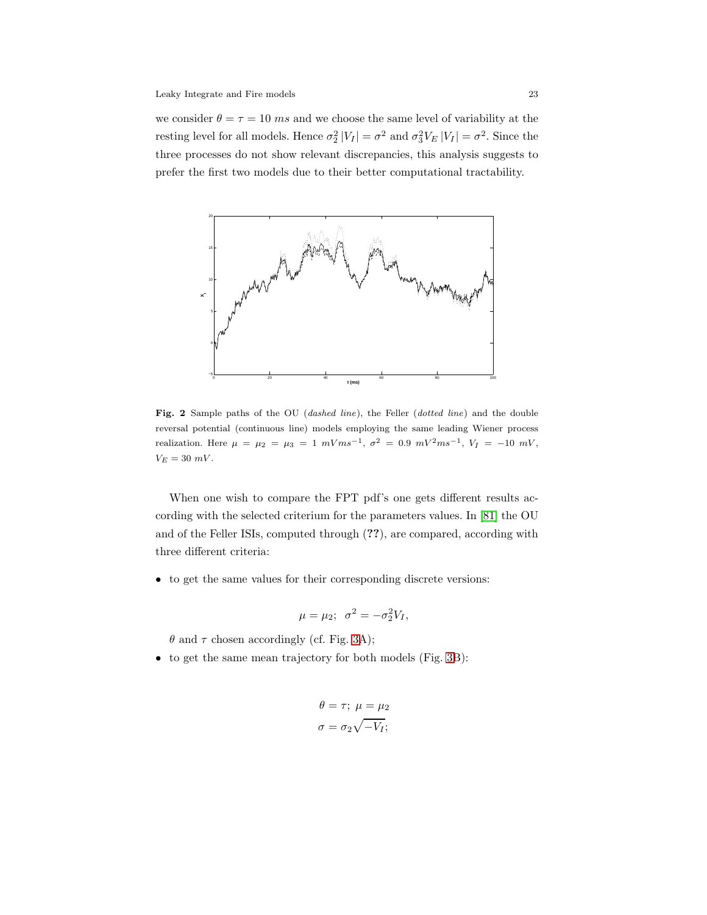we consider $\theta = \tau = 10\ ms$ and we choose the same level of variability at the resting level for all models. Hence $\sigma_2^2 |V_I| = \sigma^2$ and $\sigma_3^2 V_E |V_I| = \sigma^2$. Since the three processes do not show relevant discrepancies, this analysis suggests to prefer the first two models due to their better computational tractability.

**Fig. 2** Sample paths of the OU (*dashed line*), the Feller (*dotted line*) and the double reversal potential (continuous line) models employing the same leading Wiener process realization. Here $\mu = \mu_2 = \mu_3 = 1\ mVms^{-1}$, $\sigma^2 = 0.9\ mV^2ms^{-1}$, $V_I = -10\ mV$, $V_E = 30\ mV$.

When one wish to compare the FPT pdf's one gets different results according with the selected criterium for the parameters values. In [81] the OU and of the Feller ISIs, computed through (**??**), are compared, according with three different criteria:

- to get the same values for their corresponding discrete versions:

$$\mu = \mu_2; \ \ \sigma^2 = -\sigma_2^2 V_I,$$

  $\theta$ and $\tau$ chosen accordingly (cf. Fig. 3A);
- to get the same mean trajectory for both models (Fig. 3B):

$$\theta = \tau; \ \mu = \mu_2$$
$$\sigma = \sigma_2 \sqrt{-V_I};$$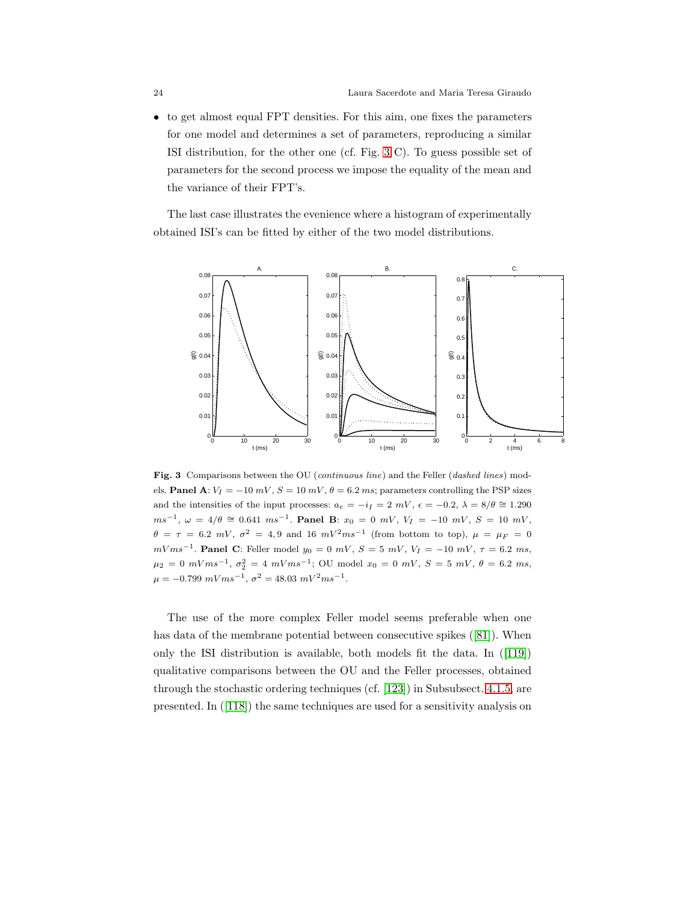- to get almost equal FPT densities. For this aim, one fixes the parameters for one model and determines a set of parameters, reproducing a similar ISI distribution, for the other one (cf. Fig. 3 C). To guess possible set of parameters for the second process we impose the equality of the mean and the variance of their FPT's.

The last case illustrates the evenience where a histogram of experimentally obtained ISI's can be fitted by either of the two model distributions.

**Fig. 3** Comparisons between the OU (*continuous line*) and the Feller (*dashed lines*) models. **Panel A**: $V_I = -10\ mV$, $S = 10\ mV$, $\theta = 6.2\ ms$; parameters controlling the PSP sizes and the intensities of the input processes: $a_e = -i_I = 2\ mV$, $\epsilon = -0.2$, $\lambda = 8/\theta \cong 1.290\ ms^{-1}$, $\omega = 4/\theta \cong 0.641\ ms^{-1}$. **Panel B**: $x_0 = 0\ mV$, $V_I = -10\ mV$, $S = 10\ mV$, $\theta = \tau = 6.2\ mV$, $\sigma^2 = 4, 9$ and $16\ mV^2 ms^{-1}$ (from bottom to top), $\mu = \mu_F = 0\ mV ms^{-1}$. **Panel C**: Feller model $y_0 = 0\ mV$, $S = 5\ mV$, $V_I = -10\ mV$, $\tau = 6.2\ ms$, $\mu_2 = 0\ mV ms^{-1}$, $\sigma_2^2 = 4\ mV ms^{-1}$; OU model $x_0 = 0\ mV$, $S = 5\ mV$, $\theta = 6.2\ ms$, $\mu = -0.799\ mV ms^{-1}$, $\sigma^2 = 48.03\ mV^2 ms^{-1}$.

The use of the more complex Feller model seems preferable when one has data of the membrane potential between consecutive spikes ([81]). When only the ISI distribution is available, both models fit the data. In ([119]) qualitative comparisons between the OU and the Feller processes, obtained through the stochastic ordering techniques (cf. [123]) in Subsubsect. 4.1.5 are presented. In ([118]) the same techniques are used for a sensitivity analysis on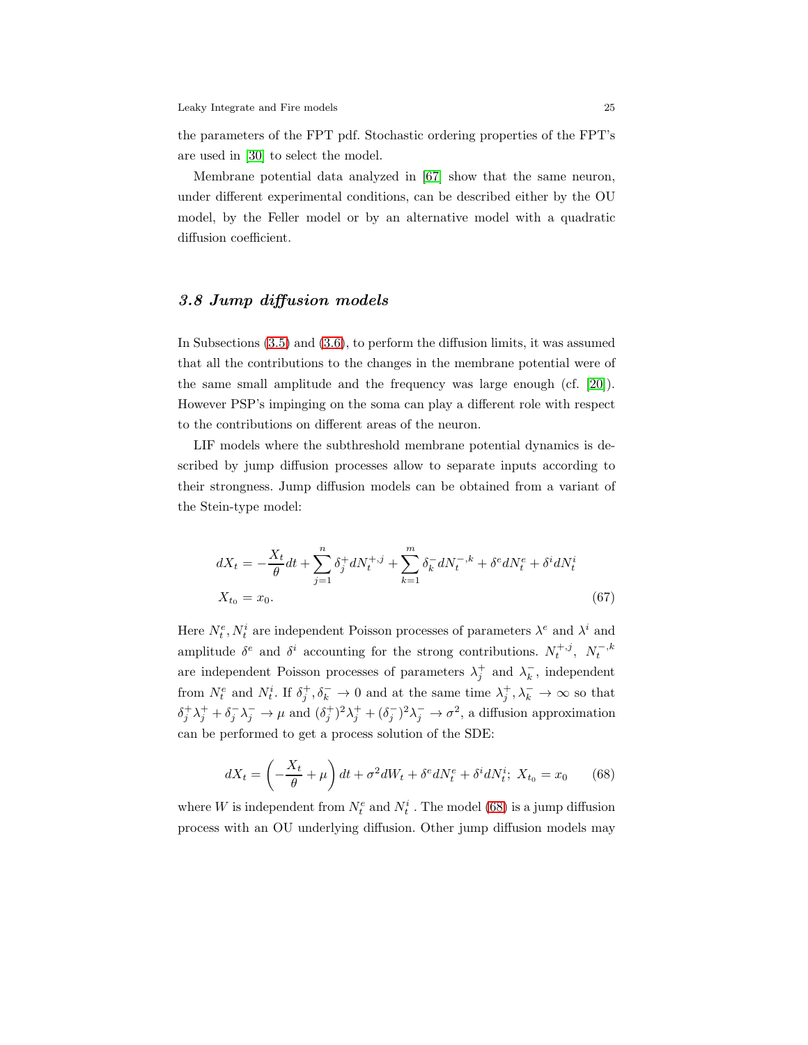the parameters of the FPT pdf. Stochastic ordering properties of the FPT's are used in [30] to select the model.

Membrane potential data analyzed in [67] show that the same neuron, under different experimental conditions, can be described either by the OU model, by the Feller model or by an alternative model with a quadratic diffusion coefficient.

### *3.8 Jump diffusion models*

In Subsections (3.5) and (3.6), to perform the diffusion limits, it was assumed that all the contributions to the changes in the membrane potential were of the same small amplitude and the frequency was large enough (cf. [20]). However PSP's impinging on the soma can play a different role with respect to the contributions on different areas of the neuron.

LIF models where the subthreshold membrane potential dynamics is described by jump diffusion processes allow to separate inputs according to their strongness. Jump diffusion models can be obtained from a variant of the Stein-type model:

$$
\begin{aligned}
dX_t &= -\frac{X_t}{\theta}dt + \sum_{j=1}^{n} \delta_j^+ dN_t^{+,j} + \sum_{k=1}^{m} \delta_k^- dN_t^{-,k} + \delta^e dN_t^e + \delta^i dN_t^i \\
X_{t_0} &= x_0.
\end{aligned}
\tag{67}
$$

Here $N_t^e, N_t^i$ are independent Poisson processes of parameters $\lambda^e$ and $\lambda^i$ and amplitude $\delta^e$ and $\delta^i$ accounting for the strong contributions. $N_t^{+,j}$, $N_t^{-,k}$ are independent Poisson processes of parameters $\lambda_j^+$ and $\lambda_k^-$, independent from $N_t^e$ and $N_t^i$. If $\delta_j^+, \delta_k^- \to 0$ and at the same time $\lambda_j^+, \lambda_k^- \to \infty$ so that $\delta_j^+\lambda_j^+ + \delta_j^-\lambda_j^- \to \mu$ and $(\delta_j^+)^2\lambda_j^+ + (\delta_j^-)^2\lambda_j^- \to \sigma^2$, a diffusion approximation can be performed to get a process solution of the SDE:

$$
dX_t = \left(-\frac{X_t}{\theta} + \mu\right)dt + \sigma^2 dW_t + \delta^e dN_t^e + \delta^i dN_t^i;\ X_{t_0} = x_0 \tag{68}
$$

where $W$ is independent from $N_t^e$ and $N_t^i$ . The model (68) is a jump diffusion process with an OU underlying diffusion. Other jump diffusion models may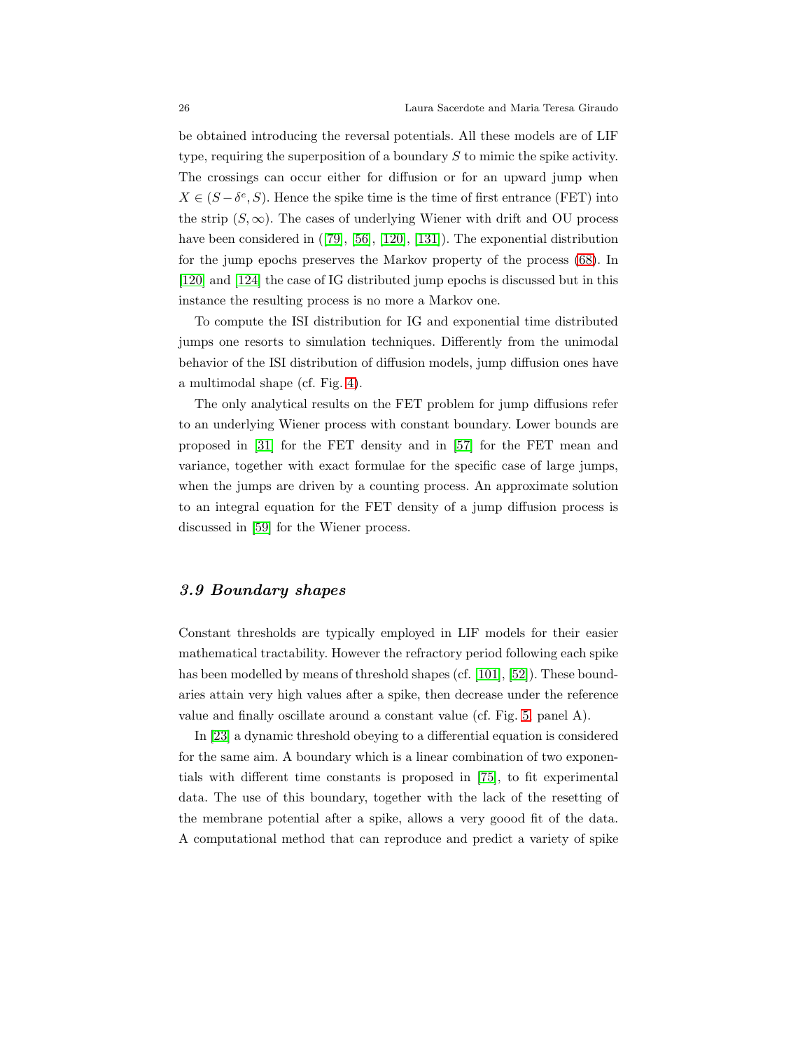be obtained introducing the reversal potentials. All these models are of LIF type, requiring the superposition of a boundary $S$ to mimic the spike activity. The crossings can occur either for diffusion or for an upward jump when $X \in (S - \delta^e, S)$. Hence the spike time is the time of first entrance (FET) into the strip $(S, \infty)$. The cases of underlying Wiener with drift and OU process have been considered in ([79], [56], [120], [131]). The exponential distribution for the jump epochs preserves the Markov property of the process (68). In [120] and [124] the case of IG distributed jump epochs is discussed but in this instance the resulting process is no more a Markov one.

To compute the ISI distribution for IG and exponential time distributed jumps one resorts to simulation techniques. Differently from the unimodal behavior of the ISI distribution of diffusion models, jump diffusion ones have a multimodal shape (cf. Fig. 4).

The only analytical results on the FET problem for jump diffusions refer to an underlying Wiener process with constant boundary. Lower bounds are proposed in [31] for the FET density and in [57] for the FET mean and variance, together with exact formulae for the specific case of large jumps, when the jumps are driven by a counting process. An approximate solution to an integral equation for the FET density of a jump diffusion process is discussed in [59] for the Wiener process.

### *3.9 Boundary shapes*

Constant thresholds are typically employed in LIF models for their easier mathematical tractability. However the refractory period following each spike has been modelled by means of threshold shapes (cf. [101], [52]). These boundaries attain very high values after a spike, then decrease under the reference value and finally oscillate around a constant value (cf. Fig. 5, panel A).

In [23] a dynamic threshold obeying to a differential equation is considered for the same aim. A boundary which is a linear combination of two exponentials with different time constants is proposed in [75], to fit experimental data. The use of this boundary, together with the lack of the resetting of the membrane potential after a spike, allows a very goood fit of the data. A computational method that can reproduce and predict a variety of spike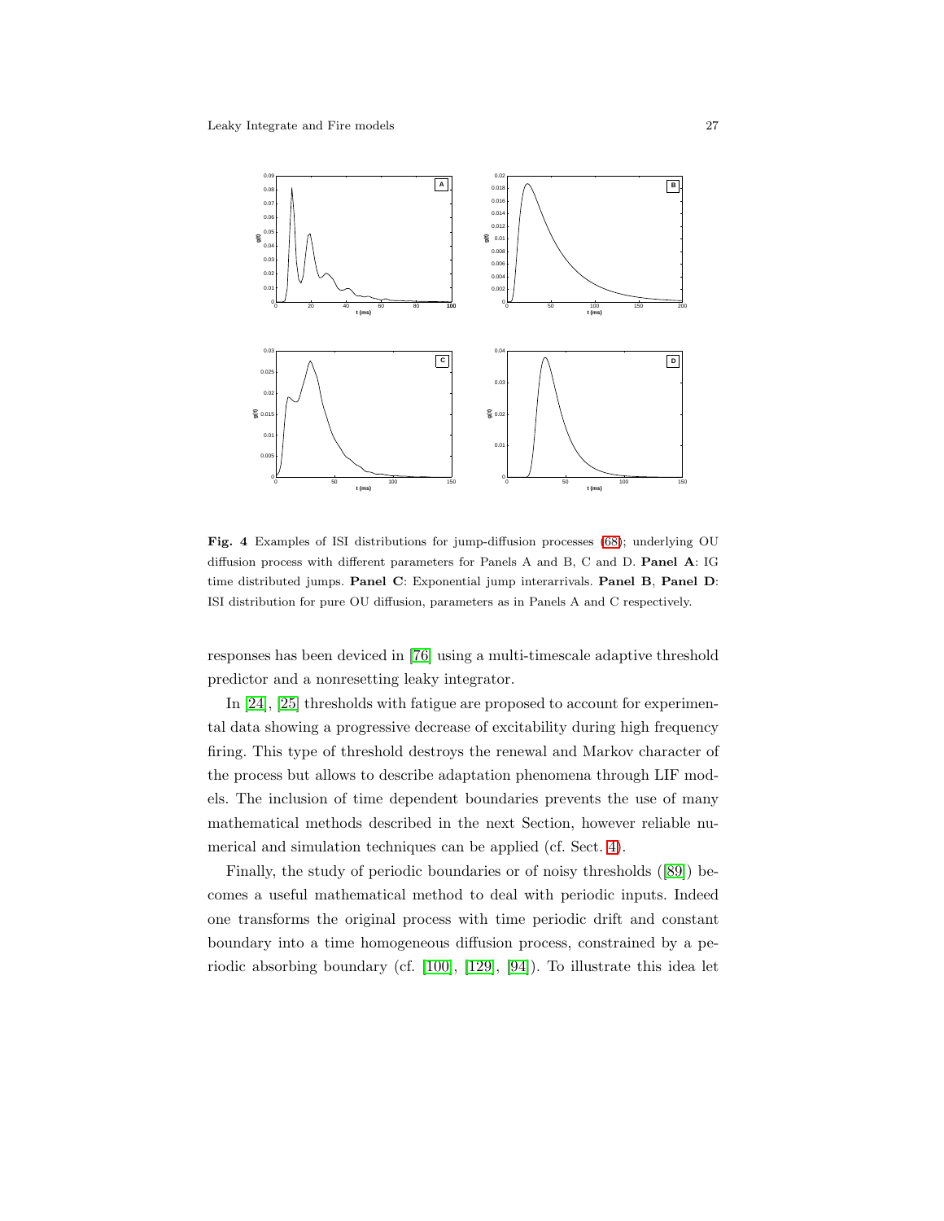**Fig. 4** Examples of ISI distributions for jump-diffusion processes (68); underlying OU diffusion process with different parameters for Panels A and B, C and D. **Panel A**: IG time distributed jumps. **Panel C**: Exponential jump interarrivals. **Panel B**, **Panel D**: ISI distribution for pure OU diffusion, parameters as in Panels A and C respectively.

responses has been deviced in [76] using a multi-timescale adaptive threshold predictor and a nonresetting leaky integrator.

In [24], [25] thresholds with fatigue are proposed to account for experimental data showing a progressive decrease of excitability during high frequency firing. This type of threshold destroys the renewal and Markov character of the process but allows to describe adaptation phenomena through LIF models. The inclusion of time dependent boundaries prevents the use of many mathematical methods described in the next Section, however reliable numerical and simulation techniques can be applied (cf. Sect. 4).

Finally, the study of periodic boundaries or of noisy thresholds ([89]) becomes a useful mathematical method to deal with periodic inputs. Indeed one transforms the original process with time periodic drift and constant boundary into a time homogeneous diffusion process, constrained by a periodic absorbing boundary (cf. [100], [129], [94]). To illustrate this idea let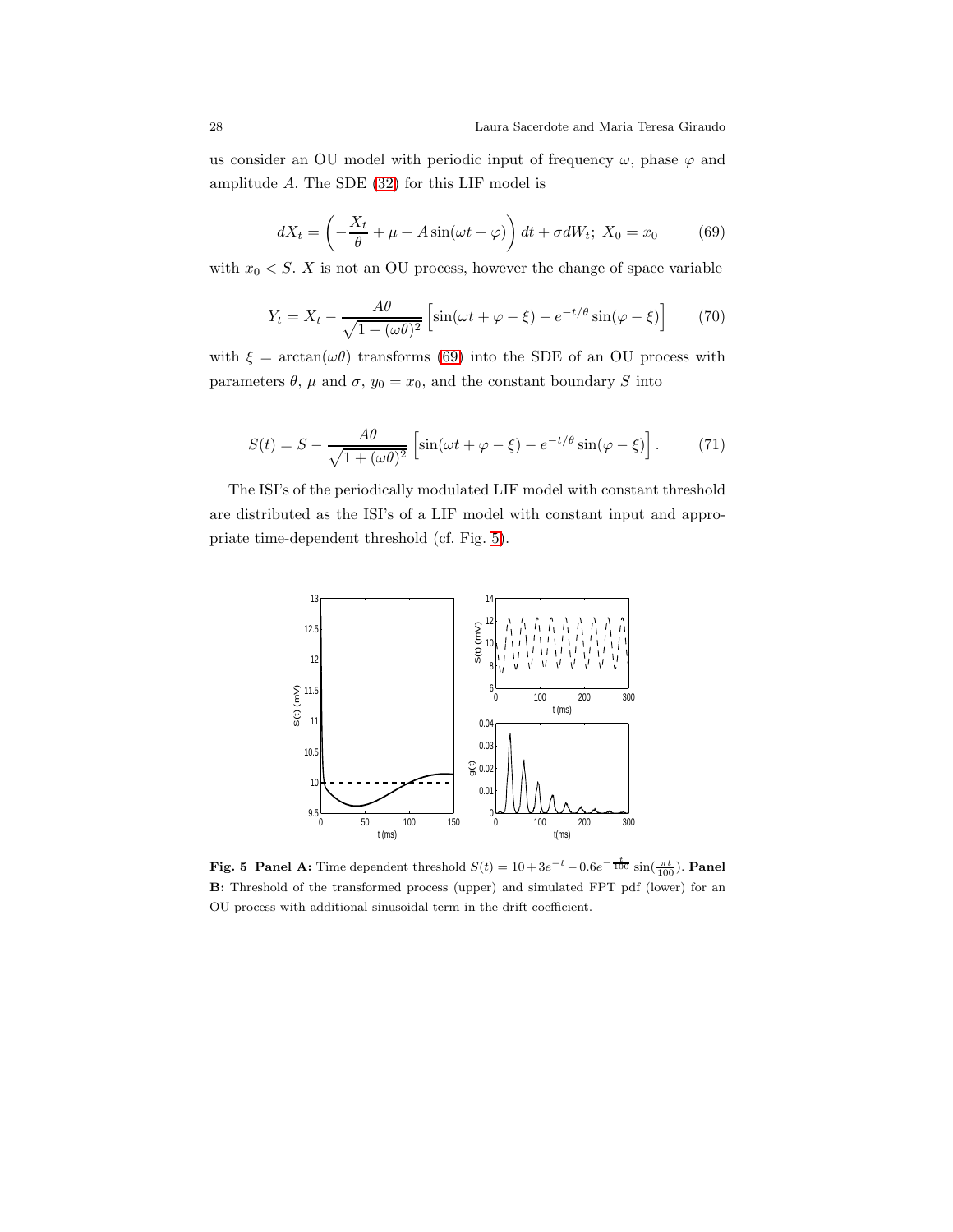us consider an OU model with periodic input of frequency $\omega$, phase $\varphi$ and amplitude $A$. The SDE (32) for this LIF model is

$$dX_t = \left( -\frac{X_t}{\theta} + \mu + A\sin(\omega t + \varphi) \right) dt + \sigma dW_t;\ X_0 = x_0 \tag{69}$$

with $x_0 < S$. $X$ is not an OU process, however the change of space variable

$$Y_t = X_t - \frac{A\theta}{\sqrt{1 + (\omega\theta)^2}} \left[ \sin(\omega t + \varphi - \xi) - e^{-t/\theta} \sin(\varphi - \xi) \right] \tag{70}$$

with $\xi = \arctan(\omega\theta)$ transforms (69) into the SDE of an OU process with parameters $\theta$, $\mu$ and $\sigma$, $y_0 = x_0$, and the constant boundary $S$ into

$$S(t) = S - \frac{A\theta}{\sqrt{1 + (\omega\theta)^2}} \left[ \sin(\omega t + \varphi - \xi) - e^{-t/\theta} \sin(\varphi - \xi) \right]. \tag{71}$$

The ISI's of the periodically modulated LIF model with constant threshold are distributed as the ISI's of a LIF model with constant input and appropriate time-dependent threshold (cf. Fig. 5).

**Fig. 5 Panel A:** Time dependent threshold $S(t) = 10 + 3e^{-t} - 0.6e^{-\frac{t}{100}} \sin(\frac{\pi t}{100})$. **Panel B:** Threshold of the transformed process (upper) and simulated FPT pdf (lower) for an OU process with additional sinusoidal term in the drift coefficient.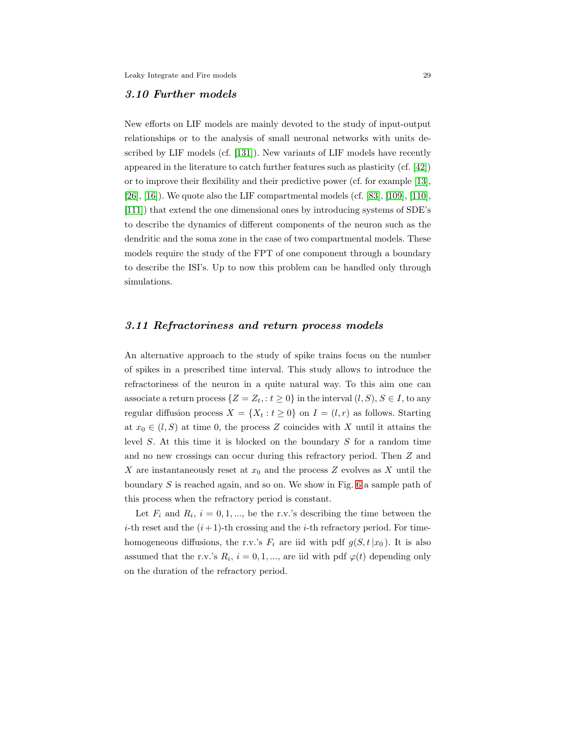### 3.10 Further models

New efforts on LIF models are mainly devoted to the study of input-output relationships or to the analysis of small neuronal networks with units described by LIF models (cf. [131]). New variants of LIF models have recently appeared in the literature to catch further features such as plasticity (cf. [42]) or to improve their flexibility and their predictive power (cf. for example [13], [26], [16]). We quote also the LIF compartmental models (cf. [83], [109], [110], [111]) that extend the one dimensional ones by introducing systems of SDE's to describe the dynamics of different components of the neuron such as the dendritic and the soma zone in the case of two compartmental models. These models require the study of the FPT of one component through a boundary to describe the ISI's. Up to now this problem can be handled only through simulations.

### 3.11 Refractoriness and return process models

An alternative approach to the study of spike trains focus on the number of spikes in a prescribed time interval. This study allows to introduce the refractoriness of the neuron in a quite natural way. To this aim one can associate a return process $\{Z = Z_t, : t \geq 0\}$ in the interval $(l, S)$, $S \in I$, to any regular diffusion process $X = \{X_t : t \geq 0\}$ on $I = (l, r)$ as follows. Starting at $x_0 \in (l, S)$ at time 0, the process $Z$ coincides with $X$ until it attains the level $S$. At this time it is blocked on the boundary $S$ for a random time and no new crossings can occur during this refractory period. Then $Z$ and $X$ are instantaneously reset at $x_0$ and the process $Z$ evolves as $X$ until the boundary $S$ is reached again, and so on. We show in Fig. 6 a sample path of this process when the refractory period is constant.

Let $F_i$ and $R_i$, $i = 0, 1, ...,$ be the r.v.'s describing the time between the $i$-th reset and the $(i+1)$-th crossing and the $i$-th refractory period. For time-homogeneous diffusions, the r.v.'s $F_i$ are iid with pdf $g(S, t\,|x_0)$. It is also assumed that the r.v.'s $R_i$, $i = 0, 1, ...,$ are iid with pdf $\varphi(t)$ depending only on the duration of the refractory period.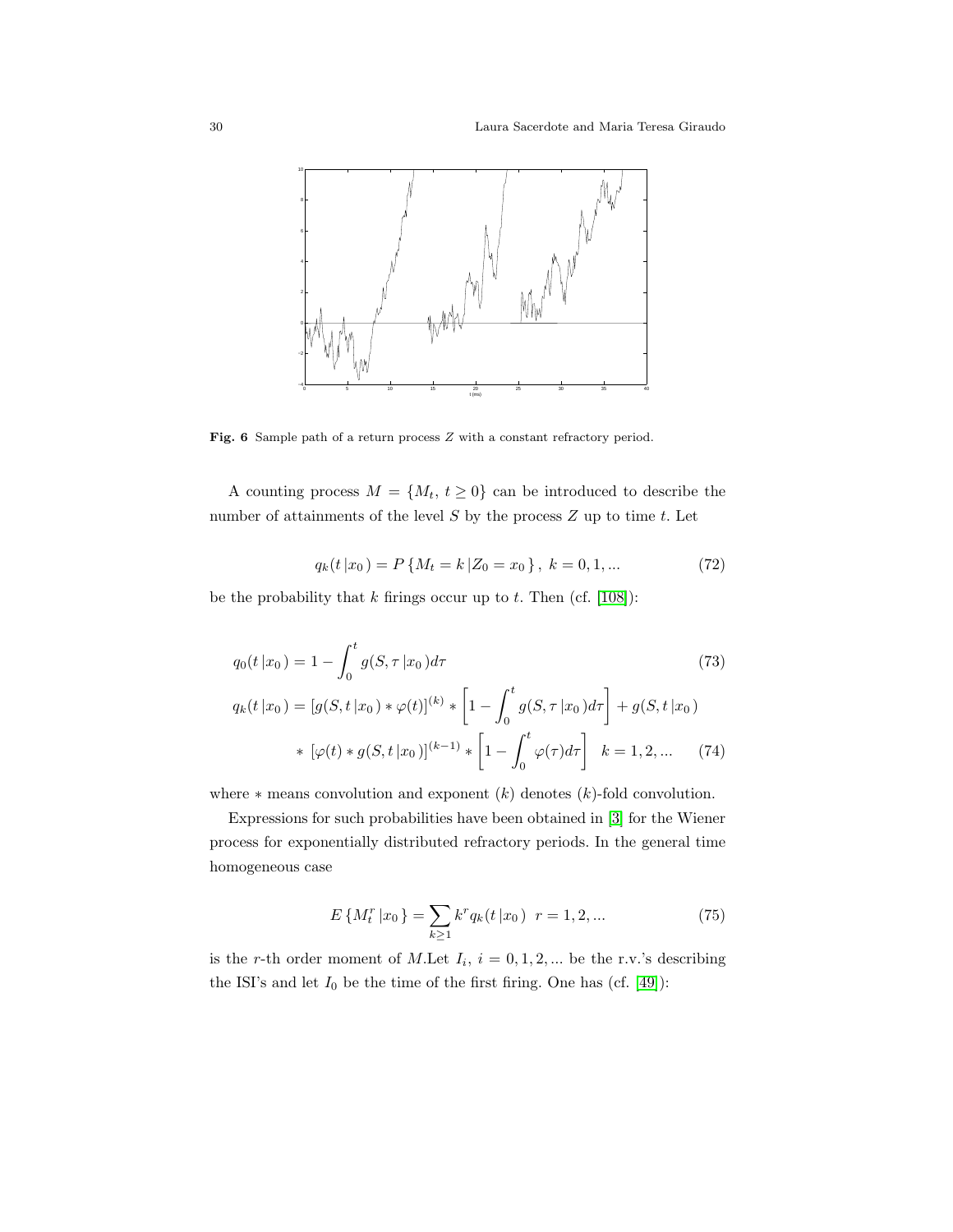**Fig. 6** Sample path of a return process $Z$ with a constant refractory period.

A counting process $M = \{M_t,\ t \geq 0\}$ can be introduced to describe the number of attainments of the level $S$ by the process $Z$ up to time $t$. Let

$$q_k(t\,|x_0\,) = P\{M_t = k\,|Z_0 = x_0\,\},\ k = 0, 1, ... \tag{72}$$

be the probability that $k$ firings occur up to $t$. Then (cf. [108]):

$$q_0(t\,|x_0\,) = 1 - \int_0^t g(S, \tau\,|x_0\,)d\tau \tag{73}$$

$$\begin{aligned} q_k(t\,|x_0\,) &= [g(S, t\,|x_0\,) * \varphi(t)]^{(k)} * \left[1 - \int_0^t g(S, \tau\,|x_0\,)d\tau\right] + g(S, t\,|x_0\,) \\ &* \ [\varphi(t) * g(S, t\,|x_0\,)]^{(k-1)} * \left[1 - \int_0^t \varphi(\tau)d\tau\right] \quad k = 1, 2, ... \end{aligned} \tag{74}$$

where $*$ means convolution and exponent $(k)$ denotes $(k)$-fold convolution.

Expressions for such probabilities have been obtained in [3] for the Wiener process for exponentially distributed refractory periods. In the general time homogeneous case

$$E\{M_t^r\,|x_0\,\} = \sum_{k \geq 1} k^r q_k(t\,|x_0\,) \quad r = 1, 2, ... \tag{75}$$

is the $r$-th order moment of $M$.Let $I_i,\ i = 0, 1, 2, ...$ be the r.v.'s describing the ISI's and let $I_0$ be the time of the first firing. One has (cf. [49]):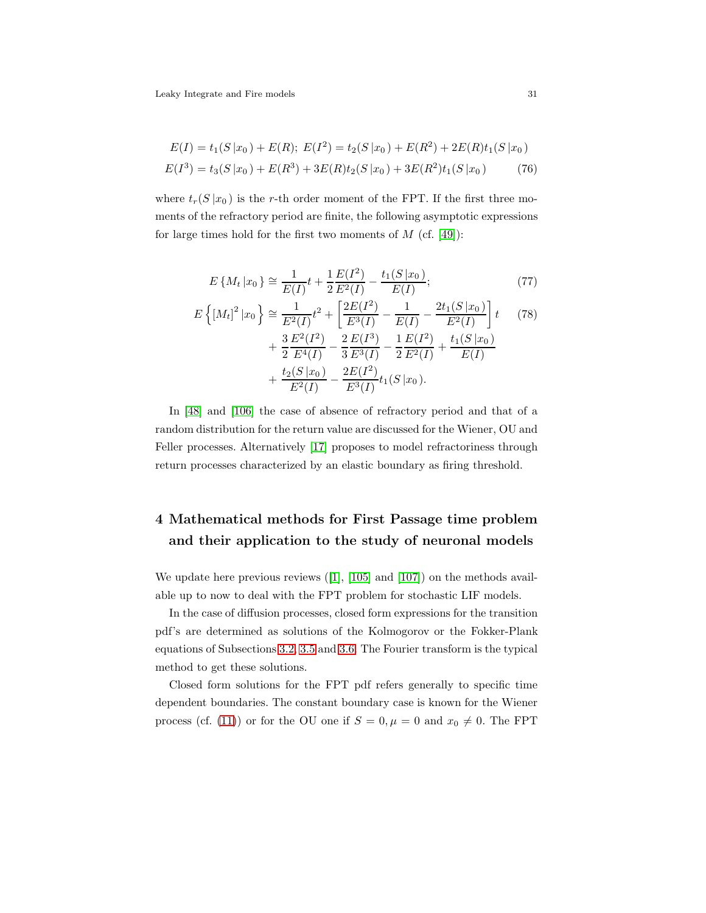$$E(I) = t_1(S\,|x_0\,) + E(R);\; E(I^2) = t_2(S\,|x_0\,) + E(R^2) + 2E(R)t_1(S\,|x_0\,)$$

$$E(I^3) = t_3(S\,|x_0\,) + E(R^3) + 3E(R)t_2(S\,|x_0\,) + 3E(R^2)t_1(S\,|x_0\,) \tag{76}$$

where $t_r(S\,|x_0\,)$ is the $r$-th order moment of the FPT. If the first three moments of the refractory period are finite, the following asymptotic expressions for large times hold for the first two moments of $M$ (cf. [49]):

$$E\left\{M_t\,|x_0\,\right\} \cong \frac{1}{E(I)}t + \frac{1}{2}\frac{E(I^2)}{E^2(I)} - \frac{t_1(S\,|x_0\,)}{E(I)}; \tag{77}$$

$$\begin{aligned} E\left\{[M_t]^2\,|x_0\,\right\} \cong\; & \frac{1}{E^2(I)}t^2 + \left[\frac{2E(I^2)}{E^3(I)} - \frac{1}{E(I)} - \frac{2t_1(S\,|x_0\,)}{E^2(I)}\right]t \\ & + \frac{3}{2}\frac{E^2(I^2)}{E^4(I)} - \frac{2}{3}\frac{E(I^3)}{E^3(I)} - \frac{1}{2}\frac{E(I^2)}{E^2(I)} + \frac{t_1(S\,|x_0\,)}{E(I)} \\ & + \frac{t_2(S\,|x_0\,)}{E^2(I)} - \frac{2E(I^2)}{E^3(I)}t_1(S\,|x_0\,). \end{aligned} \tag{78}$$

In [48] and [106] the case of absence of refractory period and that of a random distribution for the return value are discussed for the Wiener, OU and Feller processes. Alternatively [17] proposes to model refractoriness through return processes characterized by an elastic boundary as firing threshold.

# 4 Mathematical methods for First Passage time problem and their application to the study of neuronal models

We update here previous reviews ([1], [105] and [107]) on the methods available up to now to deal with the FPT problem for stochastic LIF models.

In the case of diffusion processes, closed form expressions for the transition pdf's are determined as solutions of the Kolmogorov or the Fokker-Plank equations of Subsections 3.2, 3.5 and 3.6. The Fourier transform is the typical method to get these solutions.

Closed form solutions for the FPT pdf refers generally to specific time dependent boundaries. The constant boundary case is known for the Wiener process (cf. (11)) or for the OU one if $S = 0, \mu = 0$ and $x_0 \neq 0$. The FPT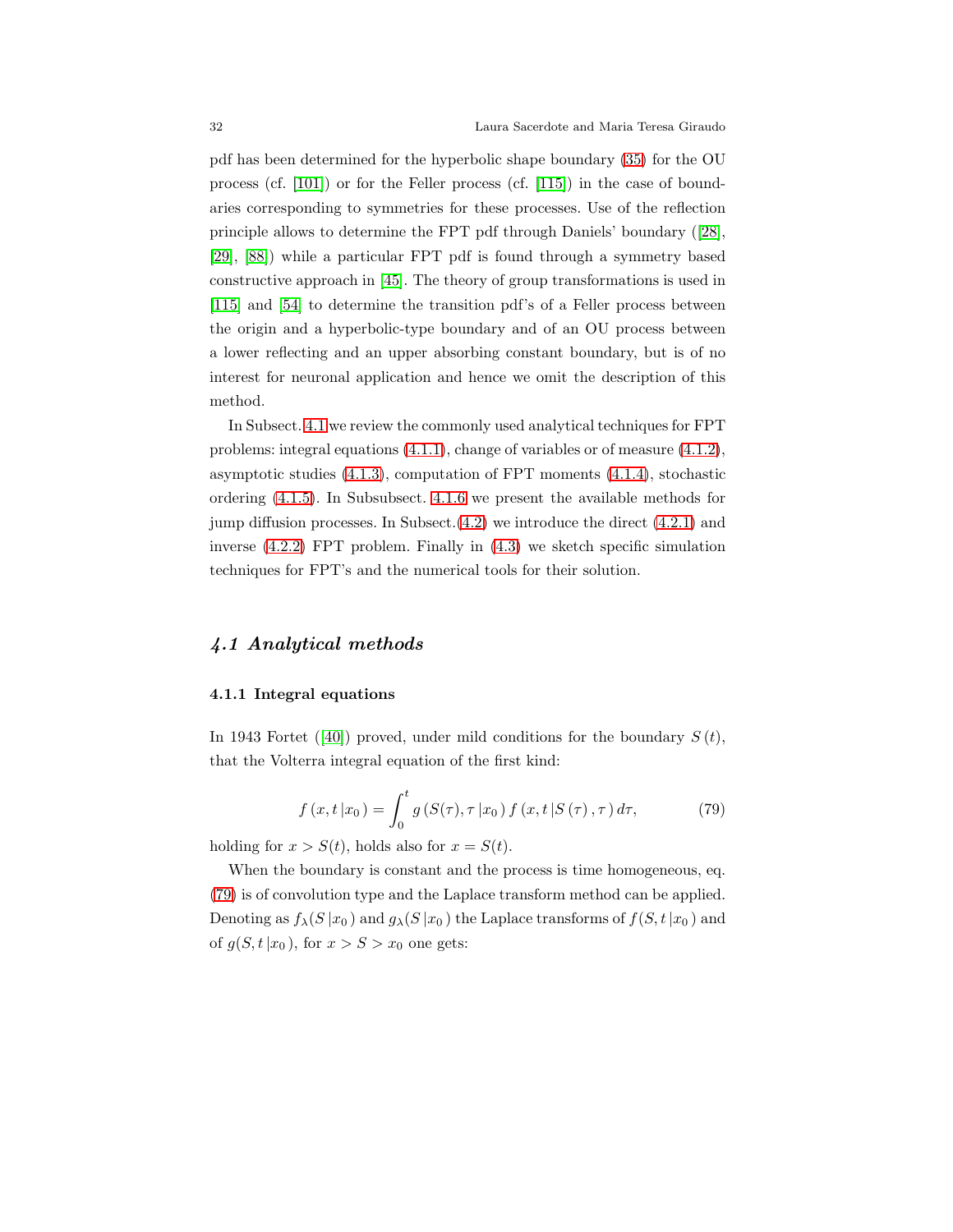pdf has been determined for the hyperbolic shape boundary (35) for the OU process (cf. [101]) or for the Feller process (cf. [115]) in the case of boundaries corresponding to symmetries for these processes. Use of the reflection principle allows to determine the FPT pdf through Daniels' boundary ([28], [29], [88]) while a particular FPT pdf is found through a symmetry based constructive approach in [45]. The theory of group transformations is used in [115] and [54] to determine the transition pdf's of a Feller process between the origin and a hyperbolic-type boundary and of an OU process between a lower reflecting and an upper absorbing constant boundary, but is of no interest for neuronal application and hence we omit the description of this method.

In Subsect. 4.1 we review the commonly used analytical techniques for FPT problems: integral equations (4.1.1), change of variables or of measure (4.1.2), asymptotic studies (4.1.3), computation of FPT moments (4.1.4), stochastic ordering (4.1.5). In Subsubsect. 4.1.6 we present the available methods for jump diffusion processes. In Subsect.(4.2) we introduce the direct (4.2.1) and inverse (4.2.2) FPT problem. Finally in (4.3) we sketch specific simulation techniques for FPT's and the numerical tools for their solution.

## *4.1 Analytical methods*

### 4.1.1 Integral equations

In 1943 Fortet ([40]) proved, under mild conditions for the boundary $S(t)$, that the Volterra integral equation of the first kind:

$$f(x,t\,|x_0) = \int_0^t g(S(\tau),\tau\,|x_0)\, f(x,t\,|S(\tau),\tau)\, d\tau, \tag{79}$$

holding for $x > S(t)$, holds also for $x = S(t)$.

When the boundary is constant and the process is time homogeneous, eq. (79) is of convolution type and the Laplace transform method can be applied. Denoting as $f_\lambda(S\,|x_0)$ and $g_\lambda(S\,|x_0)$ the Laplace transforms of $f(S,t\,|x_0)$ and of $g(S,t\,|x_0)$, for $x > S > x_0$ one gets: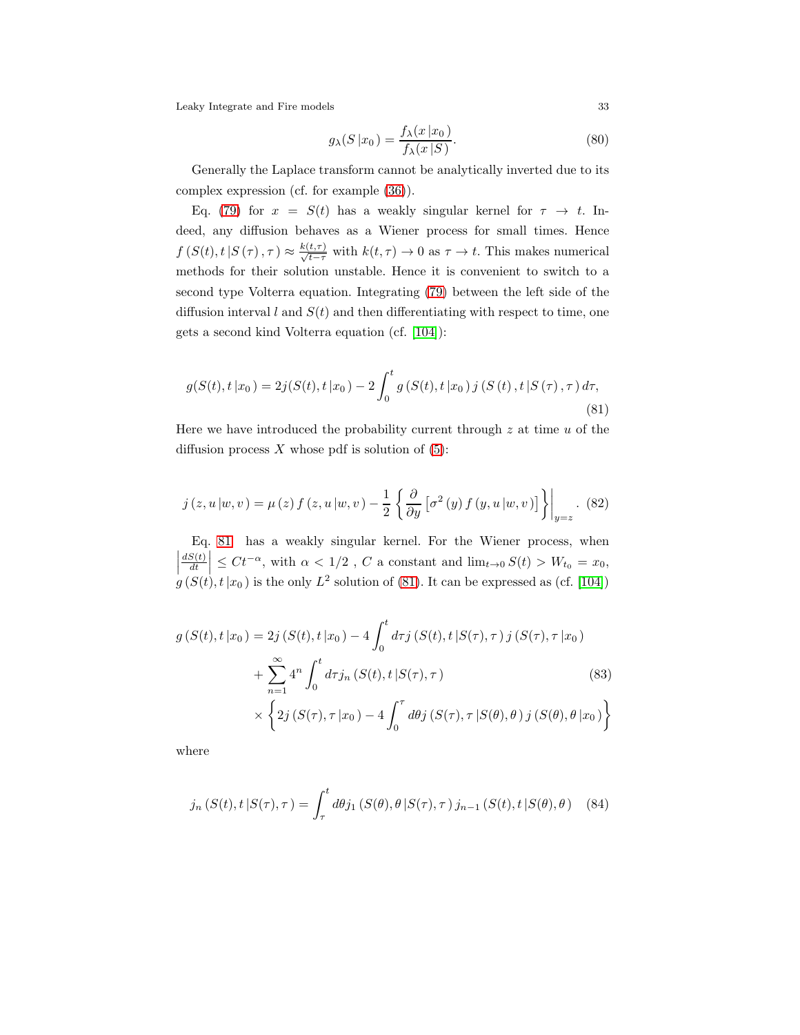$$g_\lambda(S\,|x_0) = \frac{f_\lambda(x\,|x_0)}{f_\lambda(x\,|S)}. \tag{80}$$

Generally the Laplace transform cannot be analytically inverted due to its complex expression (cf. for example [36]).

Eq. (79) for $x = S(t)$ has a weakly singular kernel for $\tau \to t$. Indeed, any diffusion behaves as a Wiener process for small times. Hence $f\left(S(t), t\,|S\left(\tau\right), \tau\right) \approx \frac{k(t,\tau)}{\sqrt{t-\tau}}$ with $k(t,\tau) \to 0$ as $\tau \to t$. This makes numerical methods for their solution unstable. Hence it is convenient to switch to a second type Volterra equation. Integrating (79) between the left side of the diffusion interval $l$ and $S(t)$ and then differentiating with respect to time, one gets a second kind Volterra equation (cf. [104]):

$$g(S(t), t\,|x_0) = 2j(S(t), t\,|x_0) - 2\int_0^t g\left(S(t), t\,|x_0\right) j\left(S\left(t\right), t\,|S\left(\tau\right), \tau\right) d\tau, \tag{81}$$

Here we have introduced the probability current through $z$ at time $u$ of the diffusion process $X$ whose pdf is solution of (5):

$$j\left(z, u\,|w, v\right) = \mu\left(z\right) f\left(z, u\,|w, v\right) - \frac{1}{2}\left\{\frac{\partial}{\partial y}\left[\sigma^2\left(y\right) f\left(y, u\,|w, v\right)\right]\right\}\Big|_{y=z}. \tag{82}$$

Eq. 81 has a weakly singular kernel. For the Wiener process, when $\left|\frac{dS(t)}{dt}\right| \le Ct^{-\alpha}$, with $\alpha < 1/2$ , $C$ a constant and $\lim_{t\to 0} S(t) > W_{t_0} = x_0$, $g\left(S(t), t\,|x_0\right)$ is the only $L^2$ solution of (81). It can be expressed as (cf. [104])

$$\begin{aligned}
g\left(S(t), t\,|x_0\right) &= 2j\left(S(t), t\,|x_0\right) - 4\int_0^t d\tau j\left(S(t), t\,|S(\tau), \tau\right) j\left(S(\tau), \tau\,|x_0\right) \\
&+ \sum_{n=1}^{\infty} 4^n \int_0^t d\tau j_n\left(S(t), t\,|S(\tau), \tau\right) \\
&\times \left\{2j\left(S(\tau), \tau\,|x_0\right) - 4\int_0^\tau d\theta j\left(S(\tau), \tau\,|S(\theta), \theta\right) j\left(S(\theta), \theta\,|x_0\right)\right\}
\end{aligned} \tag{83}$$

where

$$j_n\left(S(t), t\,|S(\tau), \tau\right) = \int_\tau^t d\theta j_1\left(S(\theta), \theta\,|S(\tau), \tau\right) j_{n-1}\left(S(t), t\,|S(\theta), \theta\right) \tag{84}$$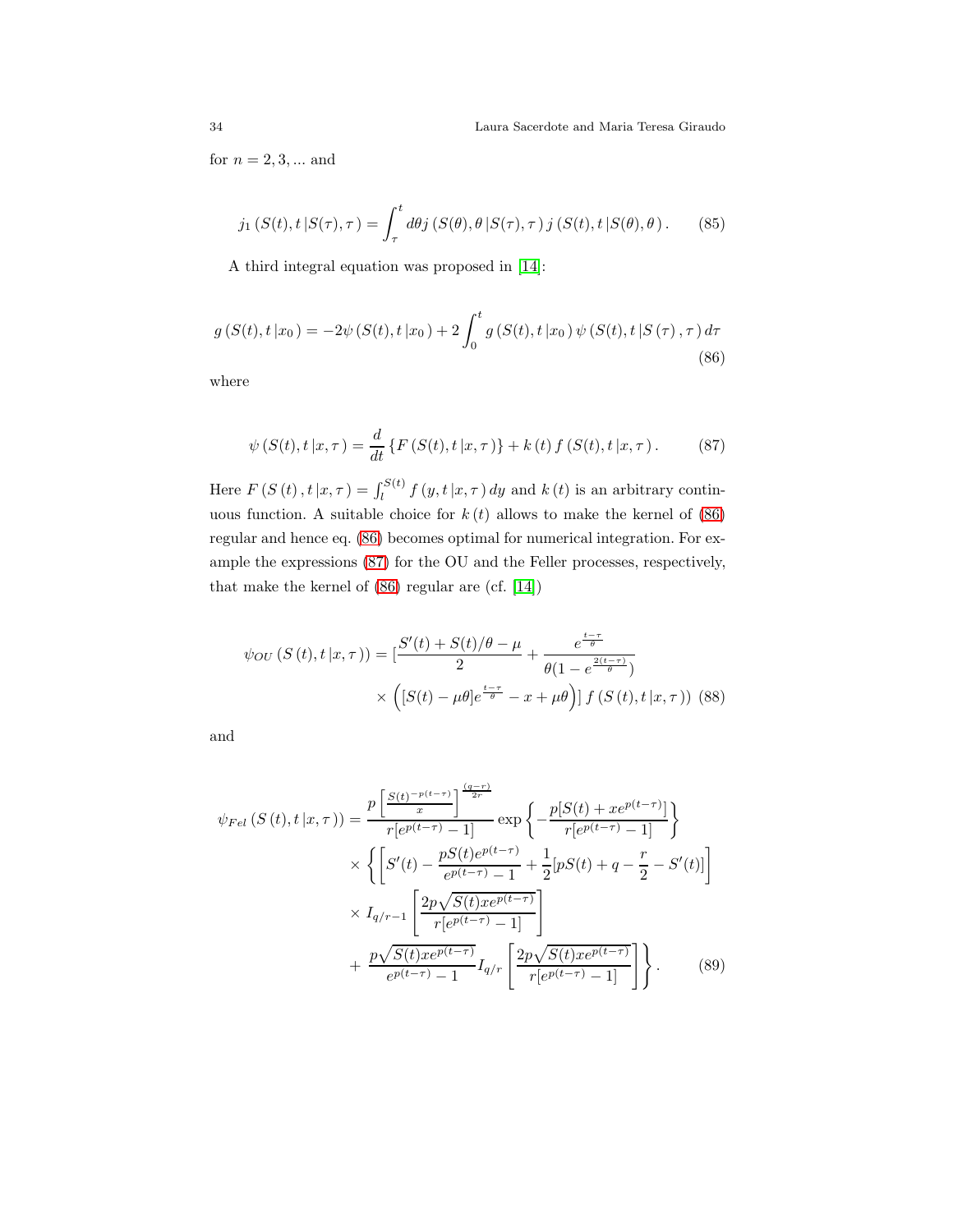for $n = 2, 3, ...$ and

$$j_1\left(S(t), t\left|S(\tau), \tau\right.\right) = \int_\tau^t d\theta j\left(S(\theta), \theta\left|S(\tau), \tau\right.\right) j\left(S(t), t\left|S(\theta), \theta\right.\right). \tag{85}$$

A third integral equation was proposed in [14]:

$$g\left(S(t), t\left|x_0\right.\right) = -2\psi\left(S(t), t\left|x_0\right.\right) + 2\int_0^t g\left(S(t), t\left|x_0\right.\right)\psi\left(S(t), t\left|S\left(\tau\right), \tau\right.\right)d\tau \tag{86}$$

where

$$\psi\left(S(t), t\left|x, \tau\right.\right) = \frac{d}{dt}\left\{F\left(S(t), t\left|x, \tau\right.\right)\right\} + k\left(t\right)f\left(S(t), t\left|x, \tau\right.\right). \tag{87}$$

Here $F\left(S\left(t\right), t\left|x, \tau\right.\right) = \int_l^{S(t)} f\left(y, t\left|x, \tau\right.\right)dy$ and $k\left(t\right)$ is an arbitrary continuous function. A suitable choice for $k\left(t\right)$ allows to make the kernel of (86) regular and hence eq. (86) becomes optimal for numerical integration. For example the expressions (87) for the OU and the Feller processes, respectively, that make the kernel of (86) regular are (cf. [14])

$$\begin{aligned}\psi_{OU}\left(S\left(t\right), t\left|x, \tau\right.\right)) = [&\frac{S'(t) + S(t)/\theta - \mu}{2} + \frac{e^{\frac{t-\tau}{\theta}}}{\theta(1 - e^{\frac{2(t-\tau)}{\theta}})}\\ &\times\left([S(t) - \mu\theta]e^{\frac{t-\tau}{\theta}} - x + \mu\theta\right)]\, f\left(S\left(t\right), t\left|x, \tau\right.\right))\end{aligned} \tag{88}$$

and

$$\begin{aligned}\psi_{Fel}\left(S\left(t\right), t\left|x, \tau\right.\right)) = &\frac{p\left[\frac{S(t)^{-p(t-\tau)}}{x}\right]^{\frac{(q-r)}{2r}}}{r[e^{p(t-\tau)} - 1]}\exp\left\{-\frac{p[S(t) + xe^{p(t-\tau)}]}{r[e^{p(t-\tau)} - 1]}\right\}\\ &\times\left\{\left[S'(t) - \frac{pS(t)e^{p(t-\tau)}}{e^{p(t-\tau)} - 1} + \frac{1}{2}[pS(t) + q - \frac{r}{2} - S'(t)]\right]\right.\\ &\times I_{q/r-1}\left[\frac{2p\sqrt{S(t)xe^{p(t-\tau)}}}{r[e^{p(t-\tau)} - 1]}\right]\\ &\left.+\ \frac{p\sqrt{S(t)xe^{p(t-\tau)}}}{e^{p(t-\tau)} - 1}I_{q/r}\left[\frac{2p\sqrt{S(t)xe^{p(t-\tau)}}}{r[e^{p(t-\tau)} - 1]}\right]\right\}.\end{aligned} \tag{89}$$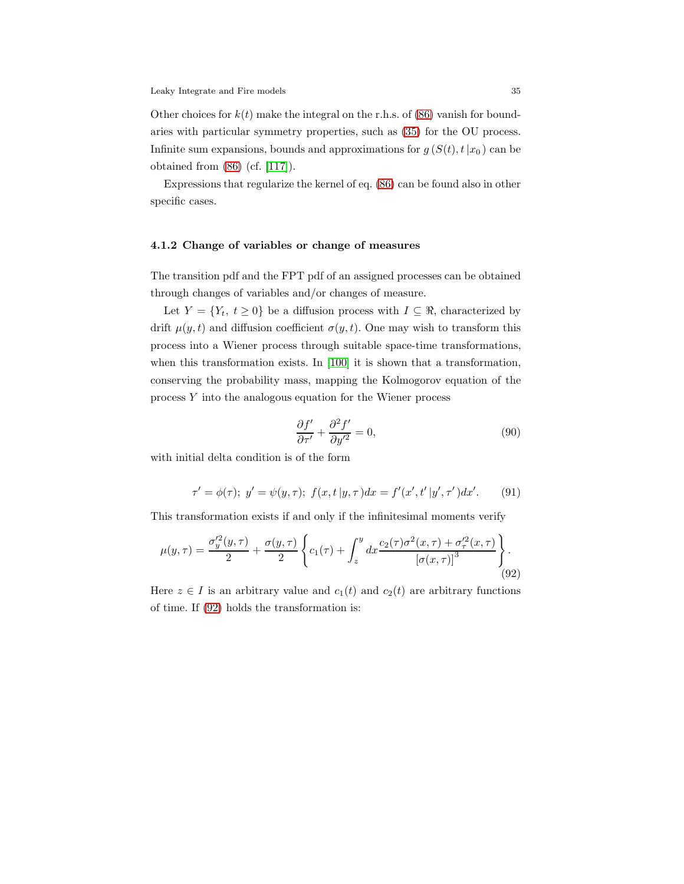Other choices for $k(t)$ make the integral on the r.h.s. of (86) vanish for boundaries with particular symmetry properties, such as (35) for the OU process. Infinite sum expansions, bounds and approximations for $g\left(S(t), t\,|x_0\right)$ can be obtained from (86) (cf. [117]).

Expressions that regularize the kernel of eq. (86) can be found also in other specific cases.

### 4.1.2 Change of variables or change of measures

The transition pdf and the FPT pdf of an assigned processes can be obtained through changes of variables and/or changes of measure.

Let $Y = \{Y_t,\ t \geq 0\}$ be a diffusion process with $I \subseteq \Re$, characterized by drift $\mu(y,t)$ and diffusion coefficient $\sigma(y,t)$. One may wish to transform this process into a Wiener process through suitable space-time transformations, when this transformation exists. In [100] it is shown that a transformation, conserving the probability mass, mapping the Kolmogorov equation of the process $Y$ into the analogous equation for the Wiener process

$$\frac{\partial f'}{\partial \tau'} + \frac{\partial^2 f'}{\partial y'^2} = 0, \tag{90}$$

with initial delta condition is of the form

$$\tau' = \phi(\tau);\ y' = \psi(y,\tau);\ f(x,t\,|y,\tau)dx = f'(x',t'\,|y',\tau')dx'. \tag{91}$$

This transformation exists if and only if the infinitesimal moments verify

$$\mu(y,\tau) = \frac{\sigma_y'^2(y,\tau)}{2} + \frac{\sigma(y,\tau)}{2}\left\{c_1(\tau) + \int_z^y dx \frac{c_2(\tau)\sigma^2(x,\tau) + \sigma_\tau'^2(x,\tau)}{\left[\sigma(x,\tau)\right]^3}\right\}. \tag{92}$$

Here $z \in I$ is an arbitrary value and $c_1(t)$ and $c_2(t)$ are arbitrary functions of time. If (92) holds the transformation is: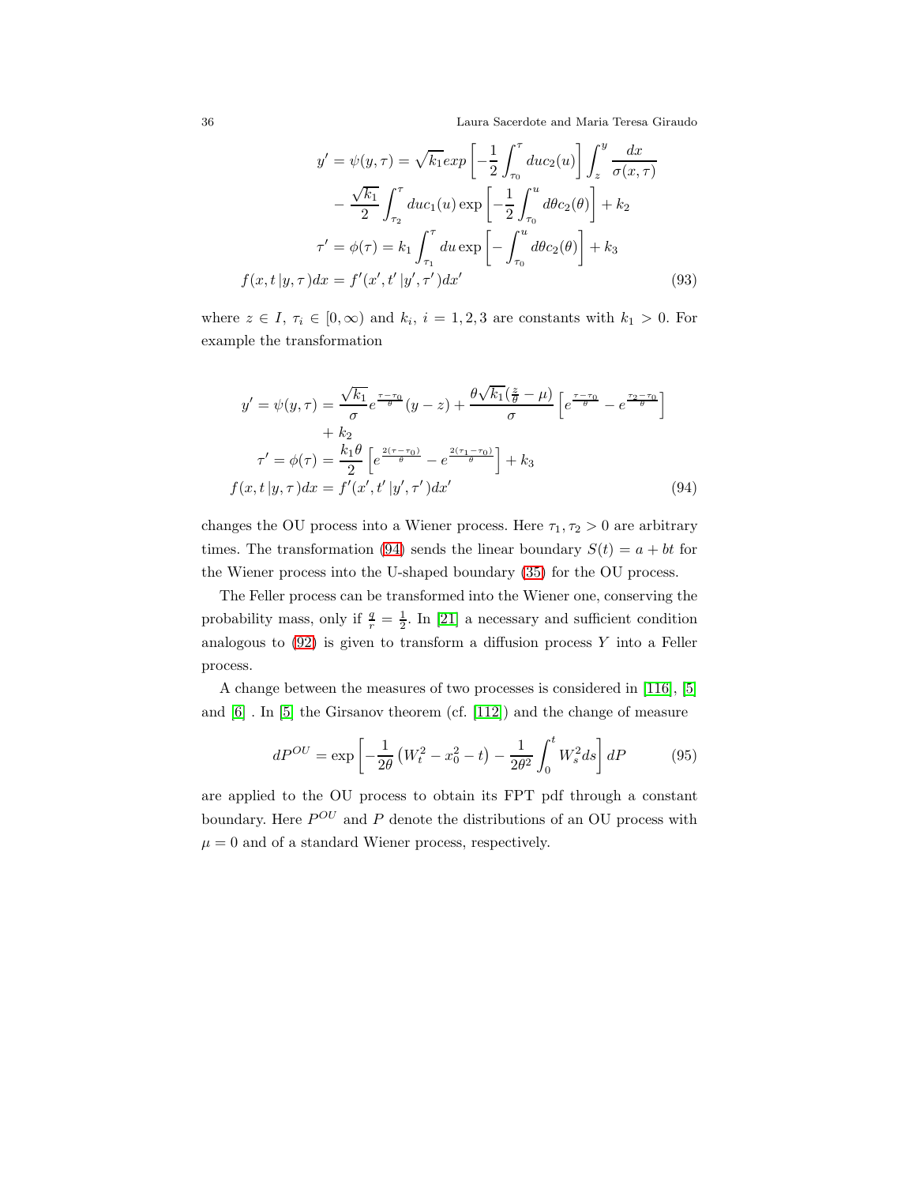$$
\begin{aligned}
y' = \psi(y,\tau) &= \sqrt{k_1} exp\left[-\frac{1}{2}\int_{\tau_0}^{\tau} du c_2(u)\right]\int_z^y \frac{dx}{\sigma(x,\tau)} \\
&- \frac{\sqrt{k_1}}{2}\int_{\tau_2}^{\tau} du c_1(u) \exp\left[-\frac{1}{2}\int_{\tau_0}^{u} d\theta c_2(\theta)\right] + k_2 \\
\tau' = \phi(\tau) &= k_1 \int_{\tau_1}^{\tau} du \exp\left[-\int_{\tau_0}^{u} d\theta c_2(\theta)\right] + k_3 \\
f(x,t\,|y,\tau)dx &= f'(x',t'\,|y',\tau')dx'
\end{aligned} \tag{93}
$$

where $z \in I$, $\tau_i \in [0,\infty)$ and $k_i$, $i=1,2,3$ are constants with $k_1 > 0$. For example the transformation

$$
\begin{aligned}
y' = \psi(y,\tau) &= \frac{\sqrt{k_1}}{\sigma} e^{\frac{\tau-\tau_0}{\theta}}(y-z) + \frac{\theta\sqrt{k_1}(\frac{z}{\theta}-\mu)}{\sigma}\left[e^{\frac{\tau-\tau_0}{\theta}} - e^{\frac{\tau_2-\tau_0}{\theta}}\right] \\
&+ k_2 \\
\tau' = \phi(\tau) &= \frac{k_1\theta}{2}\left[e^{\frac{2(\tau-\tau_0)}{\theta}} - e^{\frac{2(\tau_1-\tau_0)}{\theta}}\right] + k_3 \\
f(x,t\,|y,\tau)dx &= f'(x',t'\,|y',\tau')dx'
\end{aligned} \tag{94}
$$

changes the OU process into a Wiener process. Here $\tau_1, \tau_2 > 0$ are arbitrary times. The transformation (94) sends the linear boundary $S(t) = a + bt$ for the Wiener process into the U-shaped boundary (35) for the OU process.

The Feller process can be transformed into the Wiener one, conserving the probability mass, only if $\frac{q}{r} = \frac{1}{2}$. In [21] a necessary and sufficient condition analogous to (92) is given to transform a diffusion process $Y$ into a Feller process.

A change between the measures of two processes is considered in [116], [5] and [6] . In [5] the Girsanov theorem (cf. [112]) and the change of measure

$$
dP^{OU} = \exp\left[-\frac{1}{2\theta}\left(W_t^2 - x_0^2 - t\right) - \frac{1}{2\theta^2}\int_0^t W_s^2 ds\right] dP \tag{95}
$$

are applied to the OU process to obtain its FPT pdf through a constant boundary. Here $P^{OU}$ and $P$ denote the distributions of an OU process with $\mu = 0$ and of a standard Wiener process, respectively.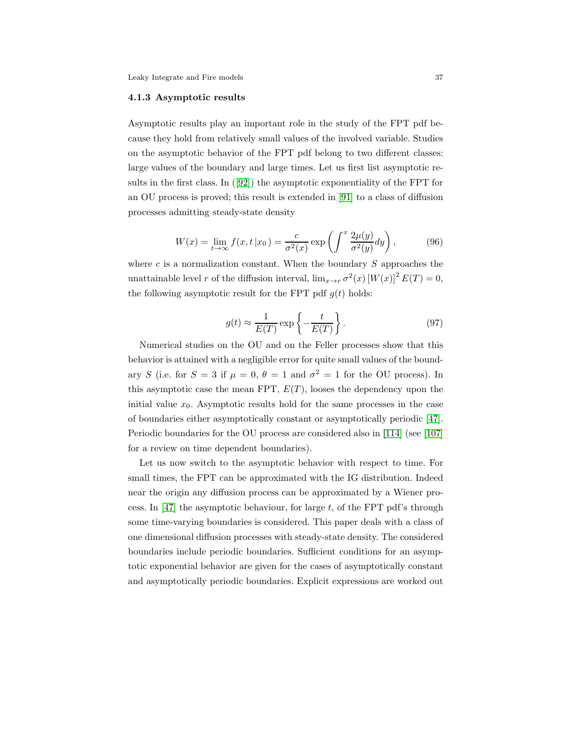### 4.1.3 Asymptotic results

Asymptotic results play an important role in the study of the FPT pdf because they hold from relatively small values of the involved variable. Studies on the asymptotic behavior of the FPT pdf belong to two different classes: large values of the boundary and large times. Let us first list asymptotic results in the first class. In ([92]) the asymptotic exponentiality of the FPT for an OU process is proved; this result is extended in [91] to a class of diffusion processes admitting steady-state density

$$W(x) = \lim_{t\to\infty} f(x,t\,|x_0\,) = \frac{c}{\sigma^2(x)} \exp\left(\int^x \frac{2\mu(y)}{\sigma^2(y)}dy\right), \tag{96}$$

where $c$ is a normalization constant. When the boundary $S$ approaches the unattainable level $r$ of the diffusion interval, $\lim_{x\to r} \sigma^2(x)\,[W(x)]^2\, E(T) = 0$, the following asymptotic result for the FPT pdf $g(t)$ holds:

$$g(t) \approx \frac{1}{E(T)} \exp\left\{-\frac{t}{E(T)}\right\}. \tag{97}$$

Numerical studies on the OU and on the Feller processes show that this behavior is attained with a negligible error for quite small values of the boundary $S$ (i.e. for $S = 3$ if $\mu = 0$, $\theta = 1$ and $\sigma^2 = 1$ for the OU process). In this asymptotic case the mean FPT, $E(T)$, looses the dependency upon the initial value $x_0$. Asymptotic results hold for the same processes in the case of boundaries either asymptotically constant or asymptotically periodic [47]. Periodic boundaries for the OU process are considered also in [114] (see [107] for a review on time dependent boundaries).

Let us now switch to the asymptotic behavior with respect to time. For small times, the FPT can be approximated with the IG distribution. Indeed near the origin any diffusion process can be approximated by a Wiener process. In [47] the asymptotic behaviour, for large $t$, of the FPT pdf's through some time-varying boundaries is considered. This paper deals with a class of one dimensional diffusion processes with steady-state density. The considered boundaries include periodic boundaries. Sufficient conditions for an asymptotic exponential behavior are given for the cases of asymptotically constant and asymptotically periodic boundaries. Explicit expressions are worked out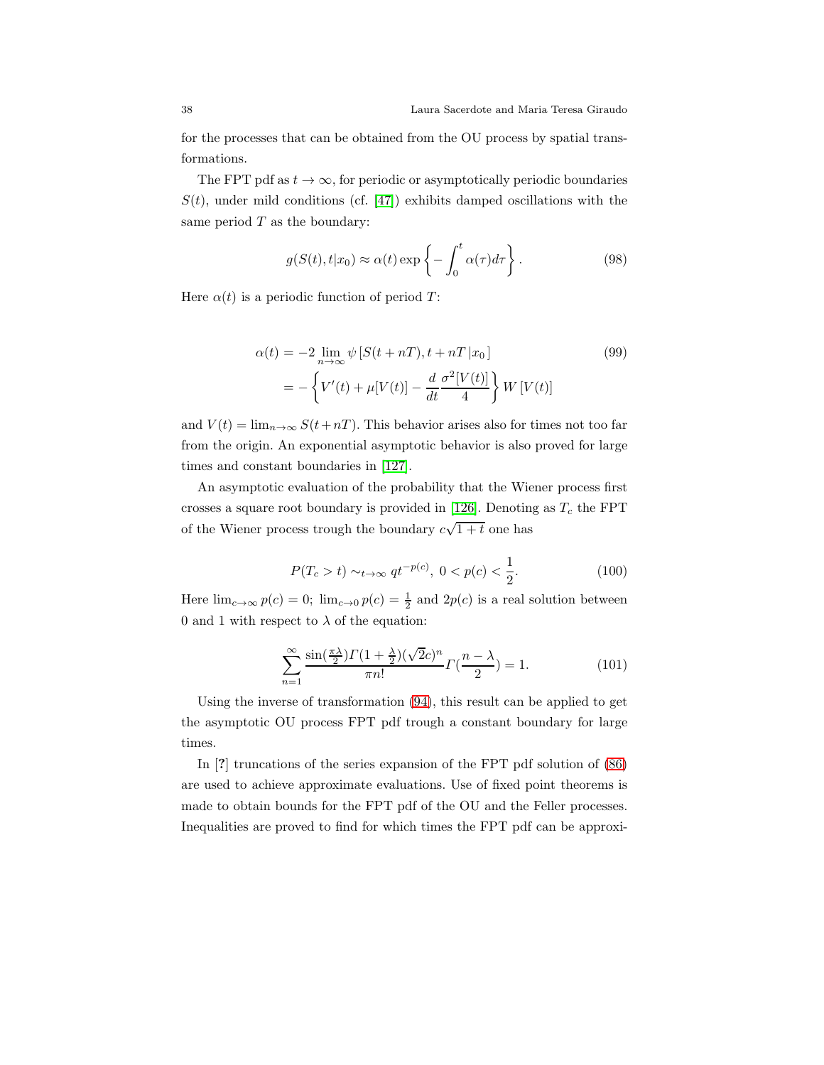for the processes that can be obtained from the OU process by spatial transformations.

The FPT pdf as $t \to \infty$, for periodic or asymptotically periodic boundaries $S(t)$, under mild conditions (cf. [47]) exhibits damped oscillations with the same period $T$ as the boundary:

$$g(S(t), t|x_0) \approx \alpha(t) \exp\left\{-\int_0^t \alpha(\tau) d\tau\right\}. \tag{98}$$

Here $\alpha(t)$ is a periodic function of period $T$:

$$\begin{aligned}
\alpha(t) &= -2 \lim_{n\to\infty} \psi\left[S(t+nT), t+nT\,|x_0\right] \\
&= -\left\{V'(t) + \mu[V(t)] - \frac{d}{dt}\frac{\sigma^2[V(t)]}{4}\right\} W\left[V(t)\right]
\end{aligned} \tag{99}$$

and $V(t) = \lim_{n\to\infty} S(t+nT)$. This behavior arises also for times not too far from the origin. An exponential asymptotic behavior is also proved for large times and constant boundaries in [127].

An asymptotic evaluation of the probability that the Wiener process first crosses a square root boundary is provided in [126]. Denoting as $T_c$ the FPT of the Wiener process trough the boundary $c\sqrt{1+t}$ one has

$$P(T_c > t) \sim_{t\to\infty} q t^{-p(c)},\ 0 < p(c) < \frac{1}{2}. \tag{100}$$

Here $\lim_{c\to\infty} p(c) = 0$; $\lim_{c\to 0} p(c) = \frac{1}{2}$ and $2p(c)$ is a real solution between 0 and 1 with respect to $\lambda$ of the equation:

$$\sum_{n=1}^{\infty} \frac{\sin(\frac{\pi\lambda}{2})\Gamma(1+\frac{\lambda}{2})(\sqrt{2}c)^n}{\pi n!}\Gamma(\frac{n-\lambda}{2}) = 1. \tag{101}$$

Using the inverse of transformation (94), this result can be applied to get the asymptotic OU process FPT pdf trough a constant boundary for large times.

In [**?**] truncations of the series expansion of the FPT pdf solution of (86) are used to achieve approximate evaluations. Use of fixed point theorems is made to obtain bounds for the FPT pdf of the OU and the Feller processes. Inequalities are proved to find for which times the FPT pdf can be approxi-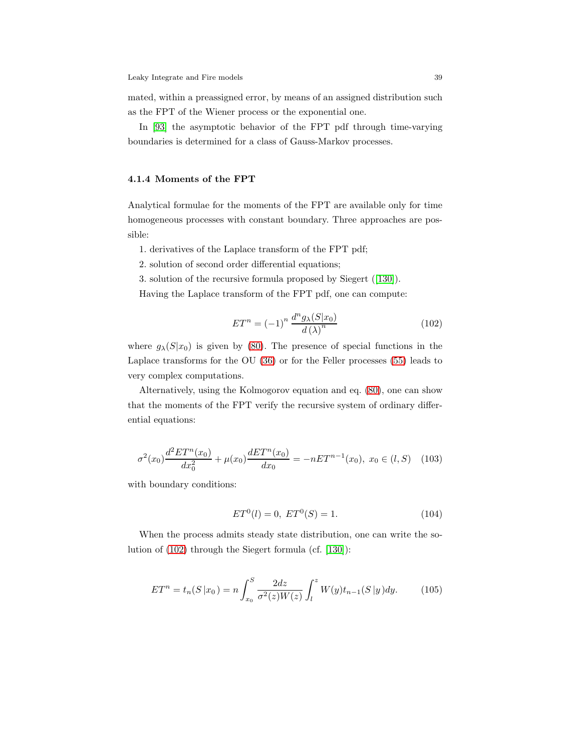mated, within a preassigned error, by means of an assigned distribution such as the FPT of the Wiener process or the exponential one.

In [93] the asymptotic behavior of the FPT pdf through time-varying boundaries is determined for a class of Gauss-Markov processes.

### 4.1.4 Moments of the FPT

Analytical formulae for the moments of the FPT are available only for time homogeneous processes with constant boundary. Three approaches are possible:

1. derivatives of the Laplace transform of the FPT pdf;
2. solution of second order differential equations;
3. solution of the recursive formula proposed by Siegert ([130]).

Having the Laplace transform of the FPT pdf, one can compute:

$$ET^n = (-1)^n \frac{d^n g_\lambda(S|x_0)}{d\,(\lambda)^n} \tag{102}$$

where $g_\lambda(S|x_0)$ is given by (80). The presence of special functions in the Laplace transforms for the OU (36) or for the Feller processes (55) leads to very complex computations.

Alternatively, using the Kolmogorov equation and eq. (80), one can show that the moments of the FPT verify the recursive system of ordinary differential equations:

$$\sigma^2(x_0)\frac{d^2 ET^n(x_0)}{dx_0^2} + \mu(x_0)\frac{dET^n(x_0)}{dx_0} = -nET^{n-1}(x_0),\ x_0 \in (l,S) \tag{103}$$

with boundary conditions:

$$ET^0(l) = 0,\ ET^0(S) = 1. \tag{104}$$

When the process admits steady state distribution, one can write the solution of (102) through the Siegert formula (cf. [130]):

$$ET^n = t_n(S\,|x_0\,) = n\int_{x_0}^{S} \frac{2dz}{\sigma^2(z)W(z)} \int_l^z W(y)t_{n-1}(S\,|y\,)dy. \tag{105}$$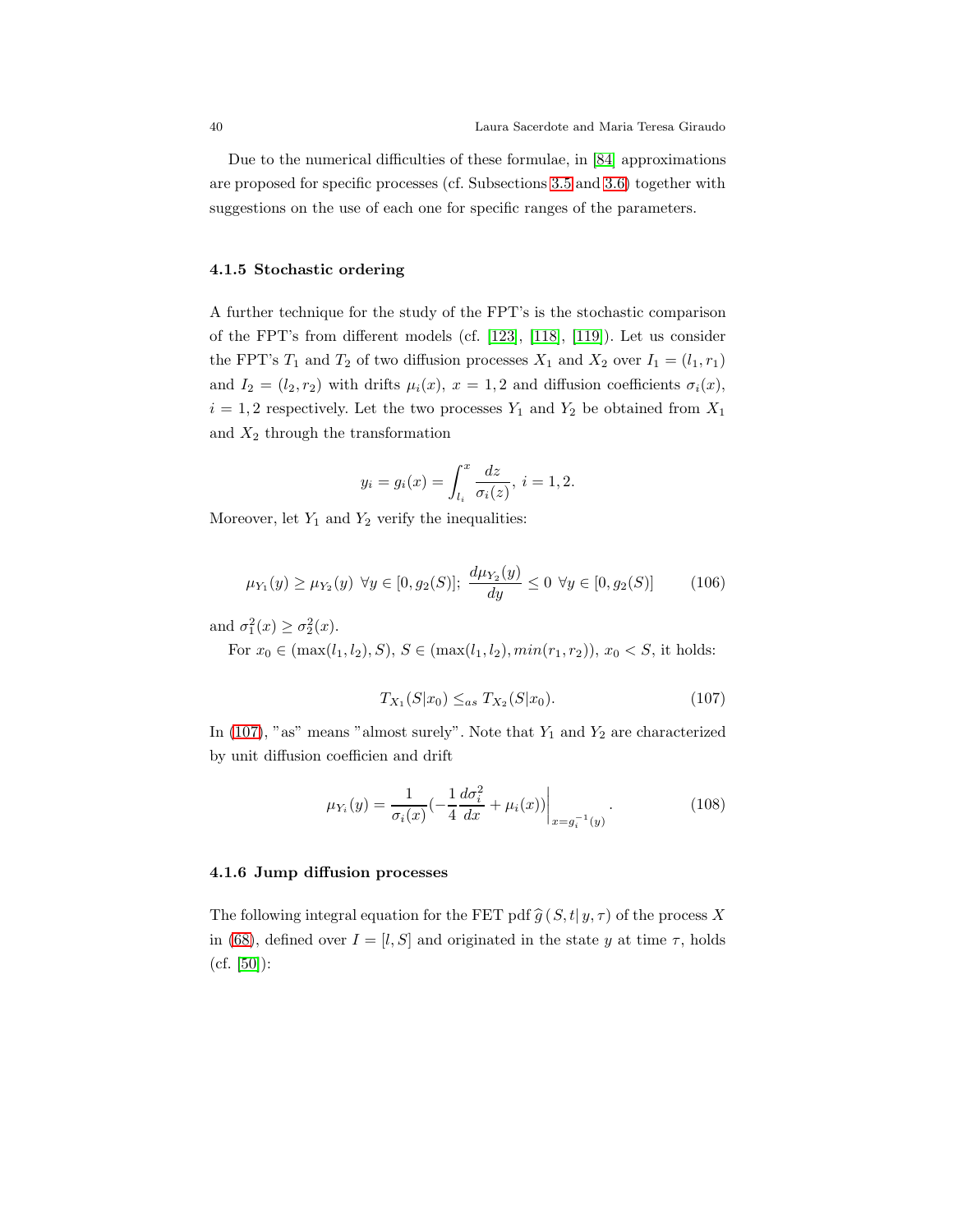Due to the numerical difficulties of these formulae, in [84] approximations are proposed for specific processes (cf. Subsections 3.5 and 3.6) together with suggestions on the use of each one for specific ranges of the parameters.

### 4.1.5 Stochastic ordering

A further technique for the study of the FPT's is the stochastic comparison of the FPT's from different models (cf. [123], [118], [119]). Let us consider the FPT's $T_1$ and $T_2$ of two diffusion processes $X_1$ and $X_2$ over $I_1 = (l_1, r_1)$ and $I_2 = (l_2, r_2)$ with drifts $\mu_i(x)$, $x = 1, 2$ and diffusion coefficients $\sigma_i(x)$, $i = 1, 2$ respectively. Let the two processes $Y_1$ and $Y_2$ be obtained from $X_1$ and $X_2$ through the transformation

$$y_i = g_i(x) = \int_{l_i}^{x} \frac{dz}{\sigma_i(z)},\ i = 1, 2.$$

Moreover, let $Y_1$ and $Y_2$ verify the inequalities:

$$\mu_{Y_1}(y) \geq \mu_{Y_2}(y)\ \forall y \in [0, g_2(S)];\ \frac{d\mu_{Y_2}(y)}{dy} \leq 0\ \forall y \in [0, g_2(S)] \tag{106}$$

and $\sigma_1^2(x) \geq \sigma_2^2(x)$.

For $x_0 \in (\max(l_1, l_2), S)$, $S \in (\max(l_1, l_2), min(r_1, r_2))$, $x_0 < S$, it holds:

$$T_{X_1}(S|x_0) \leq_{as} T_{X_2}(S|x_0). \tag{107}$$

In (107), "as" means "almost surely". Note that $Y_1$ and $Y_2$ are characterized by unit diffusion coefficien and drift

$$\mu_{Y_i}(y) = \frac{1}{\sigma_i(x)}\left(-\frac{1}{4}\frac{d\sigma_i^2}{dx} + \mu_i(x)\right)\Bigg|_{x=g_i^{-1}(y)}. \tag{108}$$

### 4.1.6 Jump diffusion processes

The following integral equation for the FET pdf $\widehat{g}\,(S, t|\, y, \tau)$ of the process $X$ in (68), defined over $I = [l, S]$ and originated in the state $y$ at time $\tau$, holds (cf. [50]):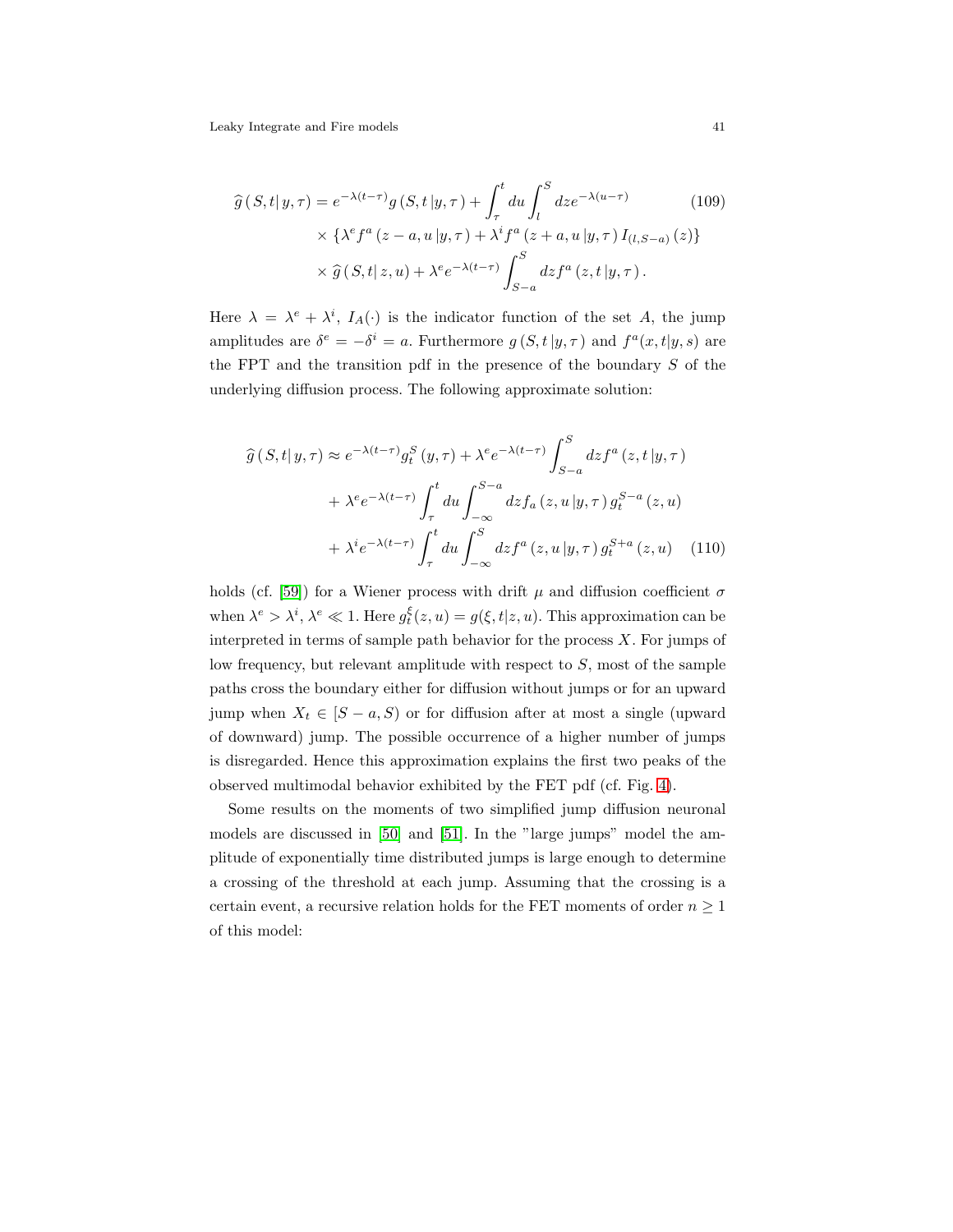$$
\begin{aligned}
\widehat{g}\left(S,t\right|y,\tau) = {} & e^{-\lambda(t-\tau)} g\left(S,t\left|y,\tau\right.\right) + \int_{\tau}^{t} du \int_{l}^{S} dz e^{-\lambda(u-\tau)} \\
& \times \left\{\lambda^{e} f^{a}\left(z-a,u\left|y,\tau\right.\right) + \lambda^{i} f^{a}\left(z+a,u\left|y,\tau\right.\right) I_{(l,S-a)}\left(z\right)\right\} \\
& \times \widehat{g}\left(S,t\right|z,u) + \lambda^{e} e^{-\lambda(t-\tau)} \int_{S-a}^{S} dz f^{a}\left(z,t\left|y,\tau\right.\right).
\end{aligned}
\tag{109}
$$

Here $\lambda = \lambda^e + \lambda^i$, $I_A(\cdot)$ is the indicator function of the set $A$, the jump amplitudes are $\delta^e = -\delta^i = a$. Furthermore $g\left(S,t\left|y,\tau\right.\right)$ and $f^a(x,t|y,s)$ are the FPT and the transition pdf in the presence of the boundary $S$ of the underlying diffusion process. The following approximate solution:

$$
\begin{aligned}
\widehat{g}\left(S,t\right|y,\tau) \approx {} & e^{-\lambda(t-\tau)} g_{t}^{S}\left(y,\tau\right) + \lambda^{e} e^{-\lambda(t-\tau)} \int_{S-a}^{S} dz f^{a}\left(z,t\left|y,\tau\right.\right) \\
& + \lambda^{e} e^{-\lambda(t-\tau)} \int_{\tau}^{t} du \int_{-\infty}^{S-a} dz f_{a}\left(z,u\left|y,\tau\right.\right) g_{t}^{S-a}\left(z,u\right) \\
& + \lambda^{i} e^{-\lambda(t-\tau)} \int_{\tau}^{t} du \int_{-\infty}^{S} dz f^{a}\left(z,u\left|y,\tau\right.\right) g_{t}^{S+a}\left(z,u\right)
\end{aligned}
\tag{110}
$$

holds (cf. [59]) for a Wiener process with drift $\mu$ and diffusion coefficient $\sigma$ when $\lambda^e > \lambda^i$, $\lambda^e \ll 1$. Here $g_t^{\xi}(z,u) = g(\xi,t|z,u)$. This approximation can be interpreted in terms of sample path behavior for the process $X$. For jumps of low frequency, but relevant amplitude with respect to $S$, most of the sample paths cross the boundary either for diffusion without jumps or for an upward jump when $X_t \in [S-a,S)$ or for diffusion after at most a single (upward of downward) jump. The possible occurrence of a higher number of jumps is disregarded. Hence this approximation explains the first two peaks of the observed multimodal behavior exhibited by the FET pdf (cf. Fig. 4).

Some results on the moments of two simplified jump diffusion neuronal models are discussed in [50] and [51]. In the "large jumps" model the amplitude of exponentially time distributed jumps is large enough to determine a crossing of the threshold at each jump. Assuming that the crossing is a certain event, a recursive relation holds for the FET moments of order $n \geq 1$ of this model: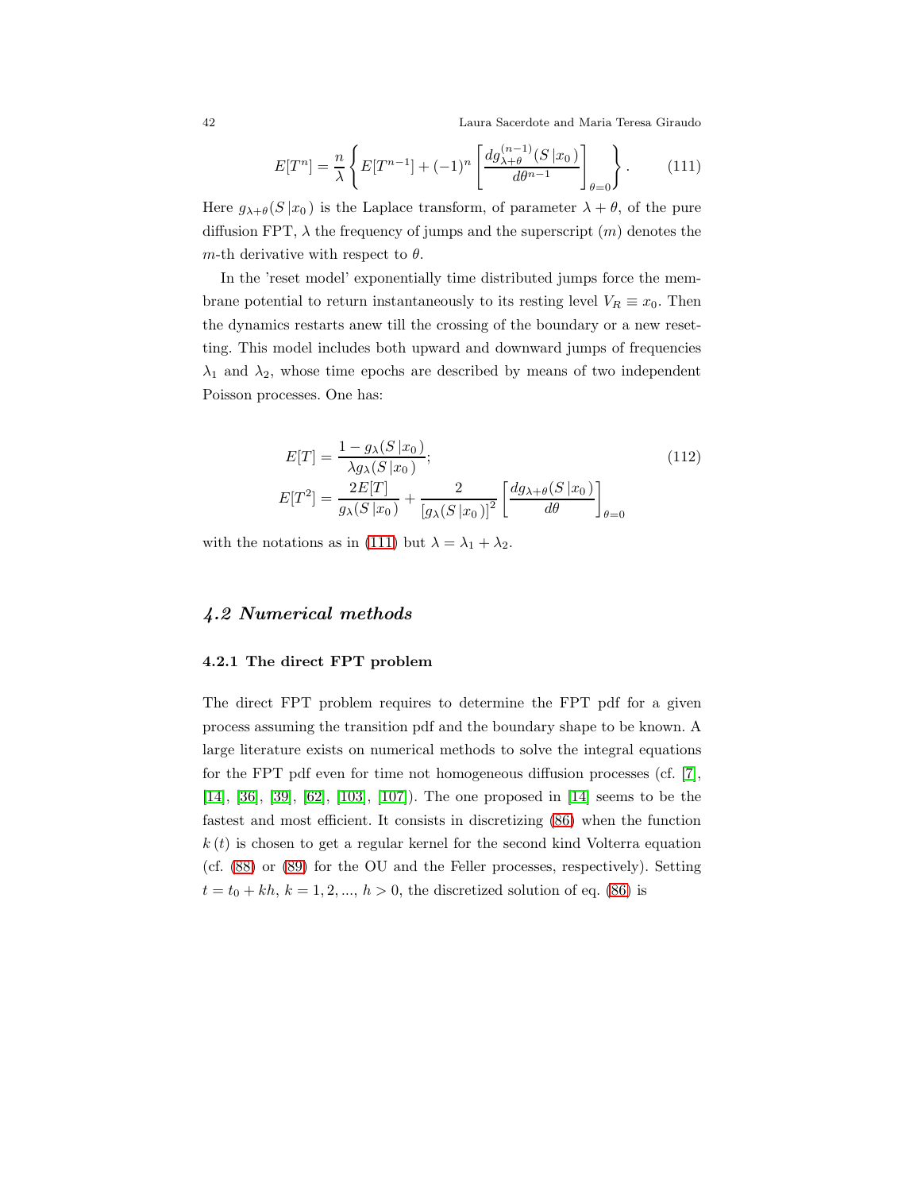$$E[T^n] = \frac{n}{\lambda}\left\{ E[T^{n-1}] + (-1)^n \left[ \frac{dg^{(n-1)}_{\lambda+\theta}(S\,|x_0\,)}{d\theta^{n-1}} \right]_{\theta=0} \right\}. \tag{111}$$

Here $g_{\lambda+\theta}(S\,|x_0\,)$ is the Laplace transform, of parameter $\lambda+\theta$, of the pure diffusion FPT, $\lambda$ the frequency of jumps and the superscript $(m)$ denotes the $m$-th derivative with respect to $\theta$.

In the 'reset model' exponentially time distributed jumps force the membrane potential to return instantaneously to its resting level $V_R \equiv x_0$. Then the dynamics restarts anew till the crossing of the boundary or a new resetting. This model includes both upward and downward jumps of frequencies $\lambda_1$ and $\lambda_2$, whose time epochs are described by means of two independent Poisson processes. One has:

$$\begin{aligned} E[T] &= \frac{1-g_\lambda(S\,|x_0\,)}{\lambda g_\lambda(S\,|x_0\,)}; \\ E[T^2] &= \frac{2E[T]}{g_\lambda(S\,|x_0\,)} + \frac{2}{[g_\lambda(S\,|x_0\,)]^2}\left[ \frac{dg_{\lambda+\theta}(S\,|x_0\,)}{d\theta} \right]_{\theta=0} \end{aligned} \tag{112}$$

with the notations as in (111) but $\lambda = \lambda_1 + \lambda_2$.

## *4.2 Numerical methods*

### 4.2.1 The direct FPT problem

The direct FPT problem requires to determine the FPT pdf for a given process assuming the transition pdf and the boundary shape to be known. A large literature exists on numerical methods to solve the integral equations for the FPT pdf even for time not homogeneous diffusion processes (cf. [7], [14], [36], [39], [62], [103], [107]). The one proposed in [14] seems to be the fastest and most efficient. It consists in discretizing (86) when the function $k(t)$ is chosen to get a regular kernel for the second kind Volterra equation (cf. (88) or (89) for the OU and the Feller processes, respectively). Setting $t = t_0 + kh$, $k = 1, 2, ...,$ $h > 0$, the discretized solution of eq. (86) is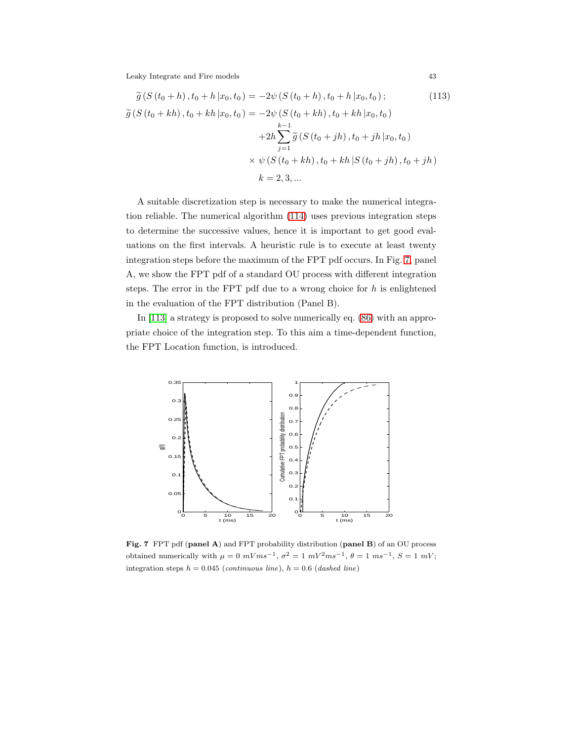$$
\begin{aligned}
\widetilde{g}\left(S\left(t_0+h\right), t_0+h \left| x_0, t_0\right.\right) &= -2\psi\left(S\left(t_0+h\right), t_0+h \left| x_0, t_0\right.\right); \qquad (113)\\
\widetilde{g}\left(S\left(t_0+kh\right), t_0+kh \left| x_0, t_0\right.\right) &= -2\psi\left(S\left(t_0+kh\right), t_0+kh \left| x_0, t_0\right.\right)\\
&\quad +2h\sum_{j=1}^{k-1}\widetilde{g}\left(S\left(t_0+jh\right), t_0+jh \left| x_0, t_0\right.\right)\\
&\quad \times\, \psi\left(S\left(t_0+kh\right), t_0+kh \left| S\left(t_0+jh\right), t_0+jh\right.\right)\\
&\quad k=2,3,...
\end{aligned}
$$

A suitable discretization step is necessary to make the numerical integration reliable. The numerical algorithm (114) uses previous integration steps to determine the successive values, hence it is important to get good evaluations on the first intervals. A heuristic rule is to execute at least twenty integration steps before the maximum of the FPT pdf occurs. In Fig. 7, panel A, we show the FPT pdf of a standard OU process with different integration steps. The error in the FPT pdf due to a wrong choice for $h$ is enlightened in the evaluation of the FPT distribution (Panel B).

In [113] a strategy is proposed to solve numerically eq. (86) with an appropriate choice of the integration step. To this aim a time-dependent function, the FPT Location function, is introduced.

**Fig. 7** FPT pdf (**panel A**) and FPT probability distribution (**panel B**) of an OU process obtained numerically with $\mu = 0\ mVms^{-1}$, $\sigma^2 = 1\ mV^2ms^{-1}$, $\theta = 1\ ms^{-1}$, $S = 1\ mV$; integration steps $h = 0.045$ (*continuous line*), $h = 0.6$ (*dashed line*)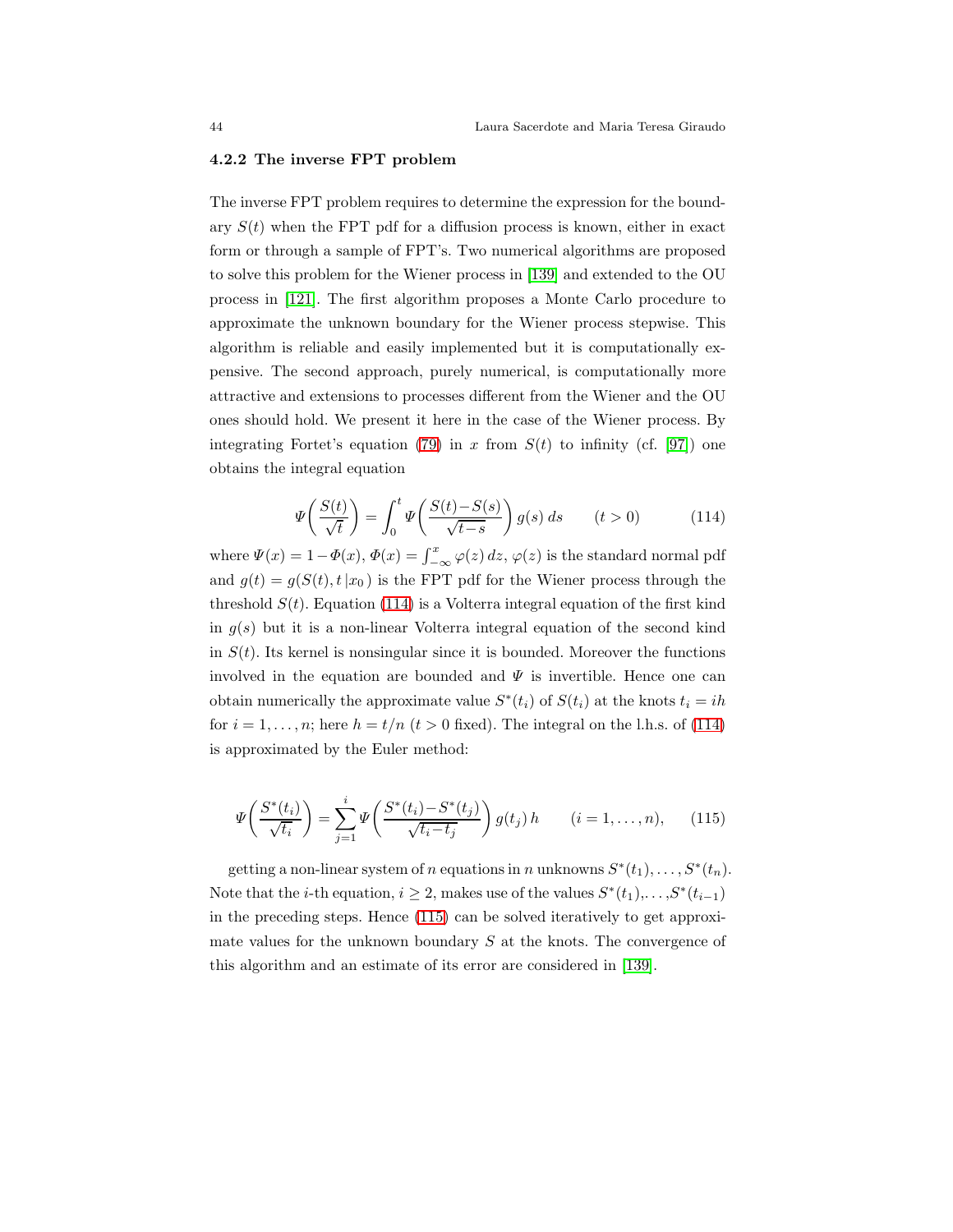### 4.2.2 The inverse FPT problem

The inverse FPT problem requires to determine the expression for the boundary $S(t)$ when the FPT pdf for a diffusion process is known, either in exact form or through a sample of FPT's. Two numerical algorithms are proposed to solve this problem for the Wiener process in [139] and extended to the OU process in [121]. The first algorithm proposes a Monte Carlo procedure to approximate the unknown boundary for the Wiener process stepwise. This algorithm is reliable and easily implemented but it is computationally expensive. The second approach, purely numerical, is computationally more attractive and extensions to processes different from the Wiener and the OU ones should hold. We present it here in the case of the Wiener process. By integrating Fortet's equation (79) in $x$ from $S(t)$ to infinity (cf. [97]) one obtains the integral equation

$$\Psi\left(\frac{S(t)}{\sqrt{t}}\right) = \int_0^t \Psi\left(\frac{S(t)-S(s)}{\sqrt{t-s}}\right) g(s)\, ds \qquad (t>0) \tag{114}$$

where $\Psi(x) = 1-\Phi(x)$, $\Phi(x) = \int_{-\infty}^{x} \varphi(z)\, dz$, $\varphi(z)$ is the standard normal pdf and $g(t) = g(S(t), t\,|x_0\,)$ is the FPT pdf for the Wiener process through the threshold $S(t)$. Equation (114) is a Volterra integral equation of the first kind in $g(s)$ but it is a non-linear Volterra integral equation of the second kind in $S(t)$. Its kernel is nonsingular since it is bounded. Moreover the functions involved in the equation are bounded and $\Psi$ is invertible. Hence one can obtain numerically the approximate value $S^*(t_i)$ of $S(t_i)$ at the knots $t_i = ih$ for $i = 1, \dots, n$; here $h = t/n$ ($t > 0$ fixed). The integral on the l.h.s. of (114) is approximated by the Euler method:

$$\Psi\left(\frac{S^*(t_i)}{\sqrt{t_i}}\right) = \sum_{j=1}^{i} \Psi\left(\frac{S^*(t_i)-S^*(t_j)}{\sqrt{t_i-t_j}}\right) g(t_j)\, h \qquad (i=1,\dots,n), \tag{115}$$

getting a non-linear system of $n$ equations in $n$ unknowns $S^*(t_1), \dots, S^*(t_n)$. Note that the $i$-th equation, $i \geq 2$, makes use of the values $S^*(t_1), \dots, S^*(t_{i-1})$ in the preceding steps. Hence (115) can be solved iteratively to get approximate values for the unknown boundary $S$ at the knots. The convergence of this algorithm and an estimate of its error are considered in [139].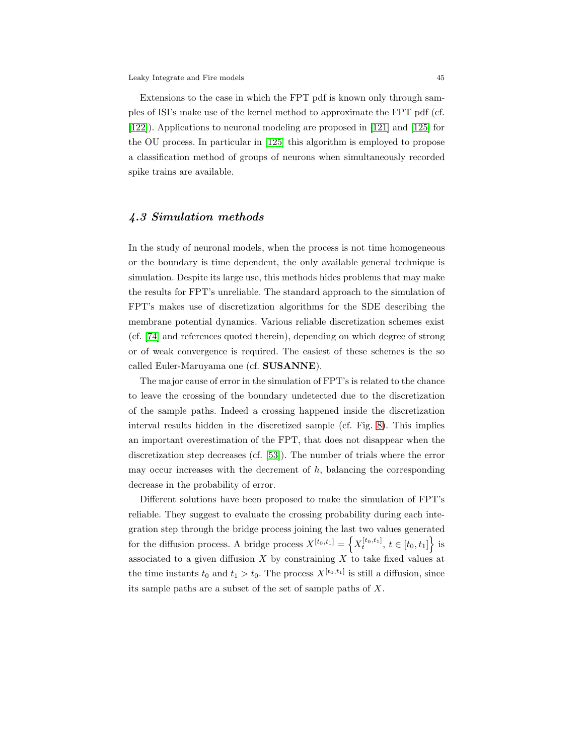Extensions to the case in which the FPT pdf is known only through samples of ISI's make use of the kernel method to approximate the FPT pdf (cf. [122]). Applications to neuronal modeling are proposed in [121] and [125] for the OU process. In particular in [125] this algorithm is employed to propose a classification method of groups of neurons when simultaneously recorded spike trains are available.

## *4.3 Simulation methods*

In the study of neuronal models, when the process is not time homogeneous or the boundary is time dependent, the only available general technique is simulation. Despite its large use, this methods hides problems that may make the results for FPT's unreliable. The standard approach to the simulation of FPT's makes use of discretization algorithms for the SDE describing the membrane potential dynamics. Various reliable discretization schemes exist (cf. [74] and references quoted therein), depending on which degree of strong or of weak convergence is required. The easiest of these schemes is the so called Euler-Maruyama one (cf. **SUSANNE**).

The major cause of error in the simulation of FPT's is related to the chance to leave the crossing of the boundary undetected due to the discretization of the sample paths. Indeed a crossing happened inside the discretization interval results hidden in the discretized sample (cf. Fig. 8). This implies an important overestimation of the FPT, that does not disappear when the discretization step decreases (cf. [53]). The number of trials where the error may occur increases with the decrement of $h$, balancing the corresponding decrease in the probability of error.

Different solutions have been proposed to make the simulation of FPT's reliable. They suggest to evaluate the crossing probability during each integration step through the bridge process joining the last two values generated for the diffusion process. A bridge process $X^{[t_0,t_1]} = \left\{ X_t^{[t_0,t_1]},\, t \in [t_0, t_1] \right\}$ is associated to a given diffusion $X$ by constraining $X$ to take fixed values at the time instants $t_0$ and $t_1 > t_0$. The process $X^{[t_0,t_1]}$ is still a diffusion, since its sample paths are a subset of the set of sample paths of $X$.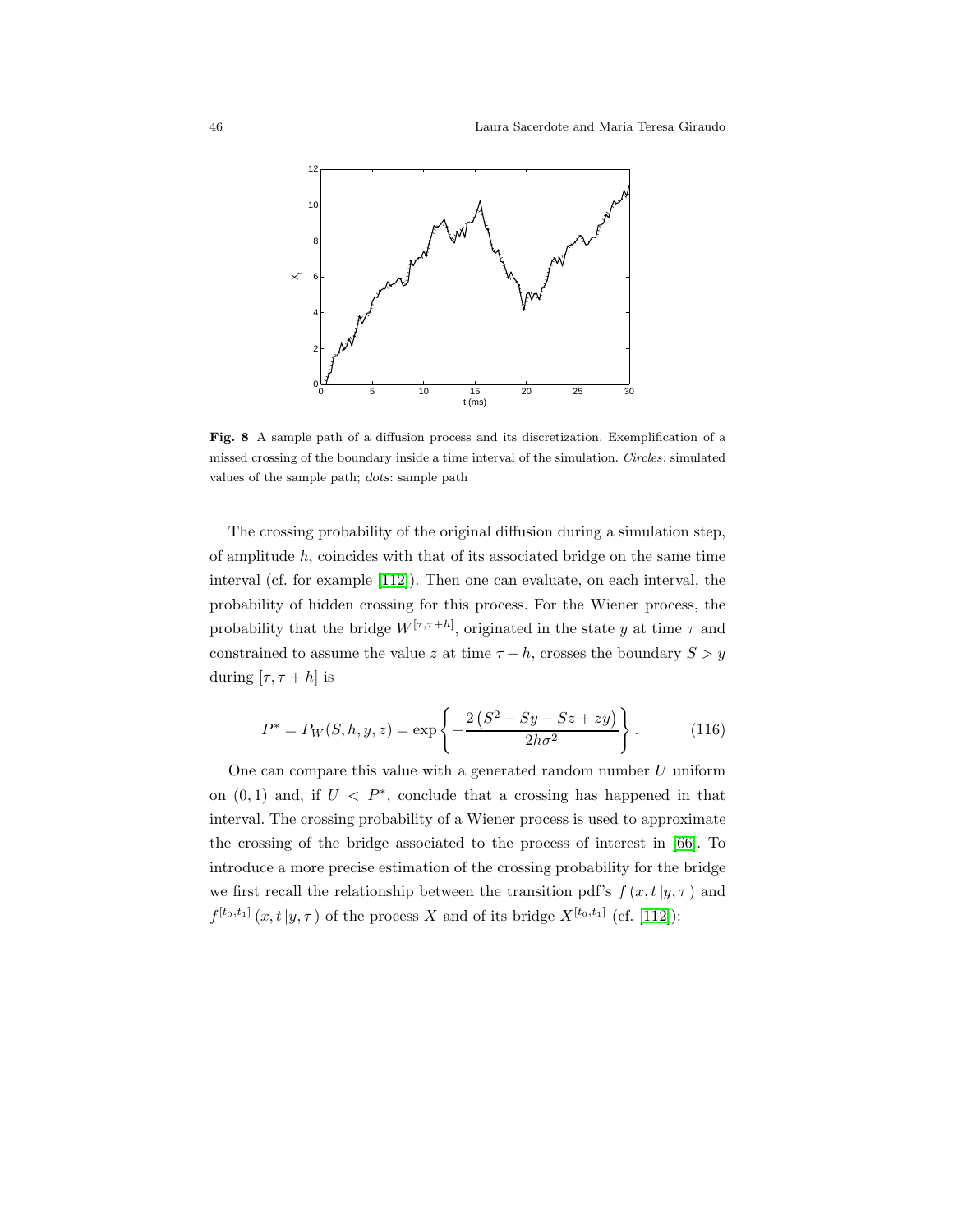**Fig. 8** A sample path of a diffusion process and its discretization. Exemplification of a missed crossing of the boundary inside a time interval of the simulation. *Circles*: simulated values of the sample path; *dots*: sample path

The crossing probability of the original diffusion during a simulation step, of amplitude $h$, coincides with that of its associated bridge on the same time interval (cf. for example [112]). Then one can evaluate, on each interval, the probability of hidden crossing for this process. For the Wiener process, the probability that the bridge $W^{[\tau,\tau+h]}$, originated in the state $y$ at time $\tau$ and constrained to assume the value $z$ at time $\tau + h$, crosses the boundary $S > y$ during $[\tau, \tau + h]$ is

$$P^* = P_W(S, h, y, z) = \exp\left\{ -\frac{2\left(S^2 - Sy - Sz + zy\right)}{2h\sigma^2} \right\}. \tag{116}$$

One can compare this value with a generated random number $U$ uniform on $(0, 1)$ and, if $U < P^*$, conclude that a crossing has happened in that interval. The crossing probability of a Wiener process is used to approximate the crossing of the bridge associated to the process of interest in [66]. To introduce a more precise estimation of the crossing probability for the bridge we first recall the relationship between the transition pdf's $f(x, t\,|y, \tau)$ and $f^{[t_0,t_1]}(x, t\,|y, \tau)$ of the process $X$ and of its bridge $X^{[t_0,t_1]}$ (cf. [112]):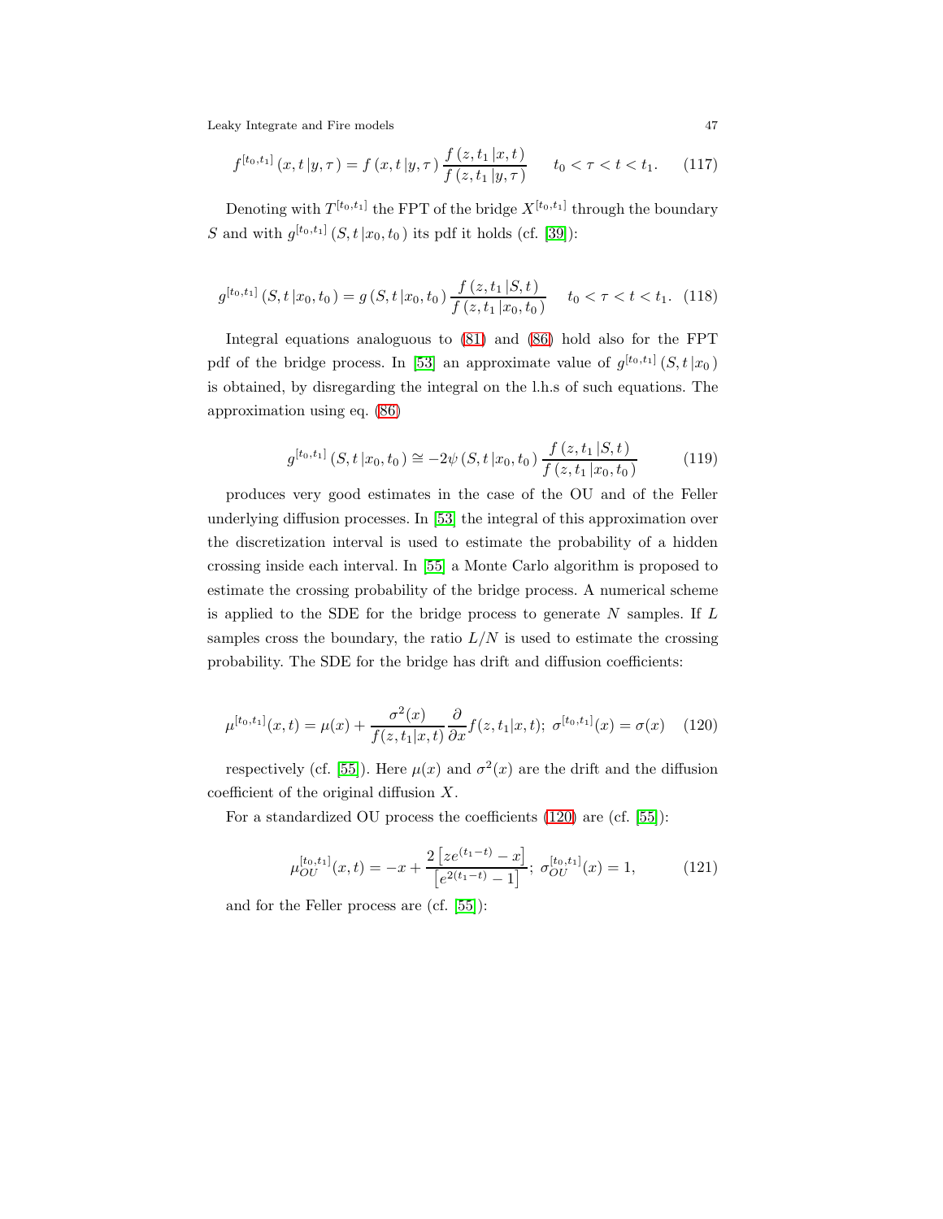$$
f^{[t_0,t_1]}(x,t\,|y,\tau) = f(x,t\,|y,\tau)\,\frac{f(z,t_1\,|x,t)}{f(z,t_1\,|y,\tau)} \qquad t_0 < \tau < t < t_1. \tag{117}
$$

Denoting with $T^{[t_0,t_1]}$ the FPT of the bridge $X^{[t_0,t_1]}$ through the boundary $S$ and with $g^{[t_0,t_1]}(S,t\,|x_0,t_0)$ its pdf it holds (cf. [39]):

$$
g^{[t_0,t_1]}(S,t\,|x_0,t_0) = g(S,t\,|x_0,t_0)\,\frac{f(z,t_1\,|S,t)}{f(z,t_1\,|x_0,t_0)} \qquad t_0 < \tau < t < t_1. \tag{118}
$$

Integral equations analoguous to (81) and (86) hold also for the FPT pdf of the bridge process. In [53] an approximate value of $g^{[t_0,t_1]}(S,t\,|x_0)$ is obtained, by disregarding the integral on the l.h.s of such equations. The approximation using eq. (86)

$$
g^{[t_0,t_1]}(S,t\,|x_0,t_0) \cong -2\psi(S,t\,|x_0,t_0)\,\frac{f(z,t_1\,|S,t)}{f(z,t_1\,|x_0,t_0)} \tag{119}
$$

produces very good estimates in the case of the OU and of the Feller underlying diffusion processes. In [53] the integral of this approximation over the discretization interval is used to estimate the probability of a hidden crossing inside each interval. In [55] a Monte Carlo algorithm is proposed to estimate the crossing probability of the bridge process. A numerical scheme is applied to the SDE for the bridge process to generate $N$ samples. If $L$ samples cross the boundary, the ratio $L/N$ is used to estimate the crossing probability. The SDE for the bridge has drift and diffusion coefficients:

$$
\mu^{[t_0,t_1]}(x,t) = \mu(x) + \frac{\sigma^2(x)}{f(z,t_1|x,t)}\frac{\partial}{\partial x}f(z,t_1|x,t);\ \sigma^{[t_0,t_1]}(x) = \sigma(x) \tag{120}
$$

respectively (cf. [55]). Here $\mu(x)$ and $\sigma^2(x)$ are the drift and the diffusion coefficient of the original diffusion $X$.

For a standardized OU process the coefficients (120) are (cf. [55]):

$$
\mu_{OU}^{[t_0,t_1]}(x,t) = -x + \frac{2\left[ze^{(t_1-t)} - x\right]}{\left[e^{2(t_1-t)} - 1\right]};\ \sigma_{OU}^{[t_0,t_1]}(x) = 1, \tag{121}
$$

and for the Feller process are (cf. [55]):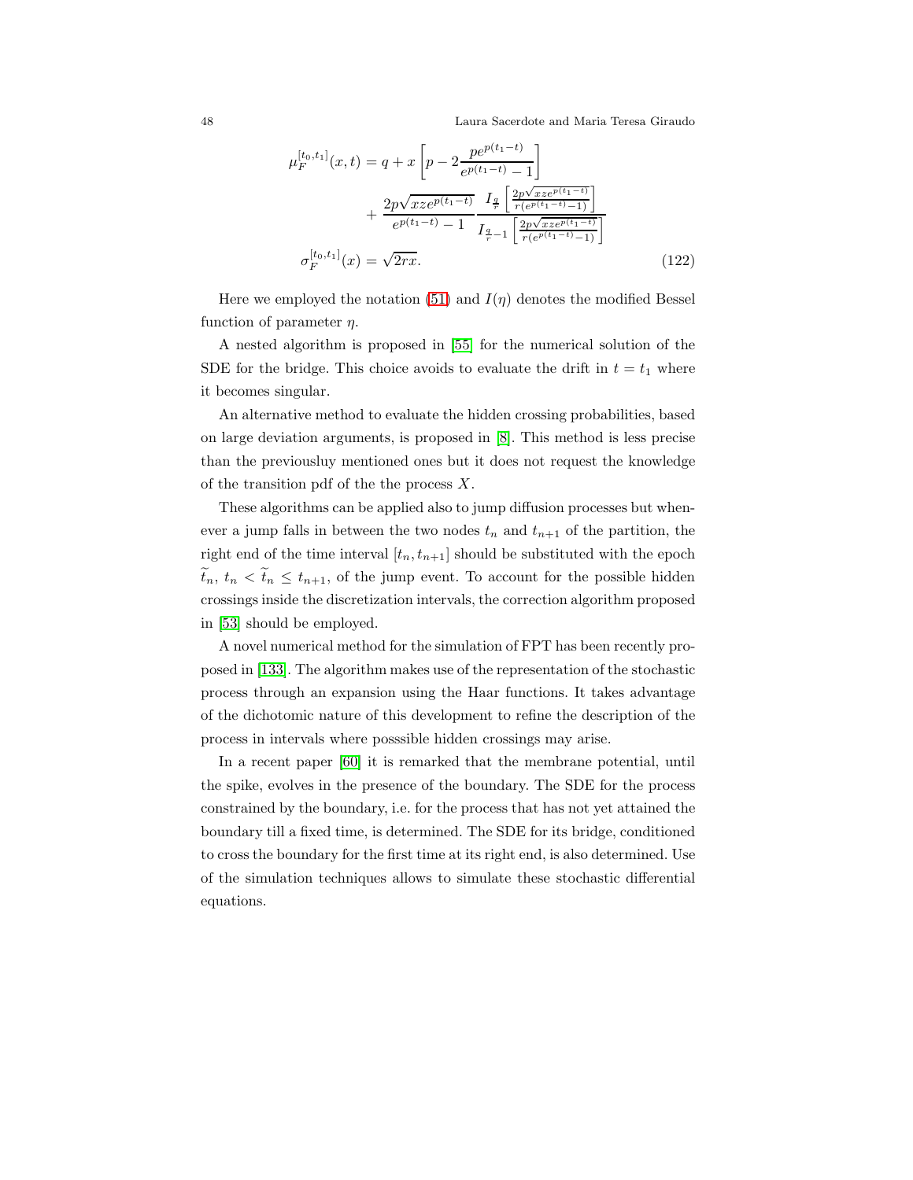$$
\begin{aligned}
\mu_F^{[t_0,t_1]}(x,t) &= q + x\left[p - 2\frac{pe^{p(t_1-t)}}{e^{p(t_1-t)}-1}\right] \\
&\quad + \frac{2p\sqrt{xze^{p(t_1-t)}}}{e^{p(t_1-t)}-1}\,\frac{I_{\frac{q}{r}}\left[\frac{2p\sqrt{xze^{p(t_1-t)}}}{r(e^{p(t_1-t)}-1)}\right]}{I_{\frac{q}{r}-1}\left[\frac{2p\sqrt{xze^{p(t_1-t)}}}{r(e^{p(t_1-t)}-1)}\right]} \\
\sigma_F^{[t_0,t_1]}(x) &= \sqrt{2rx}.
\end{aligned}
\tag{122}
$$

Here we employed the notation (51) and $I(\eta)$ denotes the modified Bessel function of parameter $\eta$.

A nested algorithm is proposed in [55] for the numerical solution of the SDE for the bridge. This choice avoids to evaluate the drift in $t = t_1$ where it becomes singular.

An alternative method to evaluate the hidden crossing probabilities, based on large deviation arguments, is proposed in [8]. This method is less precise than the previousluy mentioned ones but it does not request the knowledge of the transition pdf of the the process $X$.

These algorithms can be applied also to jump diffusion processes but whenever a jump falls in between the two nodes $t_n$ and $t_{n+1}$ of the partition, the right end of the time interval $[t_n, t_{n+1}]$ should be substituted with the epoch $\widetilde{t}_n$, $t_n < \widetilde{t}_n \leq t_{n+1}$, of the jump event. To account for the possible hidden crossings inside the discretization intervals, the correction algorithm proposed in [53] should be employed.

A novel numerical method for the simulation of FPT has been recently proposed in [133]. The algorithm makes use of the representation of the stochastic process through an expansion using the Haar functions. It takes advantage of the dichotomic nature of this development to refine the description of the process in intervals where posssible hidden crossings may arise.

In a recent paper [60] it is remarked that the membrane potential, until the spike, evolves in the presence of the boundary. The SDE for the process constrained by the boundary, i.e. for the process that has not yet attained the boundary till a fixed time, is determined. The SDE for its bridge, conditioned to cross the boundary for the first time at its right end, is also determined. Use of the simulation techniques allows to simulate these stochastic differential equations.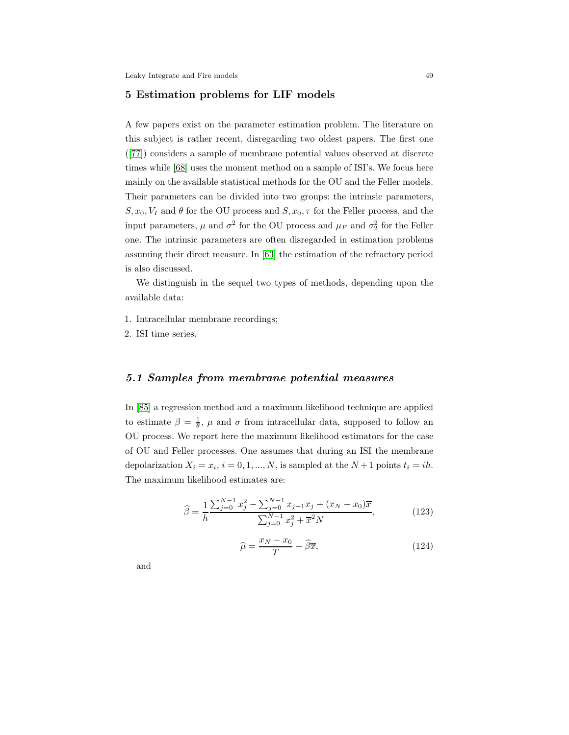## 5 Estimation problems for LIF models

A few papers exist on the parameter estimation problem. The literature on this subject is rather recent, disregarding two oldest papers. The first one ([77]) considers a sample of membrane potential values observed at discrete times while [68] uses the moment method on a sample of ISI's. We focus here mainly on the available statistical methods for the OU and the Feller models. Their parameters can be divided into two groups: the intrinsic parameters, $S, x_0, V_I$ and $\theta$ for the OU process and $S, x_0, \tau$ for the Feller process, and the input parameters, $\mu$ and $\sigma^2$ for the OU process and $\mu_F$ and $\sigma_2^2$ for the Feller one. The intrinsic parameters are often disregarded in estimation problems assuming their direct measure. In [63] the estimation of the refractory period is also discussed.

We distinguish in the sequel two types of methods, depending upon the available data:

1. Intracellular membrane recordings;
2. ISI time series.

### *5.1 Samples from membrane potential measures*

In [85] a regression method and a maximum likelihood technique are applied to estimate $\beta = \frac{1}{\theta}$, $\mu$ and $\sigma$ from intracellular data, supposed to follow an OU process. We report here the maximum likelihood estimators for the case of OU and Feller processes. One assumes that during an ISI the membrane depolarization $X_i = x_i$, $i = 0, 1, ..., N$, is sampled at the $N+1$ points $t_i = ih$. The maximum likelihood estimates are:

$$\widehat{\beta} = \frac{1}{h} \frac{\sum_{j=0}^{N-1} x_j^2 - \sum_{j=0}^{N-1} x_{j+1}x_j + (x_N - x_0)\overline{x}}{\sum_{j=0}^{N-1} x_j^2 + \overline{x}^2 N}, \tag{123}$$

$$\widehat{\mu} = \frac{x_N - x_0}{T} + \widehat{\beta}\overline{x}, \tag{124}$$

and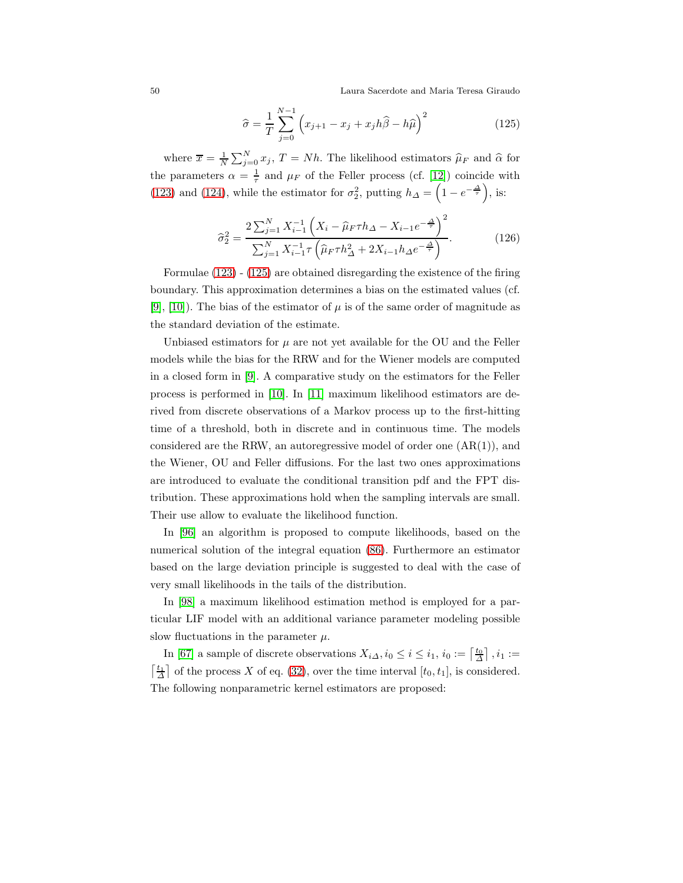$$\widehat{\sigma} = \frac{1}{T} \sum_{j=0}^{N-1} \left( x_{j+1} - x_j + x_j h \widehat{\beta} - h \widehat{\mu} \right)^2 \tag{125}$$

where $\overline{x} = \frac{1}{N} \sum_{j=0}^{N} x_j$, $T = Nh$. The likelihood estimators $\widehat{\mu}_F$ and $\widehat{\alpha}$ for the parameters $\alpha = \frac{1}{\tau}$ and $\mu_F$ of the Feller process (cf. [12]) coincide with (123) and (124), while the estimator for $\sigma_2^2$, putting $h_\Delta = \left(1 - e^{-\frac{\Delta}{\tau}}\right)$, is:

$$\widehat{\sigma}_2^2 = \frac{2 \sum_{j=1}^{N} X_{i-1}^{-1} \left( X_i - \widehat{\mu}_F \tau h_\Delta - X_{i-1} e^{-\frac{\Delta}{\tau}} \right)^2}{\sum_{j=1}^{N} X_{i-1}^{-1} \tau \left( \widehat{\mu}_F \tau h_\Delta^2 + 2 X_{i-1} h_\Delta e^{-\frac{\Delta}{\tau}} \right)}. \tag{126}$$

Formulae (123) - (125) are obtained disregarding the existence of the firing boundary. This approximation determines a bias on the estimated values (cf. [9], [10]). The bias of the estimator of $\mu$ is of the same order of magnitude as the standard deviation of the estimate.

Unbiased estimators for $\mu$ are not yet available for the OU and the Feller models while the bias for the RRW and for the Wiener models are computed in a closed form in [9]. A comparative study on the estimators for the Feller process is performed in [10]. In [11] maximum likelihood estimators are derived from discrete observations of a Markov process up to the first-hitting time of a threshold, both in discrete and in continuous time. The models considered are the RRW, an autoregressive model of order one (AR(1)), and the Wiener, OU and Feller diffusions. For the last two ones approximations are introduced to evaluate the conditional transition pdf and the FPT distribution. These approximations hold when the sampling intervals are small. Their use allow to evaluate the likelihood function.

In [96] an algorithm is proposed to compute likelihoods, based on the numerical solution of the integral equation (86). Furthermore an estimator based on the large deviation principle is suggested to deal with the case of very small likelihoods in the tails of the distribution.

In [98] a maximum likelihood estimation method is employed for a particular LIF model with an additional variance parameter modeling possible slow fluctuations in the parameter $\mu$.

In [67] a sample of discrete observations $X_{i\Delta}, i_0 \leq i \leq i_1$, $i_0 := \left\lceil \frac{t_0}{\Delta} \right\rceil, i_1 := \left\lceil \frac{t_1}{\Delta} \right\rceil$ of the process $X$ of eq. (32), over the time interval $[t_0, t_1]$, is considered. The following nonparametric kernel estimators are proposed: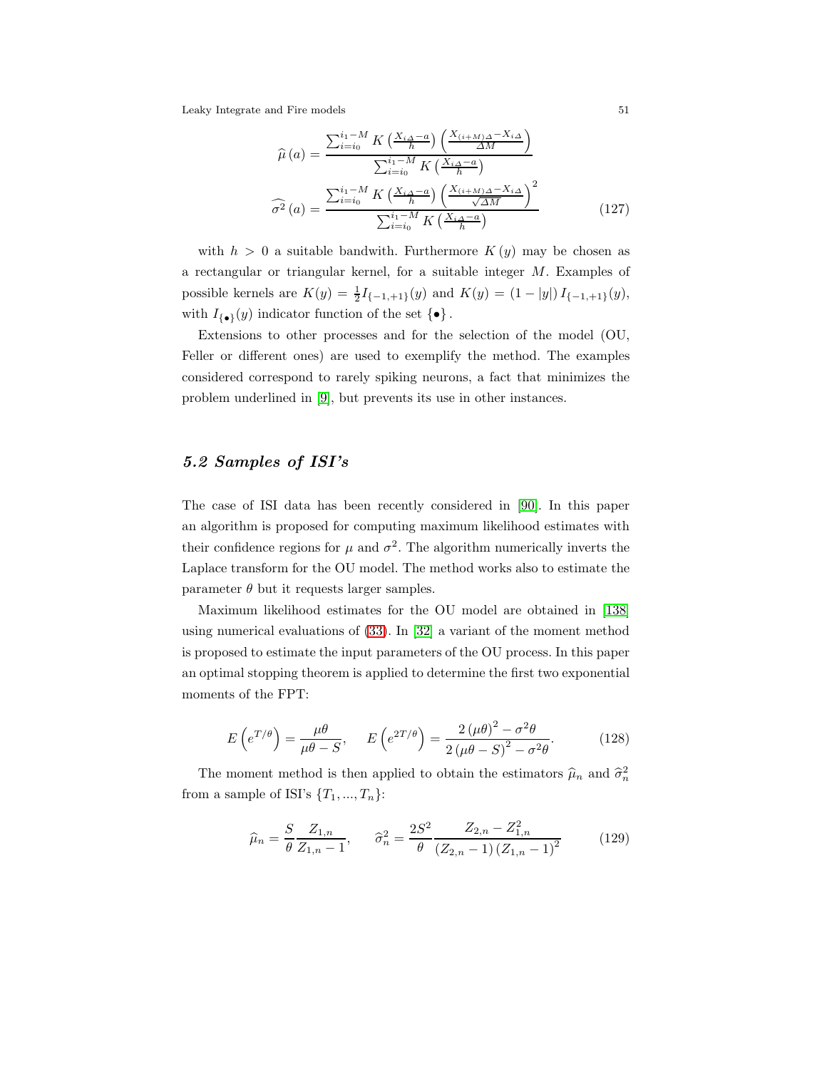$$
\widehat{\mu}(a) = \frac{\sum_{i=i_0}^{i_1-M} K\left(\frac{X_{i\Delta}-a}{h}\right)\left(\frac{X_{(i+M)\Delta}-X_{i\Delta}}{\Delta M}\right)}{\sum_{i=i_0}^{i_1-M} K\left(\frac{X_{i\Delta}-a}{h}\right)}
$$

$$
\widehat{\sigma^2}(a) = \frac{\sum_{i=i_0}^{i_1-M} K\left(\frac{X_{i\Delta}-a}{h}\right)\left(\frac{X_{(i+M)\Delta}-X_{i\Delta}}{\sqrt{\Delta M}}\right)^2}{\sum_{i=i_0}^{i_1-M} K\left(\frac{X_{i\Delta}-a}{h}\right)} \tag{127}
$$

with $h > 0$ a suitable bandwith. Furthermore $K(y)$ may be chosen as a rectangular or triangular kernel, for a suitable integer $M$. Examples of possible kernels are $K(y) = \frac{1}{2}I_{\{-1,+1\}}(y)$ and $K(y) = (1-|y|)\,I_{\{-1,+1\}}(y)$, with $I_{\{\bullet\}}(y)$ indicator function of the set $\{\bullet\}$.

Extensions to other processes and for the selection of the model (OU, Feller or different ones) are used to exemplify the method. The examples considered correspond to rarely spiking neurons, a fact that minimizes the problem underlined in [9], but prevents its use in other instances.

### *5.2 Samples of ISI's*

The case of ISI data has been recently considered in [90]. In this paper an algorithm is proposed for computing maximum likelihood estimates with their confidence regions for $\mu$ and $\sigma^2$. The algorithm numerically inverts the Laplace transform for the OU model. The method works also to estimate the parameter $\theta$ but it requests larger samples.

Maximum likelihood estimates for the OU model are obtained in [138] using numerical evaluations of (33). In [32] a variant of the moment method is proposed to estimate the input parameters of the OU process. In this paper an optimal stopping theorem is applied to determine the first two exponential moments of the FPT:

$$
E\left(e^{T/\theta}\right) = \frac{\mu\theta}{\mu\theta - S}, \qquad E\left(e^{2T/\theta}\right) = \frac{2(\mu\theta)^2 - \sigma^2\theta}{2(\mu\theta - S)^2 - \sigma^2\theta}. \tag{128}
$$

The moment method is then applied to obtain the estimators $\widehat{\mu}_n$ and $\widehat{\sigma}^2_n$ from a sample of ISI's $\{T_1, ..., T_n\}$:

$$
\widehat{\mu}_n = \frac{S}{\theta}\frac{Z_{1,n}}{Z_{1,n}-1}, \qquad \widehat{\sigma}^2_n = \frac{2S^2}{\theta}\frac{Z_{2,n} - Z_{1,n}^2}{(Z_{2,n}-1)(Z_{1,n}-1)^2} \tag{129}
$$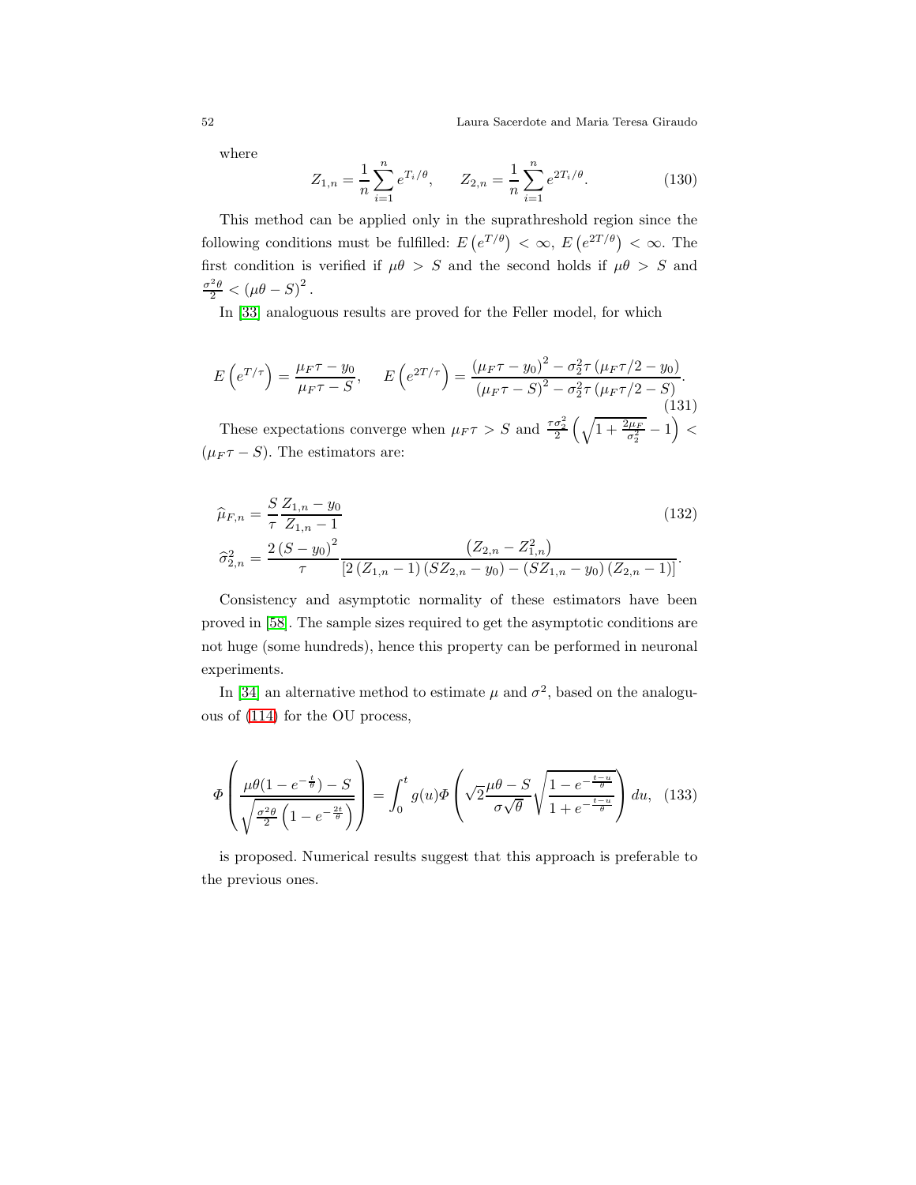where

$$Z_{1,n} = \frac{1}{n}\sum_{i=1}^{n} e^{T_i/\theta}, \qquad Z_{2,n} = \frac{1}{n}\sum_{i=1}^{n} e^{2T_i/\theta}. \tag{130}$$

This method can be applied only in the suprathreshold region since the following conditions must be fulfilled: $E\left(e^{T/\theta}\right) < \infty$, $E\left(e^{2T/\theta}\right) < \infty$. The first condition is verified if $\mu\theta > S$ and the second holds if $\mu\theta > S$ and $\frac{\sigma^2\theta}{2} < (\mu\theta - S)^2$.

In [33] analoguous results are proved for the Feller model, for which

$$E\left(e^{T/\tau}\right) = \frac{\mu_F\tau - y_0}{\mu_F\tau - S}, \quad E\left(e^{2T/\tau}\right) = \frac{(\mu_F\tau - y_0)^2 - \sigma_2^2\tau\,(\mu_F\tau/2 - y_0)}{(\mu_F\tau - S)^2 - \sigma_2^2\tau\,(\mu_F\tau/2 - S)}. \tag{131}$$

These expectations converge when $\mu_F\tau > S$ and $\frac{\tau\sigma_2^2}{2}\left(\sqrt{1+\frac{2\mu_F}{\sigma_2^2}} - 1\right) < (\mu_F\tau - S)$. The estimators are:

$$\widehat{\mu}_{F,n} = \frac{S}{\tau}\frac{Z_{1,n} - y_0}{Z_{1,n} - 1} \tag{132}$$

$$\widehat{\sigma}_{2,n}^2 = \frac{2\,(S - y_0)^2}{\tau}\frac{\left(Z_{2,n} - Z_{1,n}^2\right)}{\left[2\,(Z_{1,n} - 1)\,(SZ_{2,n} - y_0) - (SZ_{1,n} - y_0)\,(Z_{2,n} - 1)\right]}.$$

Consistency and asymptotic normality of these estimators have been proved in [58]. The sample sizes required to get the asymptotic conditions are not huge (some hundreds), hence this property can be performed in neuronal experiments.

In [34] an alternative method to estimate $\mu$ and $\sigma^2$, based on the analoguous of (114) for the OU process,

$$\Phi\left(\frac{\mu\theta(1 - e^{-\frac{t}{\theta}}) - S}{\sqrt{\frac{\sigma^2\theta}{2}\left(1 - e^{-\frac{2t}{\theta}}\right)}}\right) = \int_0^t g(u)\Phi\left(\sqrt{2}\frac{\mu\theta - S}{\sigma\sqrt{\theta}}\sqrt{\frac{1 - e^{-\frac{t-u}{\theta}}}{1 + e^{-\frac{t-u}{\theta}}}}\right)du, \tag{133}$$

is proposed. Numerical results suggest that this approach is preferable to the previous ones.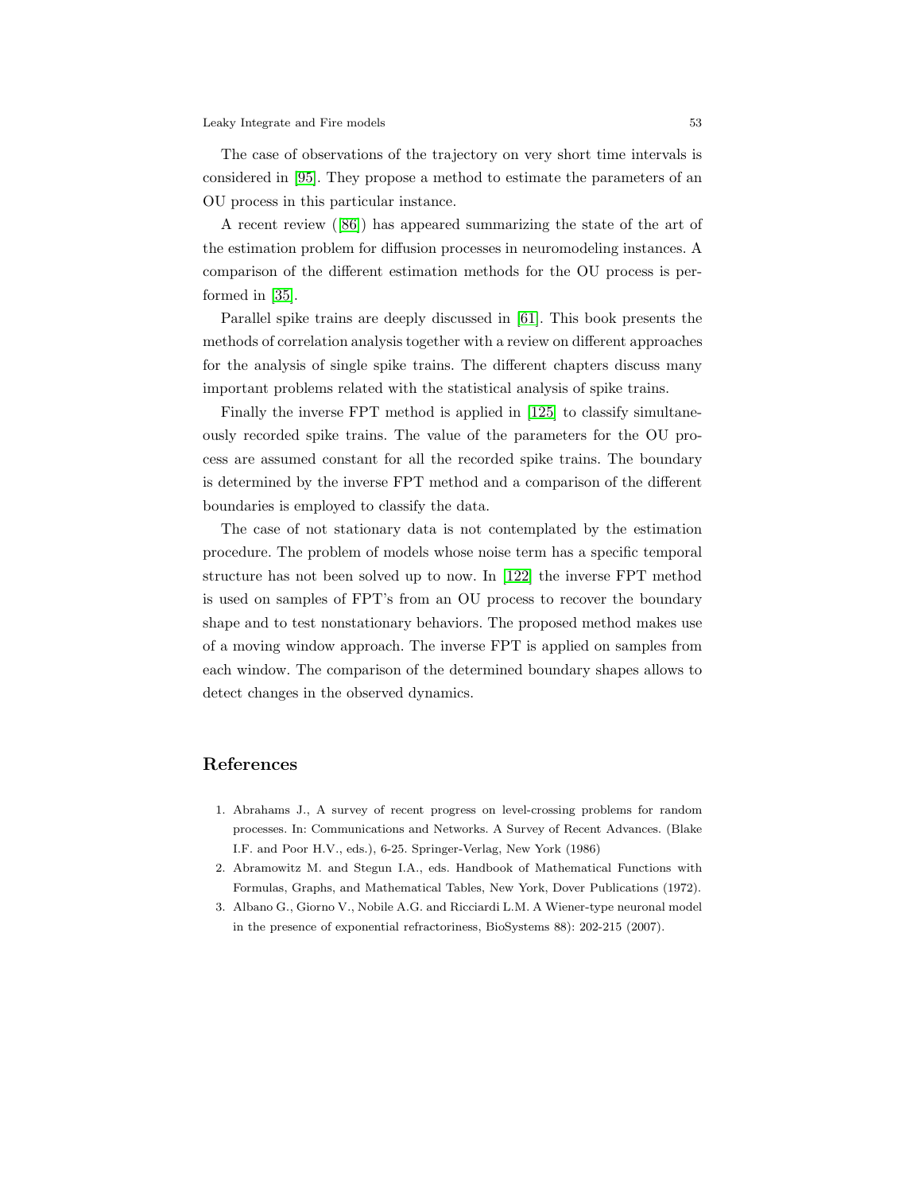The case of observations of the trajectory on very short time intervals is considered in [95]. They propose a method to estimate the parameters of an OU process in this particular instance.

A recent review ([86]) has appeared summarizing the state of the art of the estimation problem for diffusion processes in neuromodeling instances. A comparison of the different estimation methods for the OU process is performed in [35].

Parallel spike trains are deeply discussed in [61]. This book presents the methods of correlation analysis together with a review on different approaches for the analysis of single spike trains. The different chapters discuss many important problems related with the statistical analysis of spike trains.

Finally the inverse FPT method is applied in [125] to classify simultaneously recorded spike trains. The value of the parameters for the OU process are assumed constant for all the recorded spike trains. The boundary is determined by the inverse FPT method and a comparison of the different boundaries is employed to classify the data.

The case of not stationary data is not contemplated by the estimation procedure. The problem of models whose noise term has a specific temporal structure has not been solved up to now. In [122] the inverse FPT method is used on samples of FPT's from an OU process to recover the boundary shape and to test nonstationary behaviors. The proposed method makes use of a moving window approach. The inverse FPT is applied on samples from each window. The comparison of the determined boundary shapes allows to detect changes in the observed dynamics.

## References

1. Abrahams J., A survey of recent progress on level-crossing problems for random processes. In: Communications and Networks. A Survey of Recent Advances. (Blake I.F. and Poor H.V., eds.), 6-25. Springer-Verlag, New York (1986)
2. Abramowitz M. and Stegun I.A., eds. Handbook of Mathematical Functions with Formulas, Graphs, and Mathematical Tables, New York, Dover Publications (1972).
3. Albano G., Giorno V., Nobile A.G. and Ricciardi L.M. A Wiener-type neuronal model in the presence of exponential refractoriness, BioSystems 88): 202-215 (2007).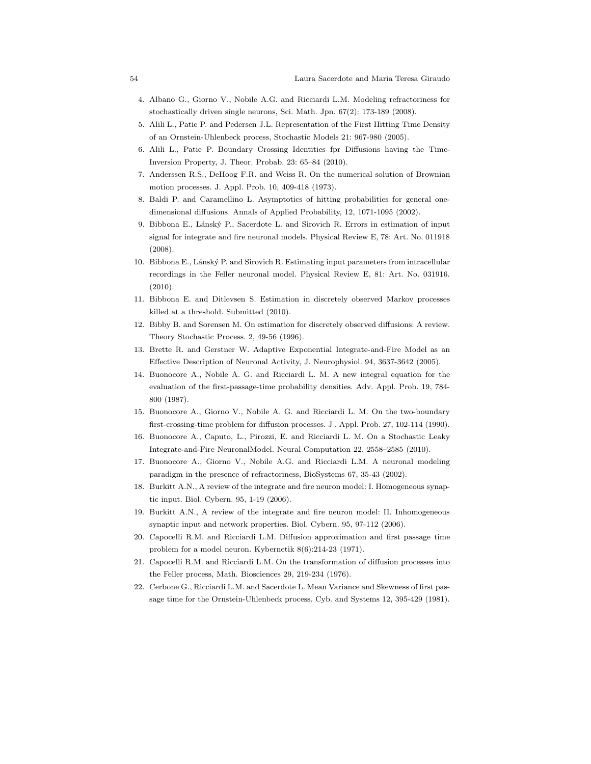4. Albano G., Giorno V., Nobile A.G. and Ricciardi L.M. Modeling refractoriness for stochastically driven single neurons, Sci. Math. Jpn. 67(2): 173-189 (2008).
5. Alili L., Patie P. and Pedersen J.L. Representation of the First Hitting Time Density of an Ornstein-Uhlenbeck process, Stochastic Models 21: 967-980 (2005).
6. Alili L., Patie P. Boundary Crossing Identities fpr Diffusions having the Time-Inversion Property, J. Theor. Probab. 23: 65–84 (2010).
7. Anderssen R.S., DeHoog F.R. and Weiss R. On the numerical solution of Brownian motion processes. J. Appl. Prob. 10, 409-418 (1973).
8. Baldi P. and Caramellino L. Asymptotics of hitting probabilities for general one-dimensional diffusions. Annals of Applied Probability, 12, 1071-1095 (2002).
9. Bibbona E., Lánský P., Sacerdote L. and Sirovich R. Errors in estimation of input signal for integrate and fire neuronal models. Physical Review E, 78: Art. No. 011918 (2008).
10. Bibbona E., Lánský P. and Sirovich R. Estimating input parameters from intracellular recordings in the Feller neuronal model. Physical Review E, 81: Art. No. 031916. (2010).
11. Bibbona E. and Ditlevsen S. Estimation in discretely observed Markov processes killed at a threshold. Submitted (2010).
12. Bibby B. and Sorensen M. On estimation for discretely observed diffusions: A review. Theory Stochastic Process. 2, 49-56 (1996).
13. Brette R. and Gerstner W. Adaptive Exponential Integrate-and-Fire Model as an Effective Description of Neuronal Activity, J. Neurophysiol. 94, 3637-3642 (2005).
14. Buonocore A., Nobile A. G. and Ricciardi L. M. A new integral equation for the evaluation of the first-passage-time probability densities. Adv. Appl. Prob. 19, 784-800 (1987).
15. Buonocore A., Giorno V., Nobile A. G. and Ricciardi L. M. On the two-boundary first-crossing-time problem for diffusion processes. J . Appl. Prob. 27, 102-114 (1990).
16. Buonocore A., Caputo, L., Pirozzi, E. and Ricciardi L. M. On a Stochastic Leaky Integrate-and-Fire NeuronalModel. Neural Computation 22, 2558–2585 (2010).
17. Buonocore A., Giorno V., Nobile A.G. and Ricciardi L.M. A neuronal modeling paradigm in the presence of refractoriness, BioSystems 67, 35-43 (2002).
18. Burkitt A.N., A review of the integrate and fire neuron model: I. Homogeneous synaptic input. Biol. Cybern. 95, 1-19 (2006).
19. Burkitt A.N., A review of the integrate and fire neuron model: II. Inhomogeneous synaptic input and network properties. Biol. Cybern. 95, 97-112 (2006).
20. Capocelli R.M. and Ricciardi L.M. Diffusion approximation and first passage time problem for a model neuron. Kybernetik 8(6):214-23 (1971).
21. Capocelli R.M. and Ricciardi L.M. On the transformation of diffusion processes into the Feller process, Math. Biosciences 29, 219-234 (1976).
22. Cerbone G., Ricciardi L.M. and Sacerdote L. Mean Variance and Skewness of first passage time for the Ornstein-Uhlenbeck process. Cyb. and Systems 12, 395-429 (1981).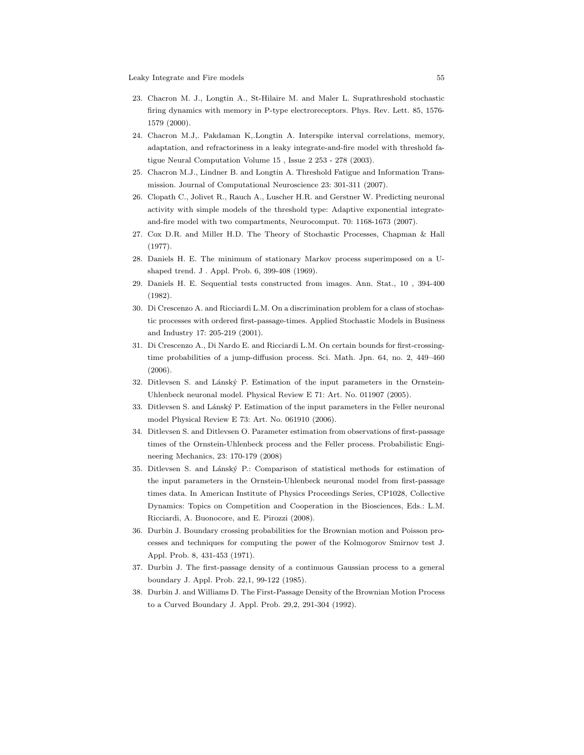23. Chacron M. J., Longtin A., St-Hilaire M. and Maler L. Suprathreshold stochastic firing dynamics with memory in P-type electroreceptors. Phys. Rev. Lett. 85, 1576-1579 (2000).
24. Chacron M.J,. Pakdaman K,.Longtin A. Interspike interval correlations, memory, adaptation, and refractoriness in a leaky integrate-and-fire model with threshold fatigue Neural Computation Volume 15 , Issue 2 253 - 278 (2003).
25. Chacron M.J., Lindner B. and Longtin A. Threshold Fatigue and Information Transmission. Journal of Computational Neuroscience 23: 301-311 (2007).
26. Clopath C., Jolivet R., Rauch A., Luscher H.R. and Gerstner W. Predicting neuronal activity with simple models of the threshold type: Adaptive exponential integrate-and-fire model with two compartments, Neurocomput. 70: 1168-1673 (2007).
27. Cox D.R. and Miller H.D. The Theory of Stochastic Processes, Chapman & Hall (1977).
28. Daniels H. E. The minimum of stationary Markov process superimposed on a U-shaped trend. J . Appl. Prob. 6, 399-408 (1969).
29. Daniels H. E. Sequential tests constructed from images. Ann. Stat., 10 , 394-400 (1982).
30. Di Crescenzo A. and Ricciardi L.M. On a discrimination problem for a class of stochastic processes with ordered first-passage-times. Applied Stochastic Models in Business and Industry 17: 205-219 (2001).
31. Di Crescenzo A., Di Nardo E. and Ricciardi L.M. On certain bounds for first-crossing-time probabilities of a jump-diffusion process. Sci. Math. Jpn. 64, no. 2, 449–460 (2006).
32. Ditlevsen S. and Lánský P. Estimation of the input parameters in the Ornstein-Uhlenbeck neuronal model. Physical Review E 71: Art. No. 011907 (2005).
33. Ditlevsen S. and Lánský P. Estimation of the input parameters in the Feller neuronal model Physical Review E 73: Art. No. 061910 (2006).
34. Ditlevsen S. and Ditlevsen O. Parameter estimation from observations of first-passage times of the Ornstein-Uhlenbeck process and the Feller process. Probabilistic Engineering Mechanics, 23: 170-179 (2008)
35. Ditlevsen S. and Lánský P.: Comparison of statistical methods for estimation of the input parameters in the Ornstein-Uhlenbeck neuronal model from first-passage times data. In American Institute of Physics Proceedings Series, CP1028, Collective Dynamics: Topics on Competition and Cooperation in the Biosciences, Eds.: L.M. Ricciardi, A. Buonocore, and E. Pirozzi (2008).
36. Durbin J. Boundary crossing probabilities for the Brownian motion and Poisson processes and techniques for computing the power of the Kolmogorov Smirnov test J. Appl. Prob. 8, 431-453 (1971).
37. Durbin J. The first-passage density of a continuous Gaussian process to a general boundary J. Appl. Prob. 22,1, 99-122 (1985).
38. Durbin J. and Williams D. The First-Passage Density of the Brownian Motion Process to a Curved Boundary J. Appl. Prob. 29,2, 291-304 (1992).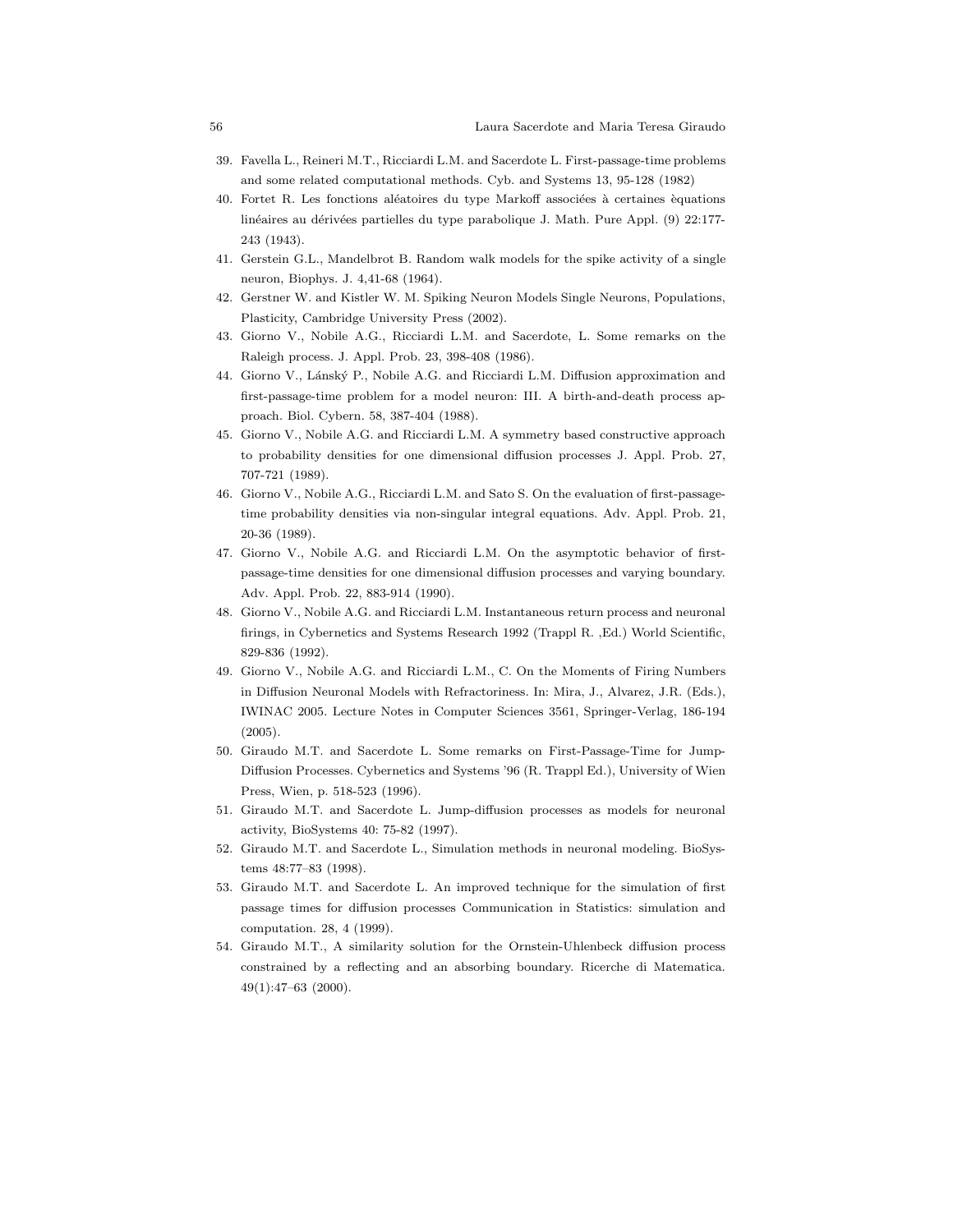39. Favella L., Reineri M.T., Ricciardi L.M. and Sacerdote L. First-passage-time problems and some related computational methods. Cyb. and Systems 13, 95-128 (1982)
40. Fortet R. Les fonctions aléatoires du type Markoff associées à certaines èquations linéaires au dérivées partielles du type parabolique J. Math. Pure Appl. (9) 22:177-243 (1943).
41. Gerstein G.L., Mandelbrot B. Random walk models for the spike activity of a single neuron, Biophys. J. 4,41-68 (1964).
42. Gerstner W. and Kistler W. M. Spiking Neuron Models Single Neurons, Populations, Plasticity, Cambridge University Press (2002).
43. Giorno V., Nobile A.G., Ricciardi L.M. and Sacerdote, L. Some remarks on the Raleigh process. J. Appl. Prob. 23, 398-408 (1986).
44. Giorno V., Lánský P., Nobile A.G. and Ricciardi L.M. Diffusion approximation and first-passage-time problem for a model neuron: III. A birth-and-death process approach. Biol. Cybern. 58, 387-404 (1988).
45. Giorno V., Nobile A.G. and Ricciardi L.M. A symmetry based constructive approach to probability densities for one dimensional diffusion processes J. Appl. Prob. 27, 707-721 (1989).
46. Giorno V., Nobile A.G., Ricciardi L.M. and Sato S. On the evaluation of first-passage-time probability densities via non-singular integral equations. Adv. Appl. Prob. 21, 20-36 (1989).
47. Giorno V., Nobile A.G. and Ricciardi L.M. On the asymptotic behavior of first-passage-time densities for one dimensional diffusion processes and varying boundary. Adv. Appl. Prob. 22, 883-914 (1990).
48. Giorno V., Nobile A.G. and Ricciardi L.M. Instantaneous return process and neuronal firings, in Cybernetics and Systems Research 1992 (Trappl R. ,Ed.) World Scientific, 829-836 (1992).
49. Giorno V., Nobile A.G. and Ricciardi L.M., C. On the Moments of Firing Numbers in Diffusion Neuronal Models with Refractoriness. In: Mira, J., Alvarez, J.R. (Eds.), IWINAC 2005. Lecture Notes in Computer Sciences 3561, Springer-Verlag, 186-194 (2005).
50. Giraudo M.T. and Sacerdote L. Some remarks on First-Passage-Time for Jump-Diffusion Processes. Cybernetics and Systems '96 (R. Trappl Ed.), University of Wien Press, Wien, p. 518-523 (1996).
51. Giraudo M.T. and Sacerdote L. Jump-diffusion processes as models for neuronal activity, BioSystems 40: 75-82 (1997).
52. Giraudo M.T. and Sacerdote L., Simulation methods in neuronal modeling. BioSystems 48:77–83 (1998).
53. Giraudo M.T. and Sacerdote L. An improved technique for the simulation of first passage times for diffusion processes Communication in Statistics: simulation and computation. 28, 4 (1999).
54. Giraudo M.T., A similarity solution for the Ornstein-Uhlenbeck diffusion process constrained by a reflecting and an absorbing boundary. Ricerche di Matematica. 49(1):47–63 (2000).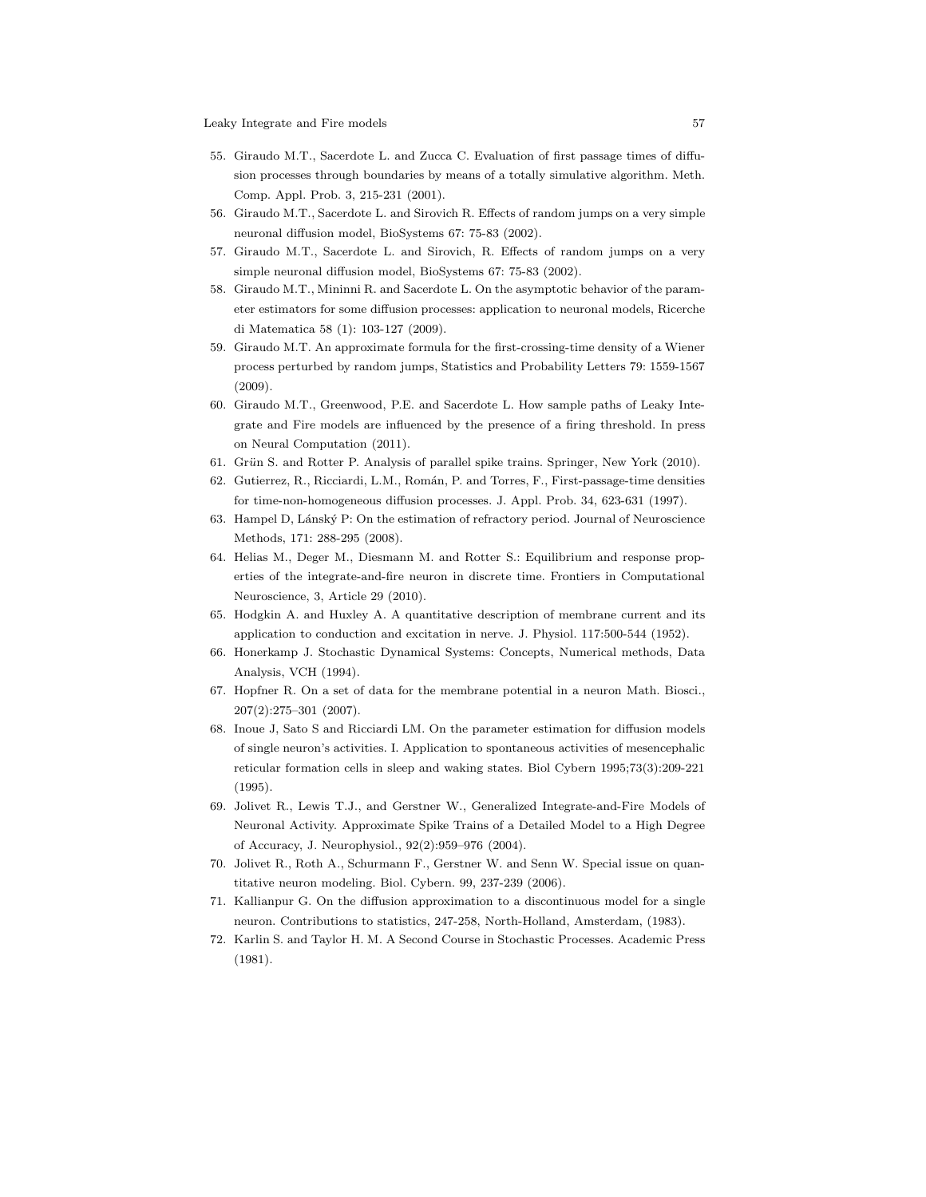55. Giraudo M.T., Sacerdote L. and Zucca C. Evaluation of first passage times of diffusion processes through boundaries by means of a totally simulative algorithm. Meth. Comp. Appl. Prob. 3, 215-231 (2001).
56. Giraudo M.T., Sacerdote L. and Sirovich R. Effects of random jumps on a very simple neuronal diffusion model, BioSystems 67: 75-83 (2002).
57. Giraudo M.T., Sacerdote L. and Sirovich, R. Effects of random jumps on a very simple neuronal diffusion model, BioSystems 67: 75-83 (2002).
58. Giraudo M.T., Mininni R. and Sacerdote L. On the asymptotic behavior of the parameter estimators for some diffusion processes: application to neuronal models, Ricerche di Matematica 58 (1): 103-127 (2009).
59. Giraudo M.T. An approximate formula for the first-crossing-time density of a Wiener process perturbed by random jumps, Statistics and Probability Letters 79: 1559-1567 (2009).
60. Giraudo M.T., Greenwood, P.E. and Sacerdote L. How sample paths of Leaky Integrate and Fire models are influenced by the presence of a firing threshold. In press on Neural Computation (2011).
61. Grün S. and Rotter P. Analysis of parallel spike trains. Springer, New York (2010).
62. Gutierrez, R., Ricciardi, L.M., Román, P. and Torres, F., First-passage-time densities for time-non-homogeneous diffusion processes. J. Appl. Prob. 34, 623-631 (1997).
63. Hampel D, Lánský P: On the estimation of refractory period. Journal of Neuroscience Methods, 171: 288-295 (2008).
64. Helias M., Deger M., Diesmann M. and Rotter S.: Equilibrium and response properties of the integrate-and-fire neuron in discrete time. Frontiers in Computational Neuroscience, 3, Article 29 (2010).
65. Hodgkin A. and Huxley A. A quantitative description of membrane current and its application to conduction and excitation in nerve. J. Physiol. 117:500-544 (1952).
66. Honerkamp J. Stochastic Dynamical Systems: Concepts, Numerical methods, Data Analysis, VCH (1994).
67. Hopfner R. On a set of data for the membrane potential in a neuron Math. Biosci., 207(2):275–301 (2007).
68. Inoue J, Sato S and Ricciardi LM. On the parameter estimation for diffusion models of single neuron's activities. I. Application to spontaneous activities of mesencephalic reticular formation cells in sleep and waking states. Biol Cybern 1995;73(3):209-221 (1995).
69. Jolivet R., Lewis T.J., and Gerstner W., Generalized Integrate-and-Fire Models of Neuronal Activity. Approximate Spike Trains of a Detailed Model to a High Degree of Accuracy, J. Neurophysiol., 92(2):959–976 (2004).
70. Jolivet R., Roth A., Schurmann F., Gerstner W. and Senn W. Special issue on quantitative neuron modeling. Biol. Cybern. 99, 237-239 (2006).
71. Kallianpur G. On the diffusion approximation to a discontinuous model for a single neuron. Contributions to statistics, 247-258, North-Holland, Amsterdam, (1983).
72. Karlin S. and Taylor H. M. A Second Course in Stochastic Processes. Academic Press (1981).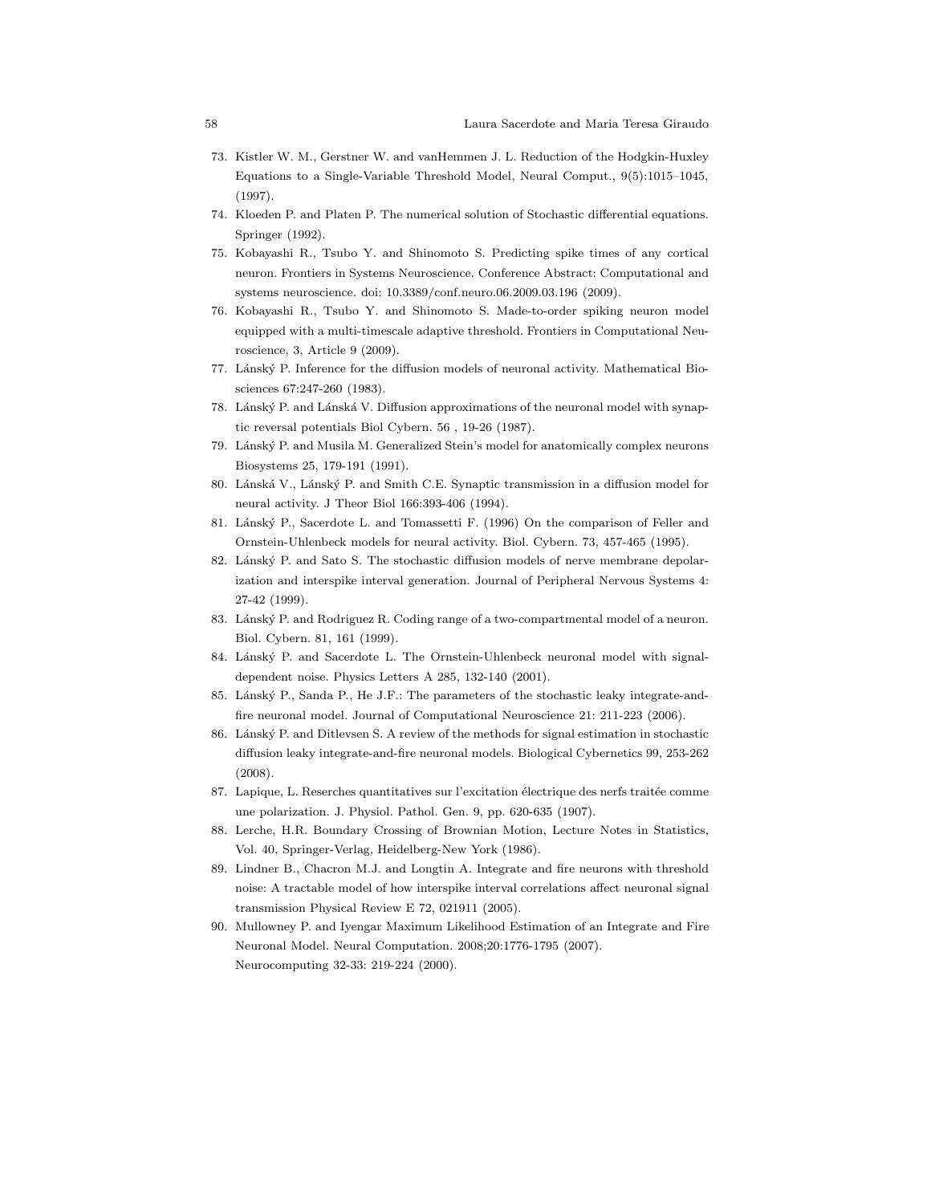73. Kistler W. M., Gerstner W. and vanHemmen J. L. Reduction of the Hodgkin-Huxley Equations to a Single-Variable Threshold Model, Neural Comput., 9(5):1015–1045, (1997).
74. Kloeden P. and Platen P. The numerical solution of Stochastic differential equations. Springer (1992).
75. Kobayashi R., Tsubo Y. and Shinomoto S. Predicting spike times of any cortical neuron. Frontiers in Systems Neuroscience. Conference Abstract: Computational and systems neuroscience. doi: 10.3389/conf.neuro.06.2009.03.196 (2009).
76. Kobayashi R., Tsubo Y. and Shinomoto S. Made-to-order spiking neuron model equipped with a multi-timescale adaptive threshold. Frontiers in Computational Neuroscience, 3, Article 9 (2009).
77. Lánský P. Inference for the diffusion models of neuronal activity. Mathematical Biosciences 67:247-260 (1983).
78. Lánský P. and Lánská V. Diffusion approximations of the neuronal model with synaptic reversal potentials Biol Cybern. 56 , 19-26 (1987).
79. Lánský P. and Musila M. Generalized Stein's model for anatomically complex neurons Biosystems 25, 179-191 (1991).
80. Lánská V., Lánský P. and Smith C.E. Synaptic transmission in a diffusion model for neural activity. J Theor Biol 166:393-406 (1994).
81. Lánský P., Sacerdote L. and Tomassetti F. (1996) On the comparison of Feller and Ornstein-Uhlenbeck models for neural activity. Biol. Cybern. 73, 457-465 (1995).
82. Lánský P. and Sato S. The stochastic diffusion models of nerve membrane depolarization and interspike interval generation. Journal of Peripheral Nervous Systems 4: 27-42 (1999).
83. Lánský P. and Rodriguez R. Coding range of a two-compartmental model of a neuron. Biol. Cybern. 81, 161 (1999).
84. Lánský P. and Sacerdote L. The Ornstein-Uhlenbeck neuronal model with signal-dependent noise. Physics Letters A 285, 132-140 (2001).
85. Lánský P., Sanda P., He J.F.: The parameters of the stochastic leaky integrate-and-fire neuronal model. Journal of Computational Neuroscience 21: 211-223 (2006).
86. Lánský P. and Ditlevsen S. A review of the methods for signal estimation in stochastic diffusion leaky integrate-and-fire neuronal models. Biological Cybernetics 99, 253-262 (2008).
87. Lapique, L. Reserches quantitatives sur l'excitation électrique des nerfs traitée comme une polarization. J. Physiol. Pathol. Gen. 9, pp. 620-635 (1907).
88. Lerche, H.R. Boundary Crossing of Brownian Motion, Lecture Notes in Statistics, Vol. 40, Springer-Verlag, Heidelberg-New York (1986).
89. Lindner B., Chacron M.J. and Longtin A. Integrate and fire neurons with threshold noise: A tractable model of how interspike interval correlations affect neuronal signal transmission Physical Review E 72, 021911 (2005).
90. Mullowney P. and Iyengar Maximum Likelihood Estimation of an Integrate and Fire Neuronal Model. Neural Computation. 2008;20:1776-1795 (2007).
Neurocomputing 32-33: 219-224 (2000).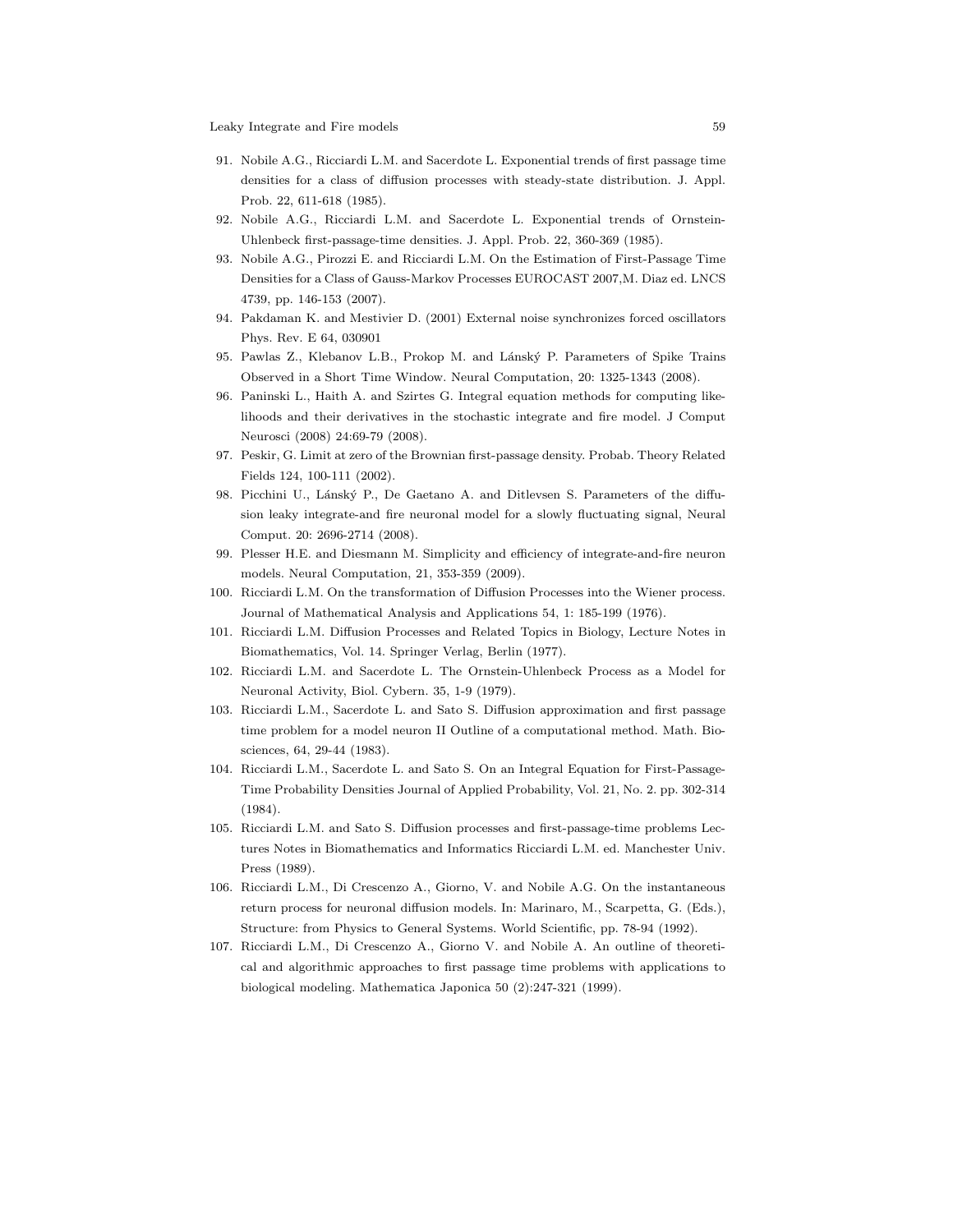91. Nobile A.G., Ricciardi L.M. and Sacerdote L. Exponential trends of first passage time densities for a class of diffusion processes with steady-state distribution. J. Appl. Prob. 22, 611-618 (1985).
92. Nobile A.G., Ricciardi L.M. and Sacerdote L. Exponential trends of Ornstein-Uhlenbeck first-passage-time densities. J. Appl. Prob. 22, 360-369 (1985).
93. Nobile A.G., Pirozzi E. and Ricciardi L.M. On the Estimation of First-Passage Time Densities for a Class of Gauss-Markov Processes EUROCAST 2007,M. Diaz ed. LNCS 4739, pp. 146-153 (2007).
94. Pakdaman K. and Mestivier D. (2001) External noise synchronizes forced oscillators Phys. Rev. E 64, 030901
95. Pawlas Z., Klebanov L.B., Prokop M. and Lánský P. Parameters of Spike Trains Observed in a Short Time Window. Neural Computation, 20: 1325-1343 (2008).
96. Paninski L., Haith A. and Szirtes G. Integral equation methods for computing likelihoods and their derivatives in the stochastic integrate and fire model. J Comput Neurosci (2008) 24:69-79 (2008).
97. Peskir, G. Limit at zero of the Brownian first-passage density. Probab. Theory Related Fields 124, 100-111 (2002).
98. Picchini U., Lánský P., De Gaetano A. and Ditlevsen S. Parameters of the diffusion leaky integrate-and fire neuronal model for a slowly fluctuating signal, Neural Comput. 20: 2696-2714 (2008).
99. Plesser H.E. and Diesmann M. Simplicity and efficiency of integrate-and-fire neuron models. Neural Computation, 21, 353-359 (2009).
100. Ricciardi L.M. On the transformation of Diffusion Processes into the Wiener process. Journal of Mathematical Analysis and Applications 54, 1: 185-199 (1976).
101. Ricciardi L.M. Diffusion Processes and Related Topics in Biology, Lecture Notes in Biomathematics, Vol. 14. Springer Verlag, Berlin (1977).
102. Ricciardi L.M. and Sacerdote L. The Ornstein-Uhlenbeck Process as a Model for Neuronal Activity, Biol. Cybern. 35, 1-9 (1979).
103. Ricciardi L.M., Sacerdote L. and Sato S. Diffusion approximation and first passage time problem for a model neuron II Outline of a computational method. Math. Biosciences, 64, 29-44 (1983).
104. Ricciardi L.M., Sacerdote L. and Sato S. On an Integral Equation for First-Passage-Time Probability Densities Journal of Applied Probability, Vol. 21, No. 2. pp. 302-314 (1984).
105. Ricciardi L.M. and Sato S. Diffusion processes and first-passage-time problems Lectures Notes in Biomathematics and Informatics Ricciardi L.M. ed. Manchester Univ. Press (1989).
106. Ricciardi L.M., Di Crescenzo A., Giorno, V. and Nobile A.G. On the instantaneous return process for neuronal diffusion models. In: Marinaro, M., Scarpetta, G. (Eds.), Structure: from Physics to General Systems. World Scientific, pp. 78-94 (1992).
107. Ricciardi L.M., Di Crescenzo A., Giorno V. and Nobile A. An outline of theoretical and algorithmic approaches to first passage time problems with applications to biological modeling. Mathematica Japonica 50 (2):247-321 (1999).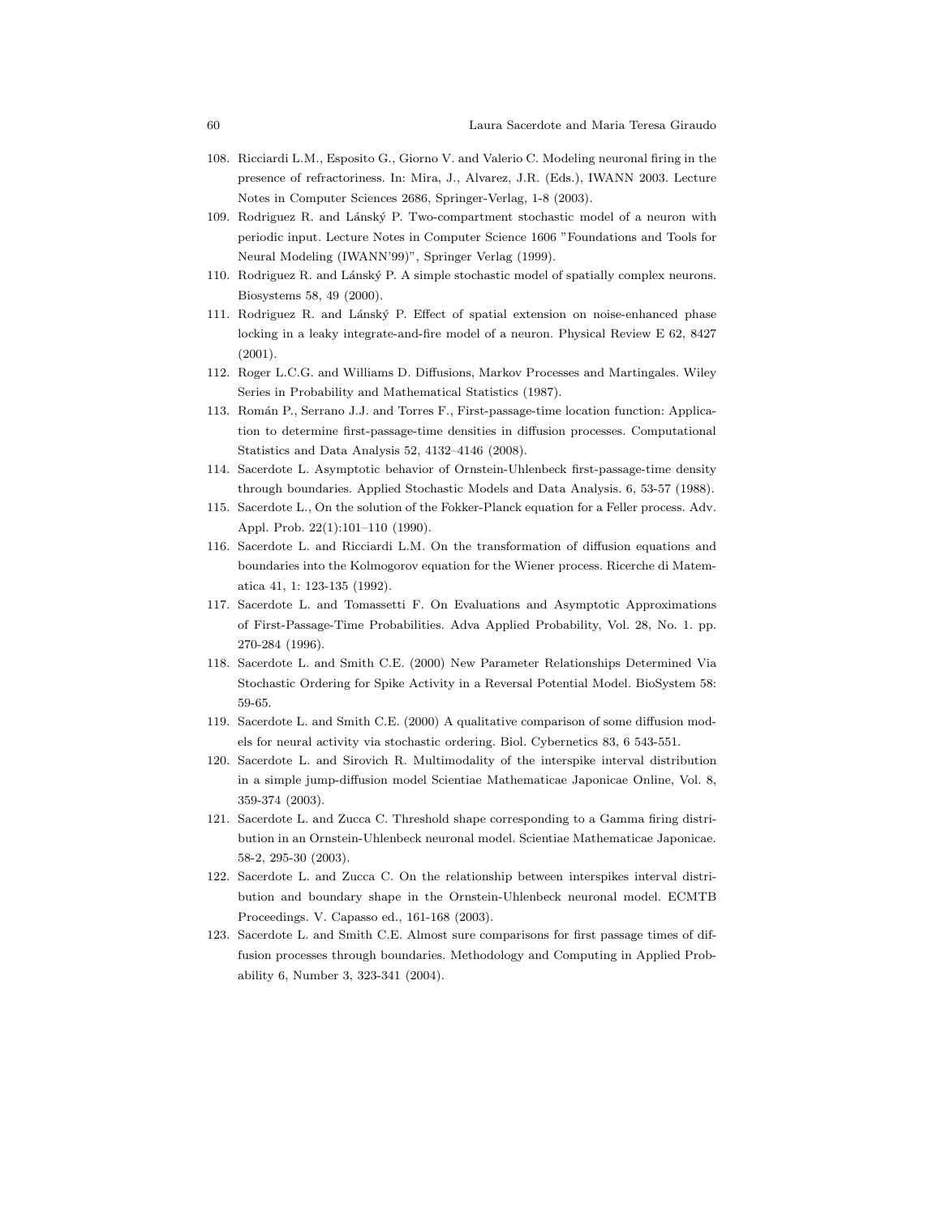108. Ricciardi L.M., Esposito G., Giorno V. and Valerio C. Modeling neuronal firing in the presence of refractoriness. In: Mira, J., Alvarez, J.R. (Eds.), IWANN 2003. Lecture Notes in Computer Sciences 2686, Springer-Verlag, 1-8 (2003).
109. Rodriguez R. and Lánský P. Two-compartment stochastic model of a neuron with periodic input. Lecture Notes in Computer Science 1606 "Foundations and Tools for Neural Modeling (IWANN'99)", Springer Verlag (1999).
110. Rodriguez R. and Lánský P. A simple stochastic model of spatially complex neurons. Biosystems 58, 49 (2000).
111. Rodriguez R. and Lánský P. Effect of spatial extension on noise-enhanced phase locking in a leaky integrate-and-fire model of a neuron. Physical Review E 62, 8427 (2001).
112. Roger L.C.G. and Williams D. Diffusions, Markov Processes and Martingales. Wiley Series in Probability and Mathematical Statistics (1987).
113. Román P., Serrano J.J. and Torres F., First-passage-time location function: Application to determine first-passage-time densities in diffusion processes. Computational Statistics and Data Analysis 52, 4132–4146 (2008).
114. Sacerdote L. Asymptotic behavior of Ornstein-Uhlenbeck first-passage-time density through boundaries. Applied Stochastic Models and Data Analysis. 6, 53-57 (1988).
115. Sacerdote L., On the solution of the Fokker-Planck equation for a Feller process. Adv. Appl. Prob. 22(1):101–110 (1990).
116. Sacerdote L. and Ricciardi L.M. On the transformation of diffusion equations and boundaries into the Kolmogorov equation for the Wiener process. Ricerche di Matematica 41, 1: 123-135 (1992).
117. Sacerdote L. and Tomassetti F. On Evaluations and Asymptotic Approximations of First-Passage-Time Probabilities. Adva Applied Probability, Vol. 28, No. 1. pp. 270-284 (1996).
118. Sacerdote L. and Smith C.E. (2000) New Parameter Relationships Determined Via Stochastic Ordering for Spike Activity in a Reversal Potential Model. BioSystem 58: 59-65.
119. Sacerdote L. and Smith C.E. (2000) A qualitative comparison of some diffusion models for neural activity via stochastic ordering. Biol. Cybernetics 83, 6 543-551.
120. Sacerdote L. and Sirovich R. Multimodality of the interspike interval distribution in a simple jump-diffusion model Scientiae Mathematicae Japonicae Online, Vol. 8, 359-374 (2003).
121. Sacerdote L. and Zucca C. Threshold shape corresponding to a Gamma firing distribution in an Ornstein-Uhlenbeck neuronal model. Scientiae Mathematicae Japonicae. 58-2, 295-30 (2003).
122. Sacerdote L. and Zucca C. On the relationship between interspikes interval distribution and boundary shape in the Ornstein-Uhlenbeck neuronal model. ECMTB Proceedings. V. Capasso ed., 161-168 (2003).
123. Sacerdote L. and Smith C.E. Almost sure comparisons for first passage times of diffusion processes through boundaries. Methodology and Computing in Applied Probability 6, Number 3, 323-341 (2004).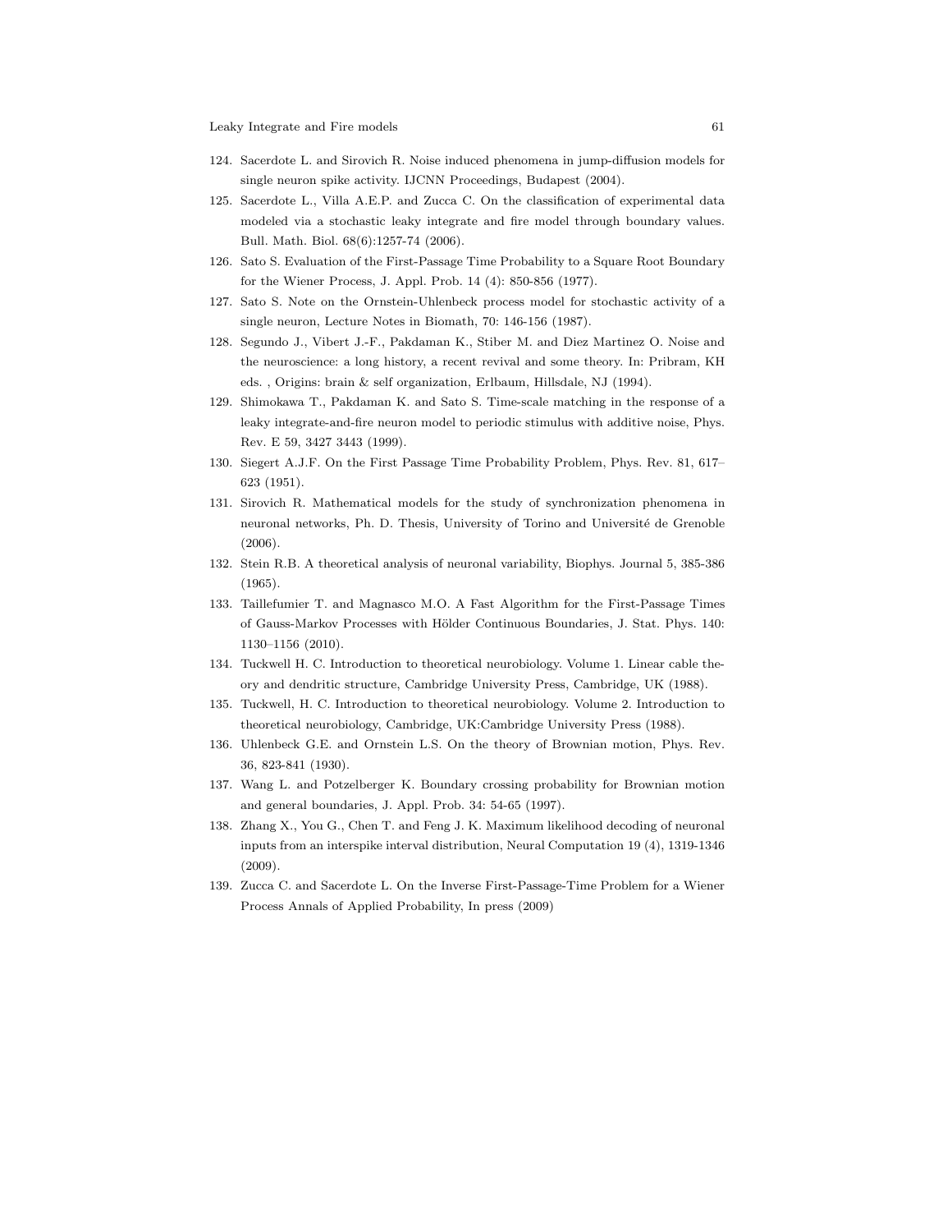124. Sacerdote L. and Sirovich R. Noise induced phenomena in jump-diffusion models for single neuron spike activity. IJCNN Proceedings, Budapest (2004).
125. Sacerdote L., Villa A.E.P. and Zucca C. On the classification of experimental data modeled via a stochastic leaky integrate and fire model through boundary values. Bull. Math. Biol. 68(6):1257-74 (2006).
126. Sato S. Evaluation of the First-Passage Time Probability to a Square Root Boundary for the Wiener Process, J. Appl. Prob. 14 (4): 850-856 (1977).
127. Sato S. Note on the Ornstein-Uhlenbeck process model for stochastic activity of a single neuron, Lecture Notes in Biomath, 70: 146-156 (1987).
128. Segundo J., Vibert J.-F., Pakdaman K., Stiber M. and Diez Martinez O. Noise and the neuroscience: a long history, a recent revival and some theory. In: Pribram, KH eds. , Origins: brain & self organization, Erlbaum, Hillsdale, NJ (1994).
129. Shimokawa T., Pakdaman K. and Sato S. Time-scale matching in the response of a leaky integrate-and-fire neuron model to periodic stimulus with additive noise, Phys. Rev. E 59, 3427 3443 (1999).
130. Siegert A.J.F. On the First Passage Time Probability Problem, Phys. Rev. 81, 617–623 (1951).
131. Sirovich R. Mathematical models for the study of synchronization phenomena in neuronal networks, Ph. D. Thesis, University of Torino and Université de Grenoble (2006).
132. Stein R.B. A theoretical analysis of neuronal variability, Biophys. Journal 5, 385-386 (1965).
133. Taillefumier T. and Magnasco M.O. A Fast Algorithm for the First-Passage Times of Gauss-Markov Processes with Hölder Continuous Boundaries, J. Stat. Phys. 140: 1130–1156 (2010).
134. Tuckwell H. C. Introduction to theoretical neurobiology. Volume 1. Linear cable theory and dendritic structure, Cambridge University Press, Cambridge, UK (1988).
135. Tuckwell, H. C. Introduction to theoretical neurobiology. Volume 2. Introduction to theoretical neurobiology, Cambridge, UK:Cambridge University Press (1988).
136. Uhlenbeck G.E. and Ornstein L.S. On the theory of Brownian motion, Phys. Rev. 36, 823-841 (1930).
137. Wang L. and Potzelberger K. Boundary crossing probability for Brownian motion and general boundaries, J. Appl. Prob. 34: 54-65 (1997).
138. Zhang X., You G., Chen T. and Feng J. K. Maximum likelihood decoding of neuronal inputs from an interspike interval distribution, Neural Computation 19 (4), 1319-1346 (2009).
139. Zucca C. and Sacerdote L. On the Inverse First-Passage-Time Problem for a Wiener Process Annals of Applied Probability, In press (2009)